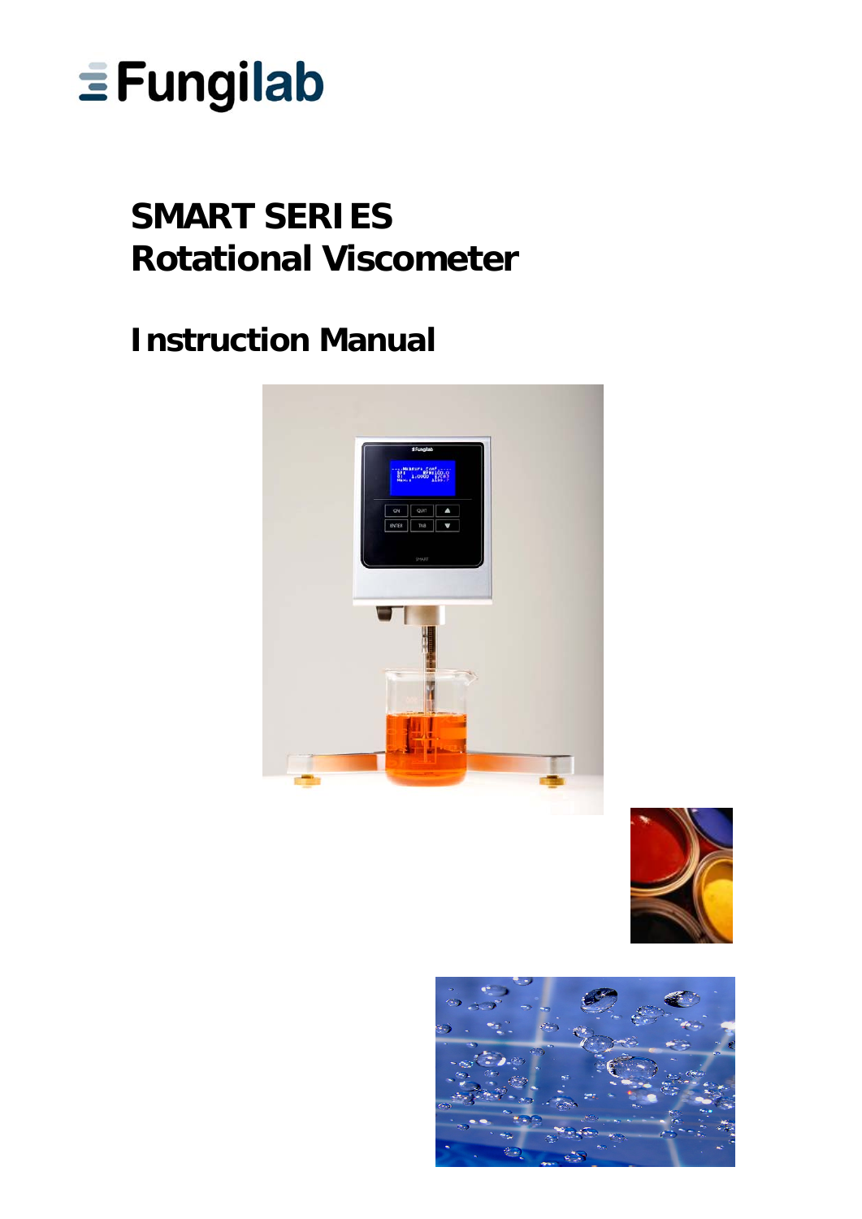Fungilab

# SMART SERIES
# Rotational Viscometer

## Instruction Manual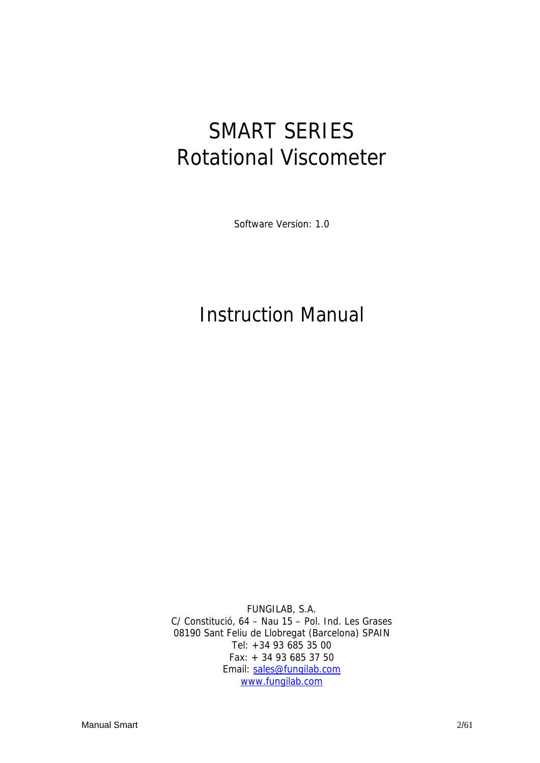# SMART SERIES
# Rotational Viscometer

Software Version: 1.0

# Instruction Manual

FUNGILAB, S.A.
C/ Constitució, 64 – Nau 15 – Pol. Ind. Les Grases
08190 Sant Feliu de Llobregat (Barcelona) SPAIN
Tel: +34 93 685 35 00
Fax: + 34 93 685 37 50
Email: sales@fungilab.com
www.fungilab.com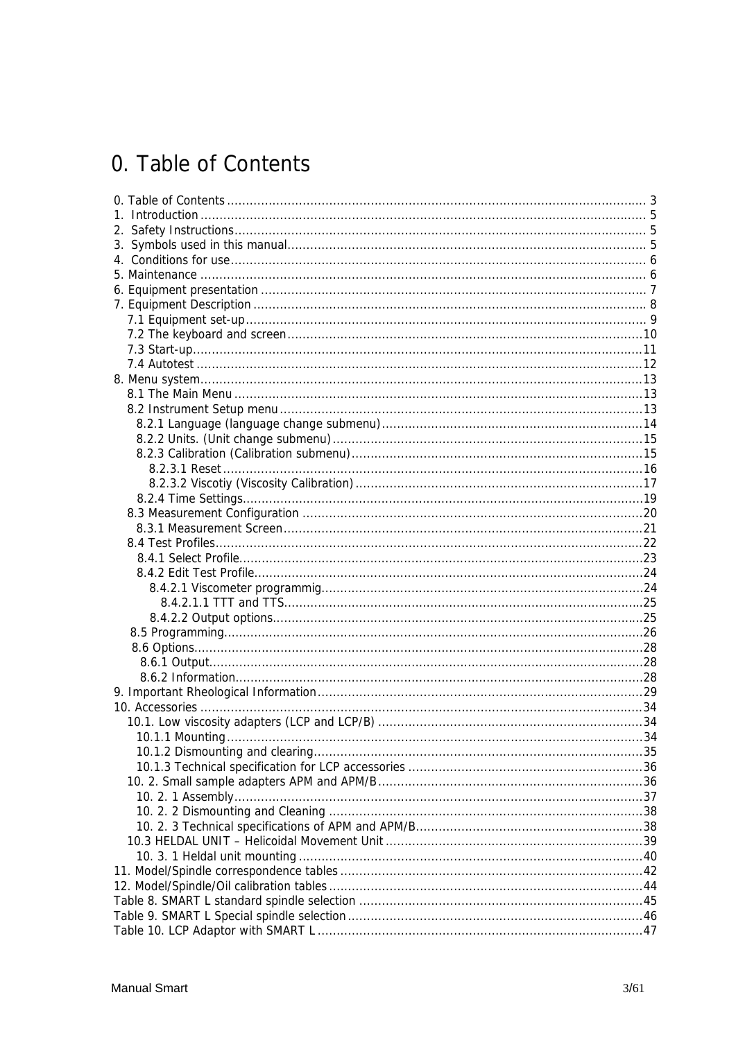# 0. Table of Contents

0. Table of Contents ... 3
1. Introduction ... 5
2. Safety Instructions ... 5
3. Symbols used in this manual ... 5
4. Conditions for use ... 6
5. Maintenance ... 6
6. Equipment presentation ... 7
7. Equipment Description ... 8
   - 7.1 Equipment set-up ... 9
   - 7.2 The keyboard and screen ... 10
   - 7.3 Start-up ... 11
   - 7.4 Autotest ... 12
8. Menu system ... 13
   - 8.1 The Main Menu ... 13
   - 8.2 Instrument Setup menu ... 13
     - 8.2.1 Language (language change submenu) ... 14
     - 8.2.2 Units. (Unit change submenu) ... 15
     - 8.2.3 Calibration (Calibration submenu) ... 15
       - 8.2.3.1 Reset ... 16
       - 8.2.3.2 Viscotiy (Viscosity Calibration) ... 17
     - 8.2.4 Time Settings ... 19
   - 8.3 Measurement Configuration ... 20
     - 8.3.1 Measurement Screen ... 21
   - 8.4 Test Profiles ... 22
     - 8.4.1 Select Profile ... 23
     - 8.4.2 Edit Test Profile ... 24
       - 8.4.2.1 Viscometer programmig ... 24
         - 8.4.2.1.1 TTT and TTS ... 25
       - 8.4.2.2 Output options ... 25
   - 8.5 Programming ... 26
   - 8.6 Options ... 28
     - 8.6.1 Output ... 28
     - 8.6.2 Information ... 28
9. Important Rheological Information ... 29
10. Accessories ... 34
    - 10.1. Low viscosity adapters (LCP and LCP/B) ... 34
      - 10.1.1 Mounting ... 34
      - 10.1.2 Dismounting and clearing ... 35
      - 10.1.3 Technical specification for LCP accessories ... 36
    - 10. 2. Small sample adapters APM and APM/B ... 36
      - 10. 2. 1 Assembly ... 37
      - 10. 2. 2 Dismounting and Cleaning ... 38
      - 10. 2. 3 Technical specifications of APM and APM/B ... 38
    - 10.3 HELDAL UNIT – Helicoidal Movement Unit ... 39
      - 10. 3. 1 Heldal unit mounting ... 40
11. Model/Spindle correspondence tables ... 42
12. Model/Spindle/Oil calibration tables ... 44

Table 8. SMART L standard spindle selection ... 45
Table 9. SMART L Special spindle selection ... 46
Table 10. LCP Adaptor with SMART L ... 47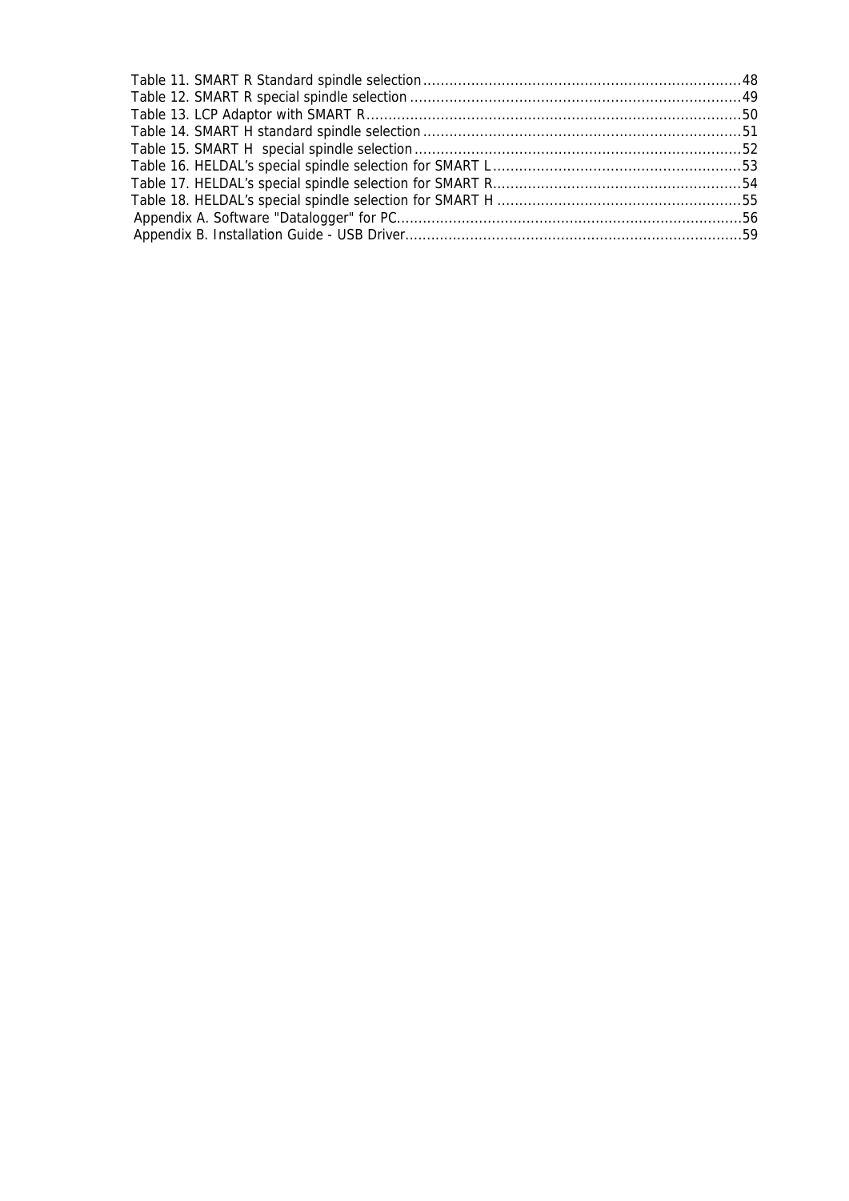Table 11. SMART R Standard spindle selection........................................................................48
Table 12. SMART R special spindle selection ...........................................................................49
Table 13. LCP Adaptor with SMART R.....................................................................................50
Table 14. SMART H standard spindle selection ........................................................................51
Table 15. SMART H special spindle selection ..........................................................................52
Table 16. HELDAL's special spindle selection for SMART L........................................................53
Table 17. HELDAL's special spindle selection for SMART R........................................................54
Table 18. HELDAL's special spindle selection for SMART H .......................................................55
Appendix A. Software "Datalogger" for PC..............................................................................56
Appendix B. Installation Guide - USB Driver............................................................................59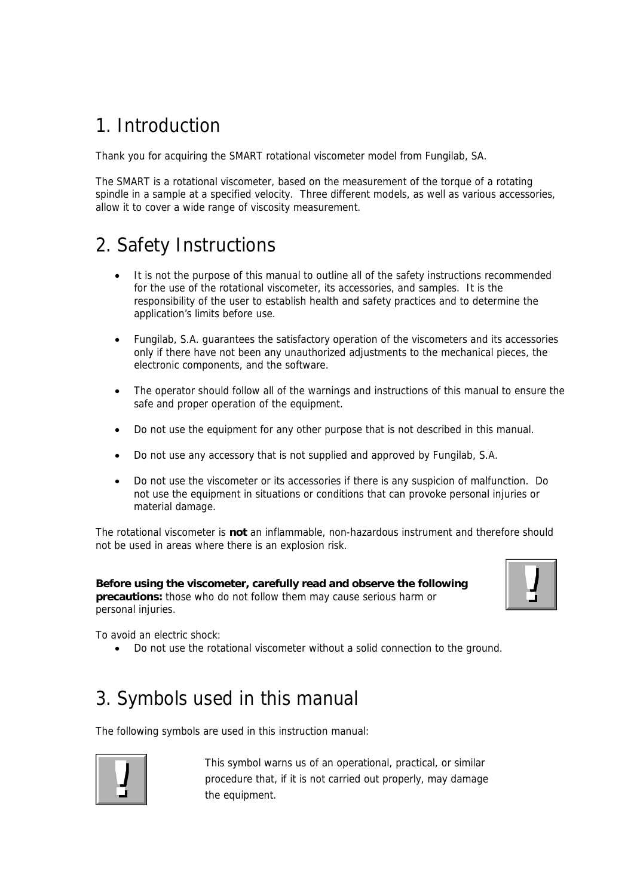# 1. Introduction

Thank you for acquiring the SMART rotational viscometer model from Fungilab, SA.

The SMART is a rotational viscometer, based on the measurement of the torque of a rotating spindle in a sample at a specified velocity. Three different models, as well as various accessories, allow it to cover a wide range of viscosity measurement.

# 2. Safety Instructions

- It is not the purpose of this manual to outline all of the safety instructions recommended for the use of the rotational viscometer, its accessories, and samples. It is the responsibility of the user to establish health and safety practices and to determine the application's limits before use.
- Fungilab, S.A. guarantees the satisfactory operation of the viscometers and its accessories only if there have not been any unauthorized adjustments to the mechanical pieces, the electronic components, and the software.
- The operator should follow all of the warnings and instructions of this manual to ensure the safe and proper operation of the equipment.
- Do not use the equipment for any other purpose that is not described in this manual.
- Do not use any accessory that is not supplied and approved by Fungilab, S.A.
- Do not use the viscometer or its accessories if there is any suspicion of malfunction. Do not use the equipment in situations or conditions that can provoke personal injuries or material damage.

The rotational viscometer is **not** an inflammable, non-hazardous instrument and therefore should not be used in areas where there is an explosion risk.

**Before using the viscometer, carefully read and observe the following precautions:** those who do not follow them may cause serious harm or personal injuries.

To avoid an electric shock:

- Do not use the rotational viscometer without a solid connection to the ground.

# 3. Symbols used in this manual

The following symbols are used in this instruction manual:

This symbol warns us of an operational, practical, or similar procedure that, if it is not carried out properly, may damage the equipment.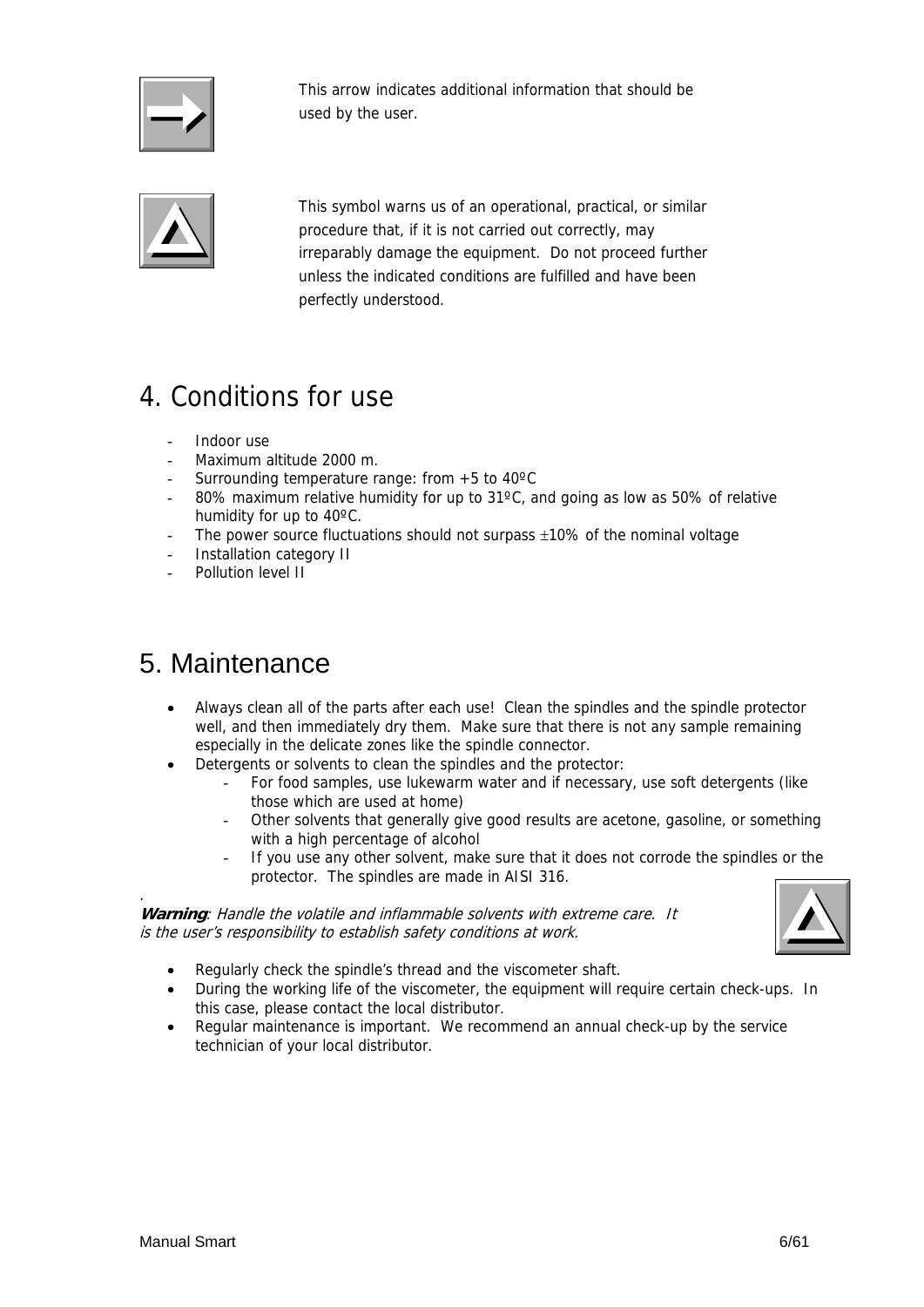This arrow indicates additional information that should be used by the user.

This symbol warns us of an operational, practical, or similar procedure that, if it is not carried out correctly, may irreparably damage the equipment. Do not proceed further unless the indicated conditions are fulfilled and have been perfectly understood.

# 4. Conditions for use

- Indoor use
- Maximum altitude 2000 m.
- Surrounding temperature range: from +5 to 40ºC
- 80% maximum relative humidity for up to 31ºC, and going as low as 50% of relative humidity for up to 40ºC.
- The power source fluctuations should not surpass ±10% of the nominal voltage
- Installation category II
- Pollution level II

# 5. Maintenance

- Always clean all of the parts after each use! Clean the spindles and the spindle protector well, and then immediately dry them. Make sure that there is not any sample remaining especially in the delicate zones like the spindle connector.
- Detergents or solvents to clean the spindles and the protector:
  - For food samples, use lukewarm water and if necessary, use soft detergents (like those which are used at home)
  - Other solvents that generally give good results are acetone, gasoline, or something with a high percentage of alcohol
  - If you use any other solvent, make sure that it does not corrode the spindles or the protector. The spindles are made in AISI 316.

***Warning****: Handle the volatile and inflammable solvents with extreme care. It is the user's responsibility to establish safety conditions at work.*

- Regularly check the spindle's thread and the viscometer shaft.
- During the working life of the viscometer, the equipment will require certain check-ups. In this case, please contact the local distributor.
- Regular maintenance is important. We recommend an annual check-up by the service technician of your local distributor.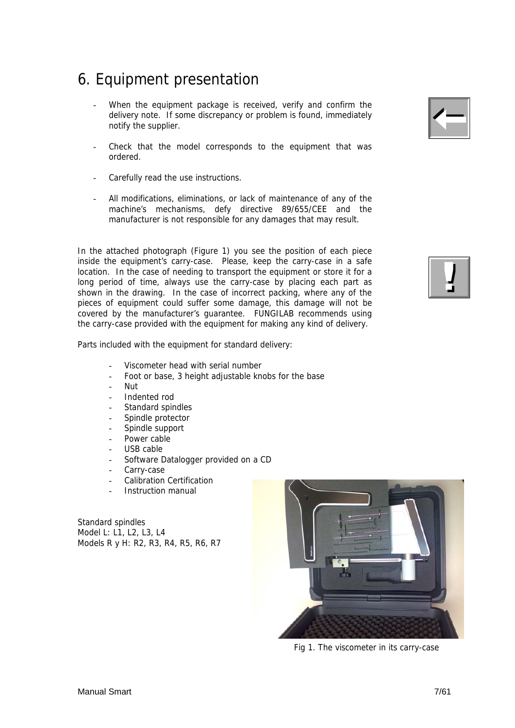# 6. Equipment presentation

- When the equipment package is received, verify and confirm the delivery note. If some discrepancy or problem is found, immediately notify the supplier.
- Check that the model corresponds to the equipment that was ordered.
- Carefully read the use instructions.
- All modifications, eliminations, or lack of maintenance of any of the machine's mechanisms, defy directive 89/655/CEE and the manufacturer is not responsible for any damages that may result.

In the attached photograph (Figure 1) you see the position of each piece inside the equipment's carry-case. Please, keep the carry-case in a safe location. In the case of needing to transport the equipment or store it for a long period of time, always use the carry-case by placing each part as shown in the drawing. In the case of incorrect packing, where any of the pieces of equipment could suffer some damage, this damage will not be covered by the manufacturer's guarantee. FUNGILAB recommends using the carry-case provided with the equipment for making any kind of delivery.

Parts included with the equipment for standard delivery:

- Viscometer head with serial number
- Foot or base, 3 height adjustable knobs for the base
- Nut
- Indented rod
- Standard spindles
- Spindle protector
- Spindle support
- Power cable
- USB cable
- Software Datalogger provided on a CD
- Carry-case
- Calibration Certification
- Instruction manual

Standard spindles
Model L: L1, L2, L3, L4
Models R y H: R2, R3, R4, R5, R6, R7

Fig 1. The viscometer in its carry-case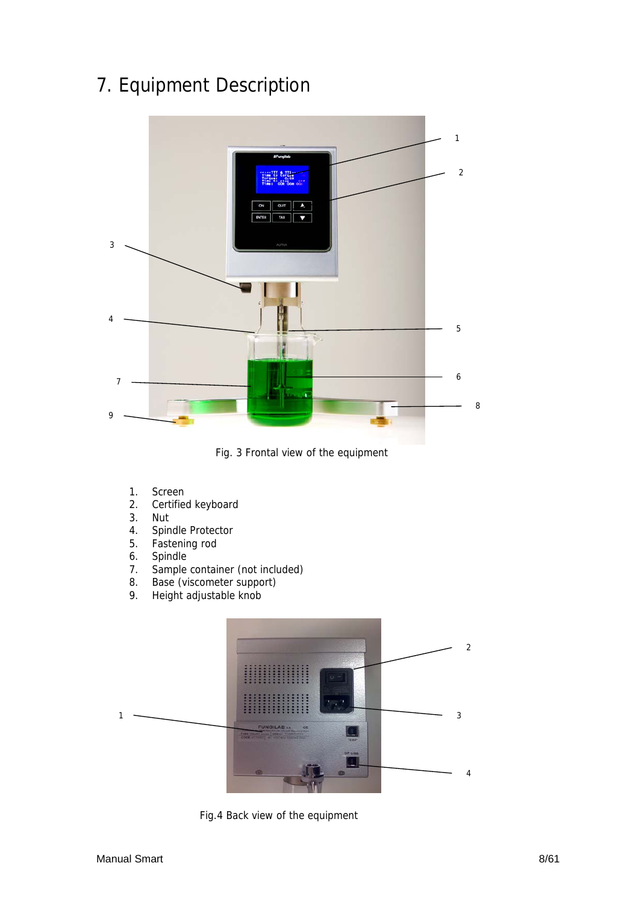# 7. Equipment Description

Fig. 3 Frontal view of the equipment

1. Screen
2. Certified keyboard
3. Nut
4. Spindle Protector
5. Fastening rod
6. Spindle
7. Sample container (not included)
8. Base (viscometer support)
9. Height adjustable knob

Fig.4 Back view of the equipment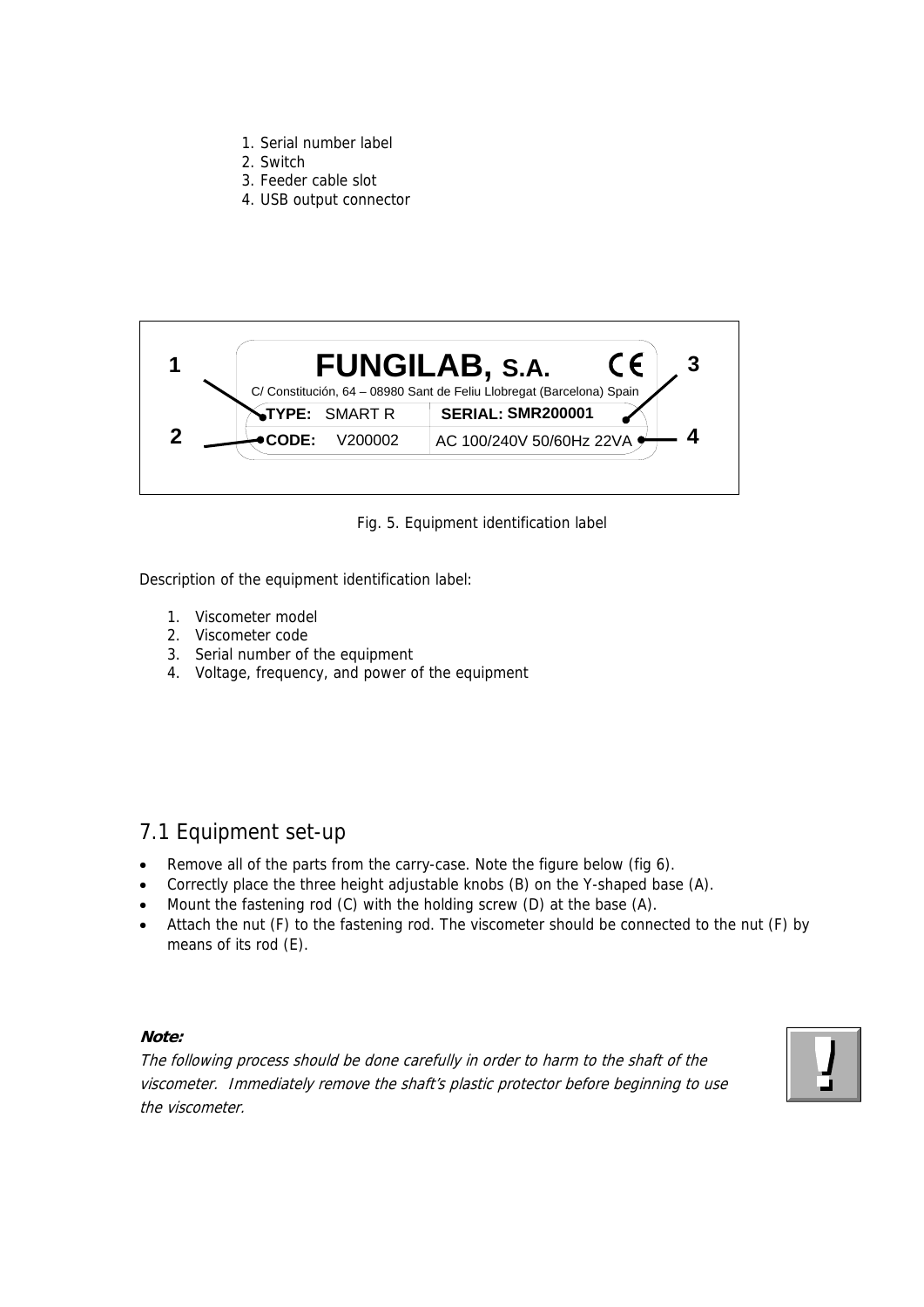1. Serial number label
2. Switch
3. Feeder cable slot
4. USB output connector

**1** — **FUNGILAB, S.A.** CE — **3**

C/ Constitución, 64 – 08980 Sant de Feliu Llobregat (Barcelona) Spain

| **TYPE:** SMART R | **SERIAL: SMR200001** |
| --- | --- |
| **CODE:** V200002 | AC 100/240V 50/60Hz 22VA |

**2** — **4**

Fig. 5. Equipment identification label

Description of the equipment identification label:

1. Viscometer model
2. Viscometer code
3. Serial number of the equipment
4. Voltage, frequency, and power of the equipment

## 7.1 Equipment set-up

- Remove all of the parts from the carry-case. Note the figure below (fig 6).
- Correctly place the three height adjustable knobs (B) on the Y-shaped base (A).
- Mount the fastening rod (C) with the holding screw (D) at the base (A).
- Attach the nut (F) to the fastening rod. The viscometer should be connected to the nut (F) by means of its rod (E).

***Note:***

*The following process should be done carefully in order to harm to the shaft of the viscometer. Immediately remove the shaft's plastic protector before beginning to use the viscometer.*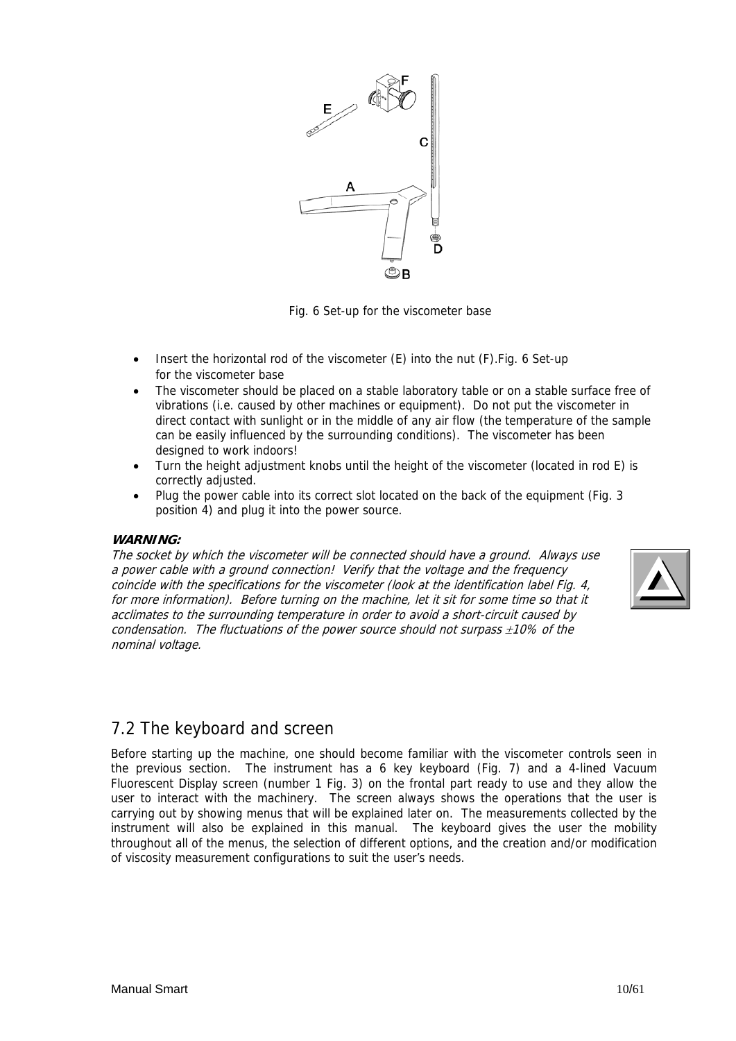Fig. 6 Set-up for the viscometer base

- Insert the horizontal rod of the viscometer (E) into the nut (F).Fig. 6 Set-up for the viscometer base
- The viscometer should be placed on a stable laboratory table or on a stable surface free of vibrations (i.e. caused by other machines or equipment). Do not put the viscometer in direct contact with sunlight or in the middle of any air flow (the temperature of the sample can be easily influenced by the surrounding conditions). The viscometer has been designed to work indoors!
- Turn the height adjustment knobs until the height of the viscometer (located in rod E) is correctly adjusted.
- Plug the power cable into its correct slot located on the back of the equipment (Fig. 3 position 4) and plug it into the power source.

***WARNING:***

*The socket by which the viscometer will be connected should have a ground. Always use a power cable with a ground connection! Verify that the voltage and the frequency coincide with the specifications for the viscometer (look at the identification label Fig. 4, for more information). Before turning on the machine, let it sit for some time so that it acclimates to the surrounding temperature in order to avoid a short-circuit caused by condensation. The fluctuations of the power source should not surpass ±10% of the nominal voltage.*

## 7.2 The keyboard and screen

Before starting up the machine, one should become familiar with the viscometer controls seen in the previous section. The instrument has a 6 key keyboard (Fig. 7) and a 4-lined Vacuum Fluorescent Display screen (number 1 Fig. 3) on the frontal part ready to use and they allow the user to interact with the machinery. The screen always shows the operations that the user is carrying out by showing menus that will be explained later on. The measurements collected by the instrument will also be explained in this manual. The keyboard gives the user the mobility throughout all of the menus, the selection of different options, and the creation and/or modification of viscosity measurement configurations to suit the user's needs.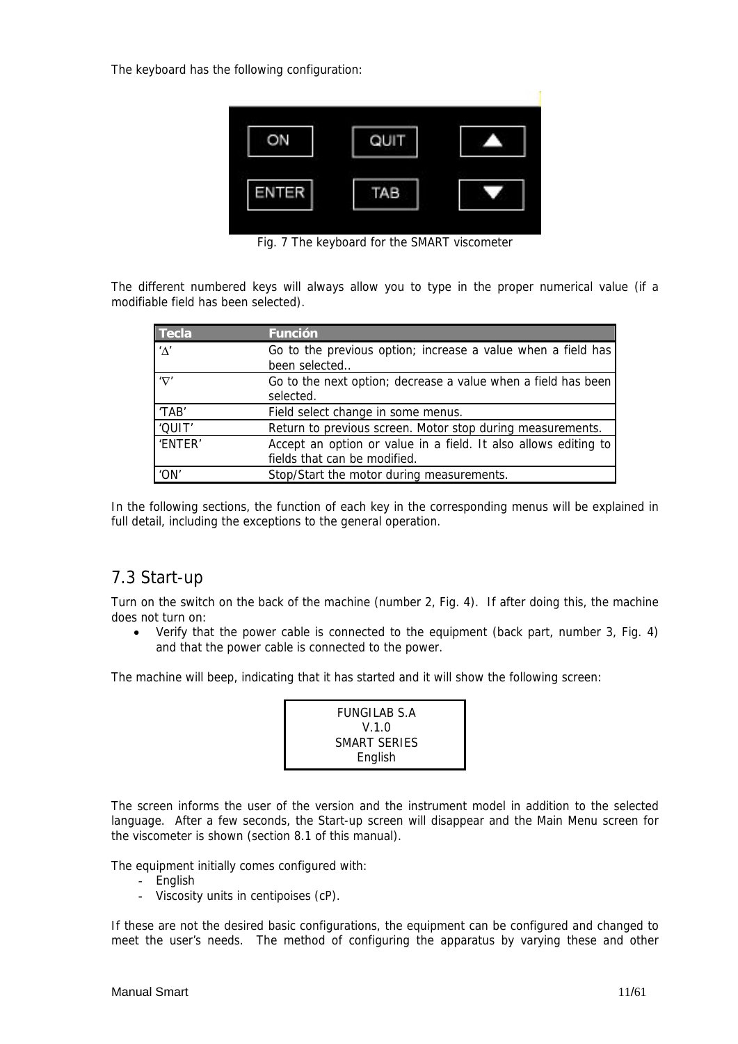The keyboard has the following configuration:

Fig. 7 The keyboard for the SMART viscometer

The different numbered keys will always allow you to type in the proper numerical value (if a modifiable field has been selected).

| Tecla | Función |
|---|---|
| '∆' | Go to the previous option; increase a value when a field has been selected.. |
| '∇' | Go to the next option; decrease a value when a field has been selected. |
| 'TAB' | Field select change in some menus. |
| 'QUIT' | Return to previous screen. Motor stop during measurements. |
| 'ENTER' | Accept an option or value in a field. It also allows editing to fields that can be modified. |
| 'ON' | Stop/Start the motor during measurements. |

In the following sections, the function of each key in the corresponding menus will be explained in full detail, including the exceptions to the general operation.

## 7.3 Start-up

Turn on the switch on the back of the machine (number 2, Fig. 4). If after doing this, the machine does not turn on:

- Verify that the power cable is connected to the equipment (back part, number 3, Fig. 4) and that the power cable is connected to the power.

The machine will beep, indicating that it has started and it will show the following screen:

```
FUNGILAB S.A
V.1.0
SMART SERIES
English
```

The screen informs the user of the version and the instrument model in addition to the selected language. After a few seconds, the Start-up screen will disappear and the Main Menu screen for the viscometer is shown (section 8.1 of this manual).

The equipment initially comes configured with:

- English
- Viscosity units in centipoises (cP).

If these are not the desired basic configurations, the equipment can be configured and changed to meet the user's needs. The method of configuring the apparatus by varying these and other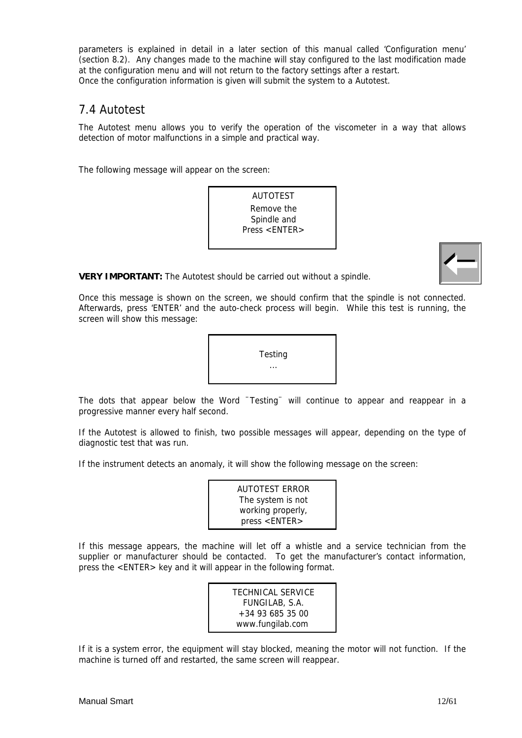parameters is explained in detail in a later section of this manual called 'Configuration menu' (section 8.2). Any changes made to the machine will stay configured to the last modification made at the configuration menu and will not return to the factory settings after a restart.
Once the configuration information is given will submit the system to a Autotest.

## 7.4 Autotest

The Autotest menu allows you to verify the operation of the viscometer in a way that allows detection of motor malfunctions in a simple and practical way.

The following message will appear on the screen:

```
AUTOTEST
Remove the
Spindle and
Press <ENTER>
```

**VERY IMPORTANT:** The Autotest should be carried out without a spindle.

Once this message is shown on the screen, we should confirm that the spindle is not connected. Afterwards, press 'ENTER' and the auto-check process will begin. While this test is running, the screen will show this message:

```
Testing
...
```

The dots that appear below the Word ¨Testing¨ will continue to appear and reappear in a progressive manner every half second.

If the Autotest is allowed to finish, two possible messages will appear, depending on the type of diagnostic test that was run.

If the instrument detects an anomaly, it will show the following message on the screen:

```
AUTOTEST ERROR
The system is not
working properly,
press <ENTER>
```

If this message appears, the machine will let off a whistle and a service technician from the supplier or manufacturer should be contacted. To get the manufacturer's contact information, press the <ENTER> key and it will appear in the following format.

```
TECHNICAL SERVICE
FUNGILAB, S.A.
+34 93 685 35 00
www.fungilab.com
```

If it is a system error, the equipment will stay blocked, meaning the motor will not function. If the machine is turned off and restarted, the same screen will reappear.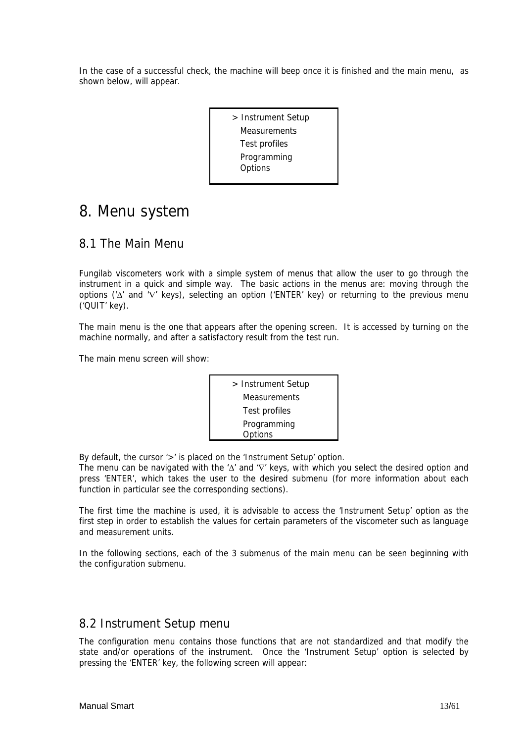In the case of a successful check, the machine will beep once it is finished and the main menu, as shown below, will appear.

```
> Instrument Setup
  Measurements
  Test profiles
  Programming
  Options
```

# 8. Menu system

## 8.1 The Main Menu

Fungilab viscometers work with a simple system of menus that allow the user to go through the instrument in a quick and simple way. The basic actions in the menus are: moving through the options ('∆' and '∇' keys), selecting an option ('ENTER' key) or returning to the previous menu ('QUIT' key).

The main menu is the one that appears after the opening screen. It is accessed by turning on the machine normally, and after a satisfactory result from the test run.

The main menu screen will show:

```
> Instrument Setup
  Measurements
  Test profiles
  Programming
  Options
```

By default, the cursor '>' is placed on the 'Instrument Setup' option.
The menu can be navigated with the '∆' and '∇' keys, with which you select the desired option and press 'ENTER', which takes the user to the desired submenu (for more information about each function in particular see the corresponding sections).

The first time the machine is used, it is advisable to access the 'Instrument Setup' option as the first step in order to establish the values for certain parameters of the viscometer such as language and measurement units.

In the following sections, each of the 3 submenus of the main menu can be seen beginning with the configuration submenu.

## 8.2 Instrument Setup menu

The configuration menu contains those functions that are not standardized and that modify the state and/or operations of the instrument. Once the 'Instrument Setup' option is selected by pressing the 'ENTER' key, the following screen will appear: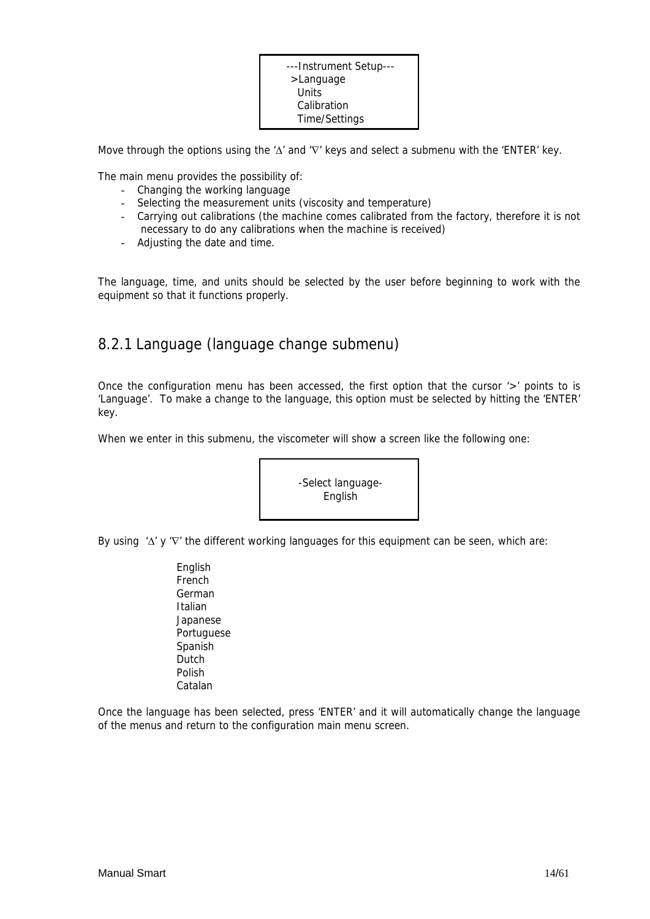```
---Instrument Setup---
 >Language
  Units
  Calibration
  Time/Settings
```

Move through the options using the '∆' and '∇' keys and select a submenu with the 'ENTER' key.

The main menu provides the possibility of:

- Changing the working language
- Selecting the measurement units (viscosity and temperature)
- Carrying out calibrations (the machine comes calibrated from the factory, therefore it is not necessary to do any calibrations when the machine is received)
- Adjusting the date and time.

The language, time, and units should be selected by the user before beginning to work with the equipment so that it functions properly.

## 8.2.1 Language (language change submenu)

Once the configuration menu has been accessed, the first option that the cursor '>' points to is 'Language'. To make a change to the language, this option must be selected by hitting the 'ENTER' key.

When we enter in this submenu, the viscometer will show a screen like the following one:

```
-Select language-
     English
```

By using '∆' y '∇' the different working languages for this equipment can be seen, which are:

English
French
German
Italian
Japanese
Portuguese
Spanish
Dutch
Polish
Catalan

Once the language has been selected, press 'ENTER' and it will automatically change the language of the menus and return to the configuration main menu screen.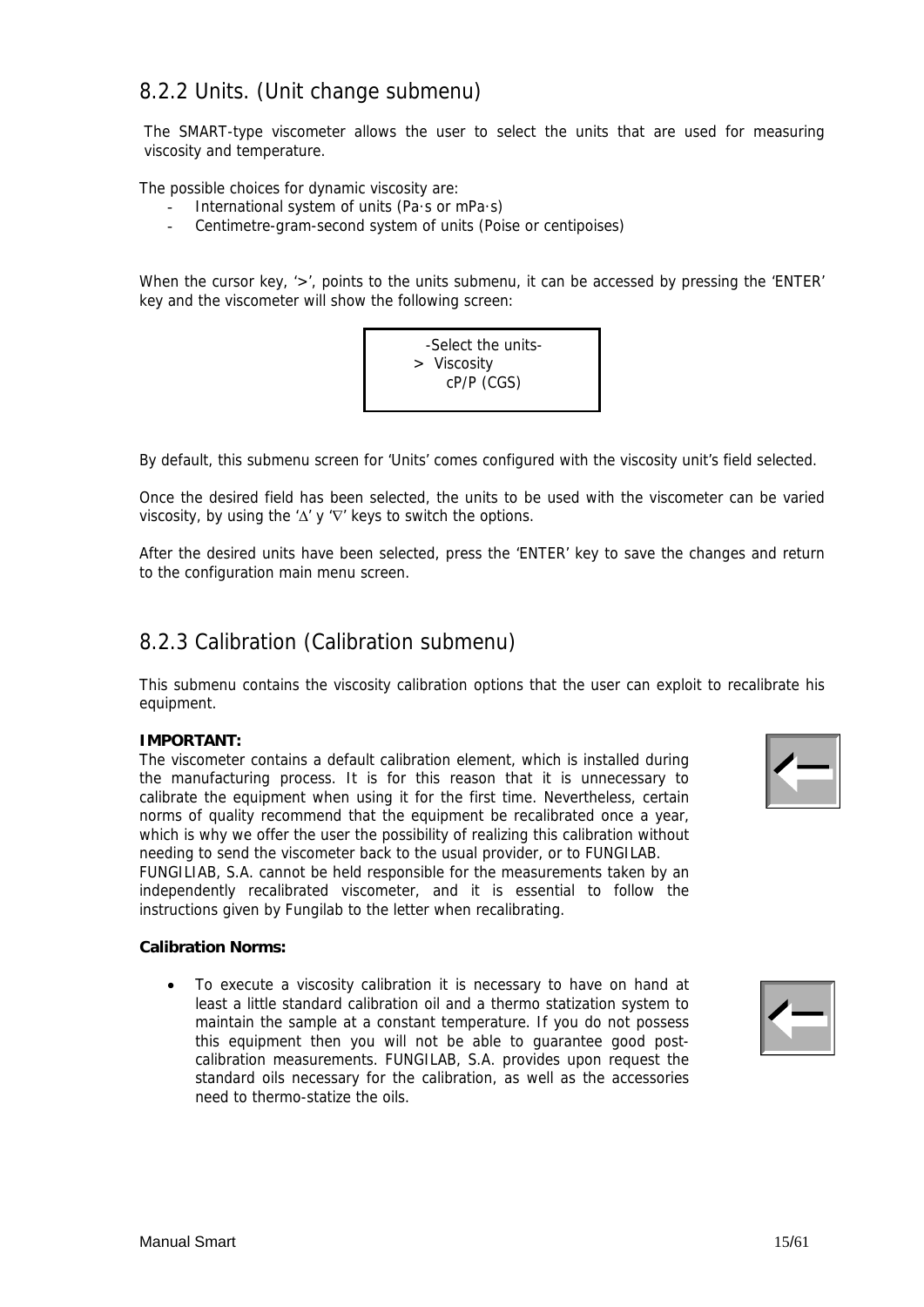## 8.2.2 Units. (Unit change submenu)

The SMART-type viscometer allows the user to select the units that are used for measuring viscosity and temperature.

The possible choices for dynamic viscosity are:

- International system of units (Pa·s or mPa·s)
- Centimetre-gram-second system of units (Poise or centipoises)

When the cursor key, '>', points to the units submenu, it can be accessed by pressing the 'ENTER' key and the viscometer will show the following screen:

```
  -Select the units-
> Viscosity
     cP/P (CGS)
```

By default, this submenu screen for 'Units' comes configured with the viscosity unit's field selected.

Once the desired field has been selected, the units to be used with the viscometer can be varied viscosity, by using the '∆' y '∇' keys to switch the options.

After the desired units have been selected, press the 'ENTER' key to save the changes and return to the configuration main menu screen.

## 8.2.3 Calibration (Calibration submenu)

This submenu contains the viscosity calibration options that the user can exploit to recalibrate his equipment.

**IMPORTANT:**
The viscometer contains a default calibration element, which is installed during the manufacturing process. It is for this reason that it is unnecessary to calibrate the equipment when using it for the first time. Nevertheless, certain norms of quality recommend that the equipment be recalibrated once a year, which is why we offer the user the possibility of realizing this calibration without needing to send the viscometer back to the usual provider, or to FUNGILAB.
FUNGILIAB, S.A. cannot be held responsible for the measurements taken by an independently recalibrated viscometer, and it is essential to follow the instructions given by Fungilab to the letter when recalibrating.

**Calibration Norms:**

- To execute a viscosity calibration it is necessary to have on hand at least a little standard calibration oil and a thermo statization system to maintain the sample at a constant temperature. If you do not possess this equipment then you will not be able to guarantee good post-calibration measurements. FUNGILAB, S.A. provides upon request the standard oils necessary for the calibration, as well as the accessories need to thermo-statize the oils.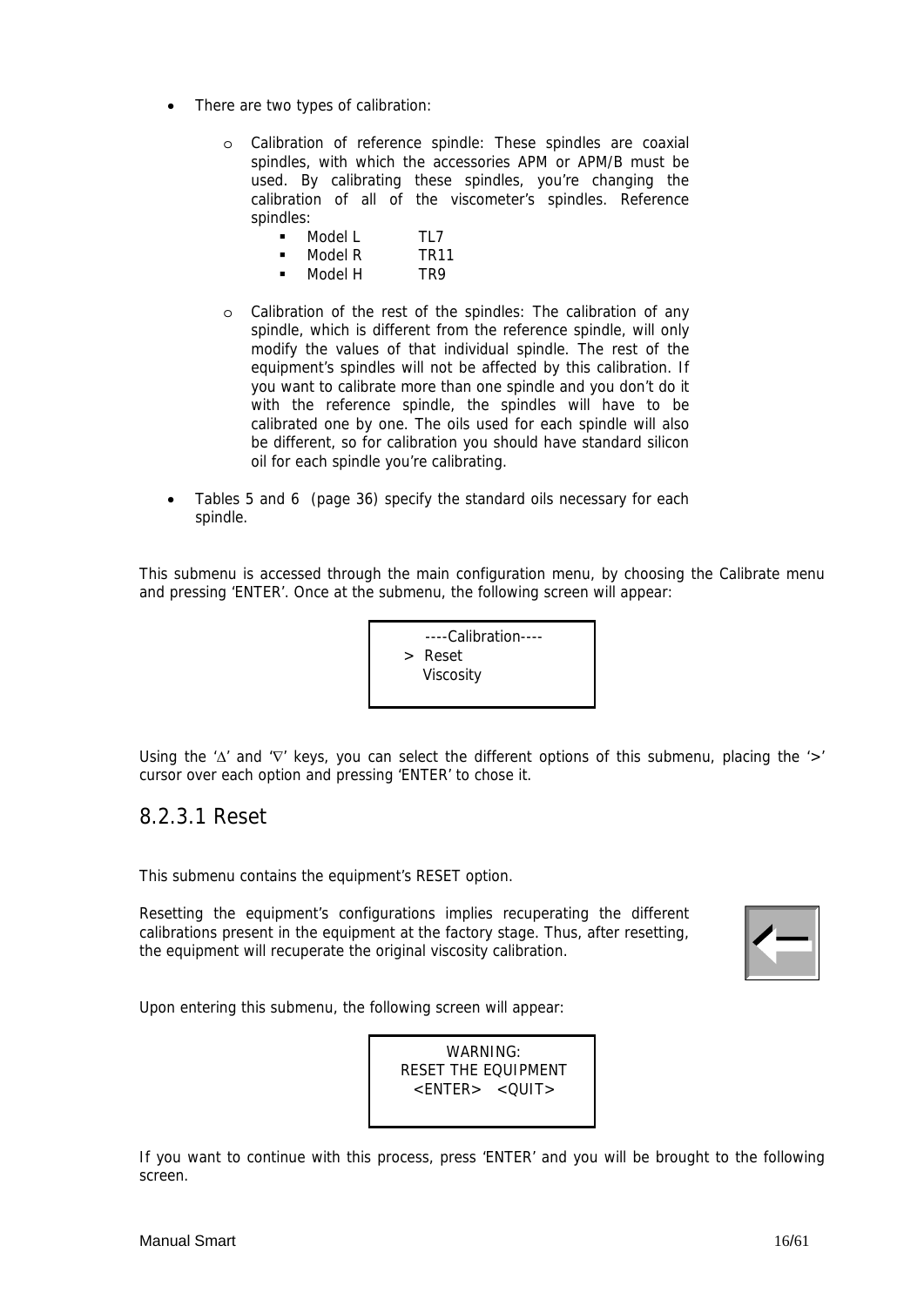- There are two types of calibration:

  - Calibration of reference spindle: These spindles are coaxial spindles, with which the accessories APM or APM/B must be used. By calibrating these spindles, you're changing the calibration of all of the viscometer's spindles. Reference spindles:
    - Model L TL7
    - Model R TR11
    - Model H TR9

  - Calibration of the rest of the spindles: The calibration of any spindle, which is different from the reference spindle, will only modify the values of that individual spindle. The rest of the equipment's spindles will not be affected by this calibration. If you want to calibrate more than one spindle and you don't do it with the reference spindle, the spindles will have to be calibrated one by one. The oils used for each spindle will also be different, so for calibration you should have standard silicon oil for each spindle you're calibrating.

- Tables 5 and 6 (page 36) specify the standard oils necessary for each spindle.

This submenu is accessed through the main configuration menu, by choosing the Calibrate menu and pressing 'ENTER'. Once at the submenu, the following screen will appear:

```
 ----Calibration----
> Reset
  Viscosity
```

Using the '∆' and '∇' keys, you can select the different options of this submenu, placing the '>' cursor over each option and pressing 'ENTER' to chose it.

## 8.2.3.1 Reset

This submenu contains the equipment's RESET option.

Resetting the equipment's configurations implies recuperating the different calibrations present in the equipment at the factory stage. Thus, after resetting, the equipment will recuperate the original viscosity calibration.

Upon entering this submenu, the following screen will appear:

```
      WARNING:
RESET THE EQUIPMENT
  <ENTER>   <QUIT>
```

If you want to continue with this process, press 'ENTER' and you will be brought to the following screen.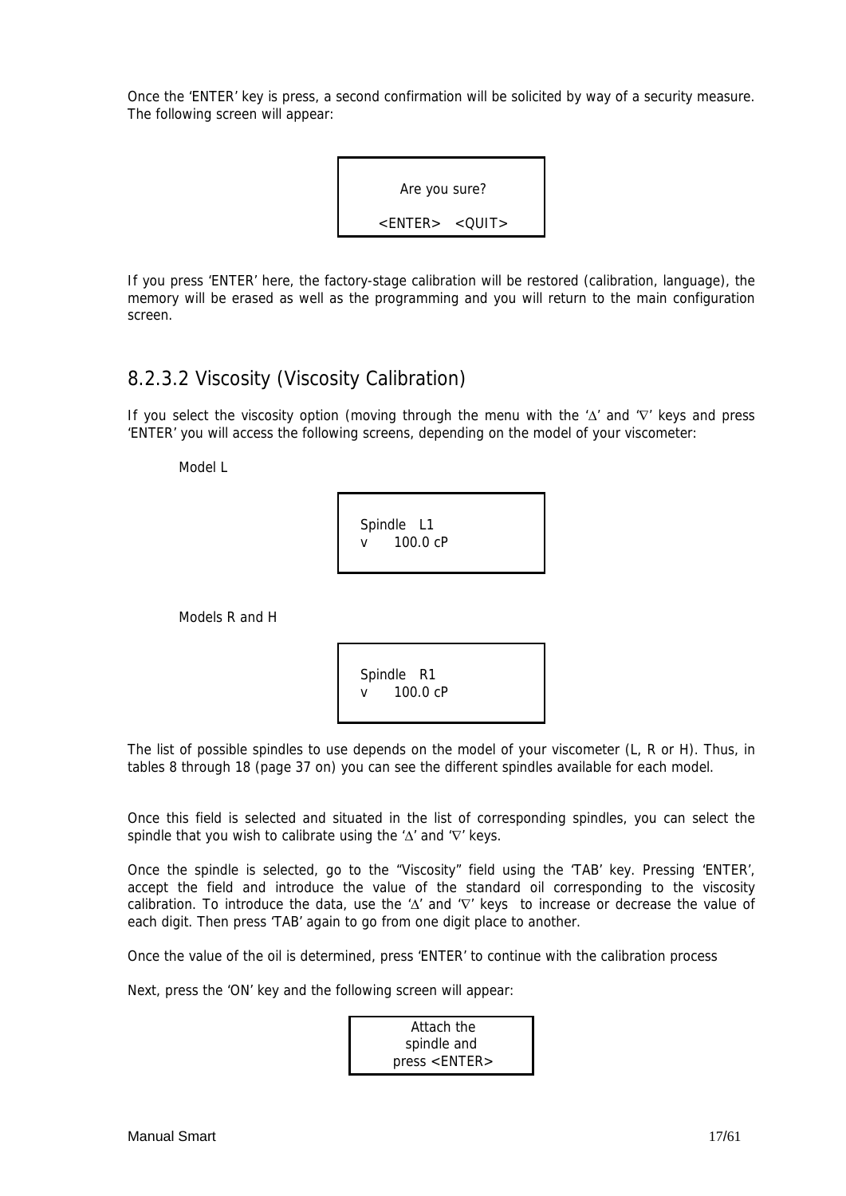Once the 'ENTER' key is press, a second confirmation will be solicited by way of a security measure. The following screen will appear:

```
Are you sure?

<ENTER>   <QUIT>
```

If you press 'ENTER' here, the factory-stage calibration will be restored (calibration, language), the memory will be erased as well as the programming and you will return to the main configuration screen.

## 8.2.3.2 Viscosity (Viscosity Calibration)

If you select the viscosity option (moving through the menu with the '∆' and '∇' keys and press 'ENTER' you will access the following screens, depending on the model of your viscometer:

Model L

```
Spindle   L1
v      100.0 cP
```

Models R and H

```
Spindle   R1
v      100.0 cP
```

The list of possible spindles to use depends on the model of your viscometer (L, R or H). Thus, in tables 8 through 18 (page 37 on) you can see the different spindles available for each model.

Once this field is selected and situated in the list of corresponding spindles, you can select the spindle that you wish to calibrate using the '∆' and '∇' keys.

Once the spindle is selected, go to the "Viscosity" field using the 'TAB' key. Pressing 'ENTER', accept the field and introduce the value of the standard oil corresponding to the viscosity calibration. To introduce the data, use the '∆' and '∇' keys to increase or decrease the value of each digit. Then press 'TAB' again to go from one digit place to another.

Once the value of the oil is determined, press 'ENTER' to continue with the calibration process

Next, press the 'ON' key and the following screen will appear:

```
Attach the
spindle and
press <ENTER>
```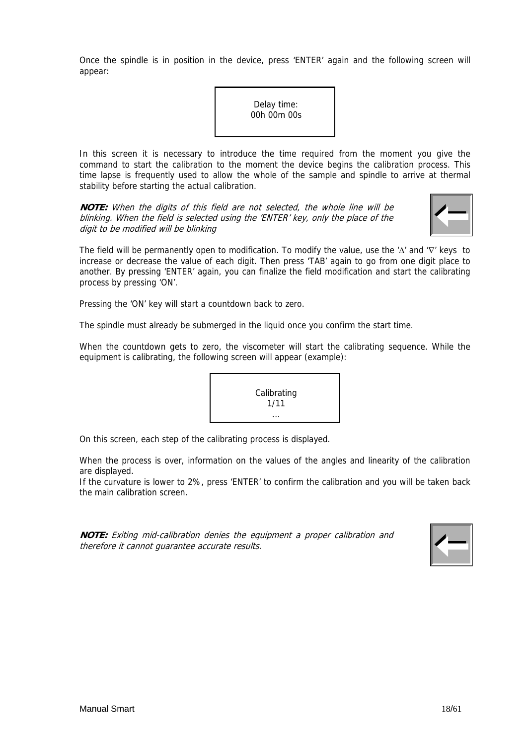Once the spindle is in position in the device, press 'ENTER' again and the following screen will appear:

```
Delay time:
00h 00m 00s
```

In this screen it is necessary to introduce the time required from the moment you give the command to start the calibration to the moment the device begins the calibration process. This time lapse is frequently used to allow the whole of the sample and spindle to arrive at thermal stability before starting the actual calibration.

***NOTE:*** *When the digits of this field are not selected, the whole line will be blinking. When the field is selected using the 'ENTER' key, only the place of the digit to be modified will be blinking*

The field will be permanently open to modification. To modify the value, use the '∆' and '∇' keys to increase or decrease the value of each digit. Then press 'TAB' again to go from one digit place to another. By pressing 'ENTER' again, you can finalize the field modification and start the calibrating process by pressing 'ON'.

Pressing the 'ON' key will start a countdown back to zero.

The spindle must already be submerged in the liquid once you confirm the start time.

When the countdown gets to zero, the viscometer will start the calibrating sequence. While the equipment is calibrating, the following screen will appear (example):

```
Calibrating
1/11
...
```

On this screen, each step of the calibrating process is displayed.

When the process is over, information on the values of the angles and linearity of the calibration are displayed.
If the curvature is lower to 2%, press 'ENTER' to confirm the calibration and you will be taken back the main calibration screen.

***NOTE:*** *Exiting mid-calibration denies the equipment a proper calibration and therefore it cannot guarantee accurate results.*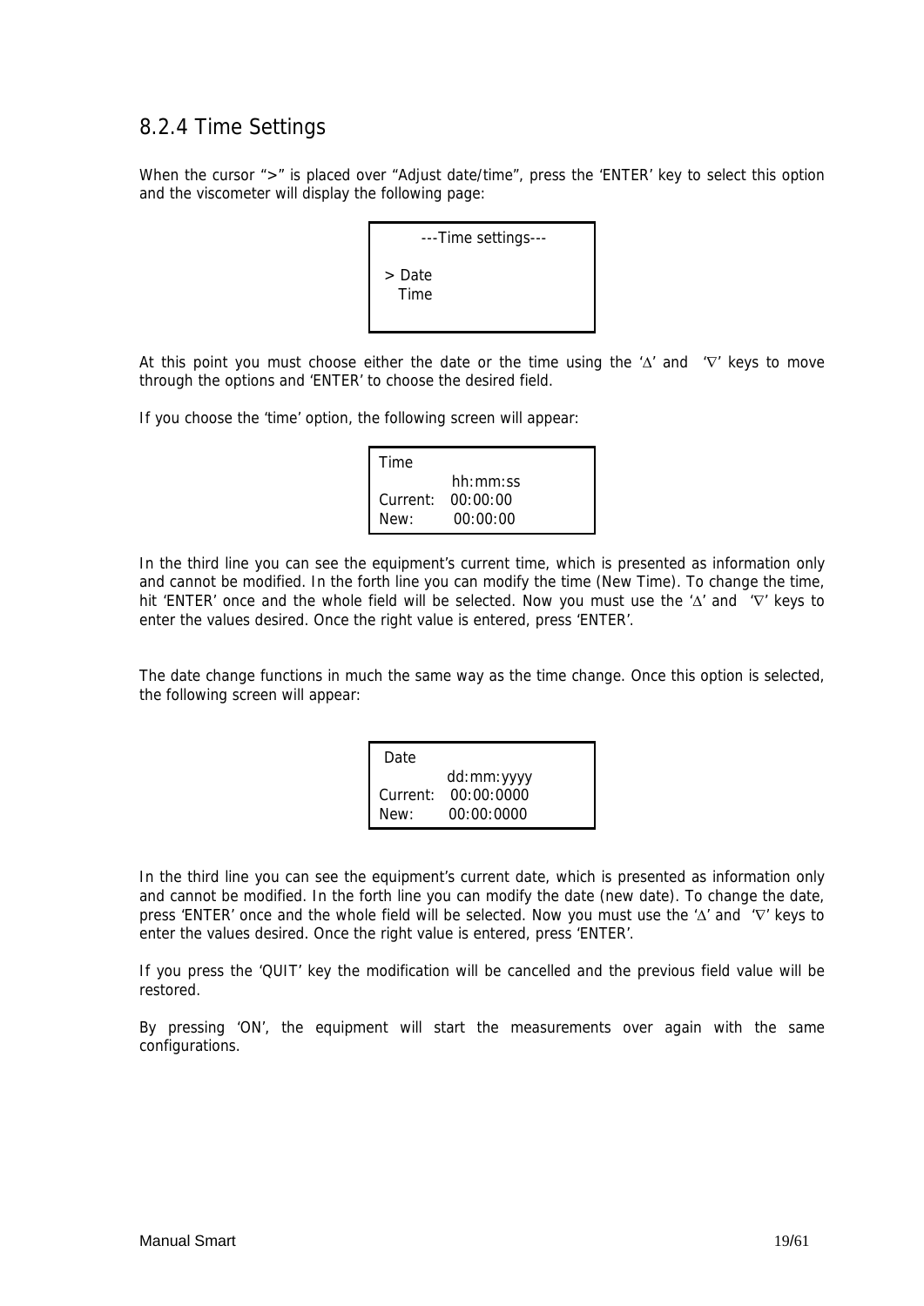## 8.2.4 Time Settings

When the cursor ">" is placed over "Adjust date/time", press the 'ENTER' key to select this option and the viscometer will display the following page:

```
   ---Time settings---

> Date
  Time
```

At this point you must choose either the date or the time using the 'Δ' and '∇' keys to move through the options and 'ENTER' to choose the desired field.

If you choose the 'time' option, the following screen will appear:

```
Time
          hh:mm:ss
Current:  00:00:00
New:      00:00:00
```

In the third line you can see the equipment's current time, which is presented as information only and cannot be modified. In the forth line you can modify the time (New Time). To change the time, hit 'ENTER' once and the whole field will be selected. Now you must use the 'Δ' and '∇' keys to enter the values desired. Once the right value is entered, press 'ENTER'.

The date change functions in much the same way as the time change. Once this option is selected, the following screen will appear:

```
Date
          dd:mm:yyyy
Current:  00:00:0000
New:      00:00:0000
```

In the third line you can see the equipment's current date, which is presented as information only and cannot be modified. In the forth line you can modify the date (new date). To change the date, press 'ENTER' once and the whole field will be selected. Now you must use the 'Δ' and '∇' keys to enter the values desired. Once the right value is entered, press 'ENTER'.

If you press the 'QUIT' key the modification will be cancelled and the previous field value will be restored.

By pressing 'ON', the equipment will start the measurements over again with the same configurations.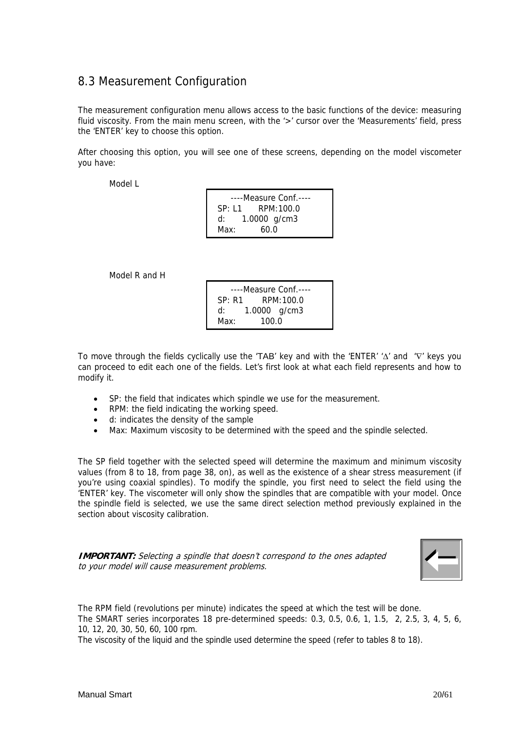## 8.3 Measurement Configuration

The measurement configuration menu allows access to the basic functions of the device: measuring fluid viscosity. From the main menu screen, with the '>' cursor over the 'Measurements' field, press the 'ENTER' key to choose this option.

After choosing this option, you will see one of these screens, depending on the model viscometer you have:

Model L

```
----Measure Conf.----
SP: L1      RPM:100.0
d:      1.0000  g/cm3
Max:         60.0
```

Model R and H

```
----Measure Conf.----
SP: R1       RPM:100.0
d:       1.0000   g/cm3
Max:         100.0
```

To move through the fields cyclically use the 'TAB' key and with the 'ENTER' '∆' and '∇' keys you can proceed to edit each one of the fields. Let's first look at what each field represents and how to modify it.

- SP: the field that indicates which spindle we use for the measurement.
- RPM: the field indicating the working speed.
- d: indicates the density of the sample
- Max: Maximum viscosity to be determined with the speed and the spindle selected.

The SP field together with the selected speed will determine the maximum and minimum viscosity values (from 8 to 18, from page 38, on), as well as the existence of a shear stress measurement (if you're using coaxial spindles). To modify the spindle, you first need to select the field using the 'ENTER' key. The viscometer will only show the spindles that are compatible with your model. Once the spindle field is selected, we use the same direct selection method previously explained in the section about viscosity calibration.

***IMPORTANT:*** *Selecting a spindle that doesn't correspond to the ones adapted to your model will cause measurement problems.*

The RPM field (revolutions per minute) indicates the speed at which the test will be done.
The SMART series incorporates 18 pre-determined speeds: 0.3, 0.5, 0.6, 1, 1.5, 2, 2.5, 3, 4, 5, 6, 10, 12, 20, 30, 50, 60, 100 rpm.
The viscosity of the liquid and the spindle used determine the speed (refer to tables 8 to 18).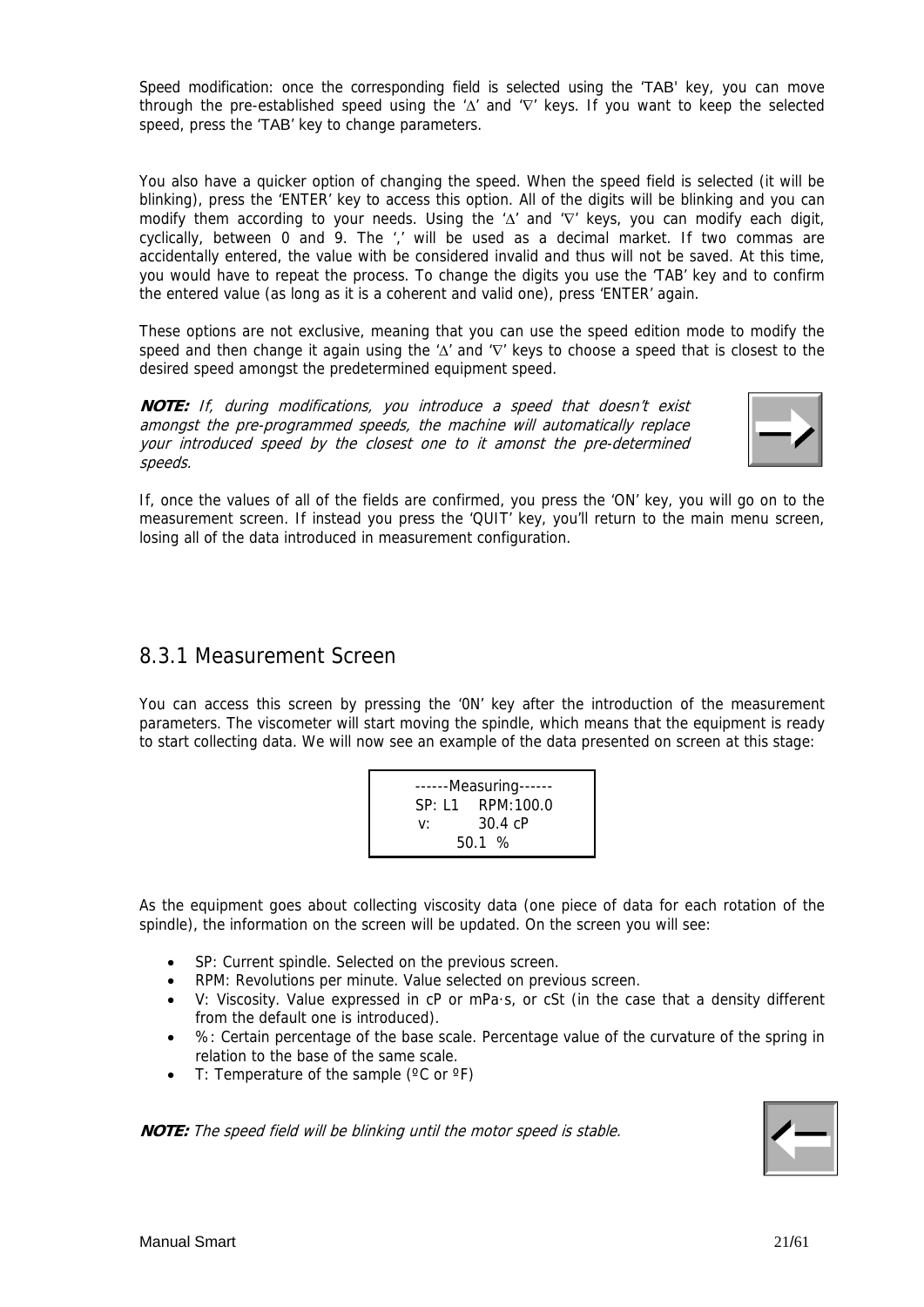Speed modification: once the corresponding field is selected using the 'TAB' key, you can move through the pre-established speed using the '∆' and '∇' keys. If you want to keep the selected speed, press the 'TAB' key to change parameters.

You also have a quicker option of changing the speed. When the speed field is selected (it will be blinking), press the 'ENTER' key to access this option. All of the digits will be blinking and you can modify them according to your needs. Using the '∆' and '∇' keys, you can modify each digit, cyclically, between 0 and 9. The ',' will be used as a decimal market. If two commas are accidentally entered, the value with be considered invalid and thus will not be saved. At this time, you would have to repeat the process. To change the digits you use the 'TAB' key and to confirm the entered value (as long as it is a coherent and valid one), press 'ENTER' again.

These options are not exclusive, meaning that you can use the speed edition mode to modify the speed and then change it again using the '∆' and '∇' keys to choose a speed that is closest to the desired speed amongst the predetermined equipment speed.

***NOTE:*** *If, during modifications, you introduce a speed that doesn't exist amongst the pre-programmed speeds, the machine will automatically replace your introduced speed by the closest one to it amonst the pre-determined speeds.*

If, once the values of all of the fields are confirmed, you press the 'ON' key, you will go on to the measurement screen. If instead you press the 'QUIT' key, you'll return to the main menu screen, losing all of the data introduced in measurement configuration.

## 8.3.1 Measurement Screen

You can access this screen by pressing the 'ON' key after the introduction of the measurement parameters. The viscometer will start moving the spindle, which means that the equipment is ready to start collecting data. We will now see an example of the data presented on screen at this stage:

```
------Measuring------
SP: L1    RPM:100.0
v:        30.4 cP
        50.1  %
```

As the equipment goes about collecting viscosity data (one piece of data for each rotation of the spindle), the information on the screen will be updated. On the screen you will see:

- SP: Current spindle. Selected on the previous screen.
- RPM: Revolutions per minute. Value selected on previous screen.
- V: Viscosity. Value expressed in cP or mPa·s, or cSt (in the case that a density different from the default one is introduced).
- %: Certain percentage of the base scale. Percentage value of the curvature of the spring in relation to the base of the same scale.
- T: Temperature of the sample (ºC or ºF)

***NOTE:*** *The speed field will be blinking until the motor speed is stable.*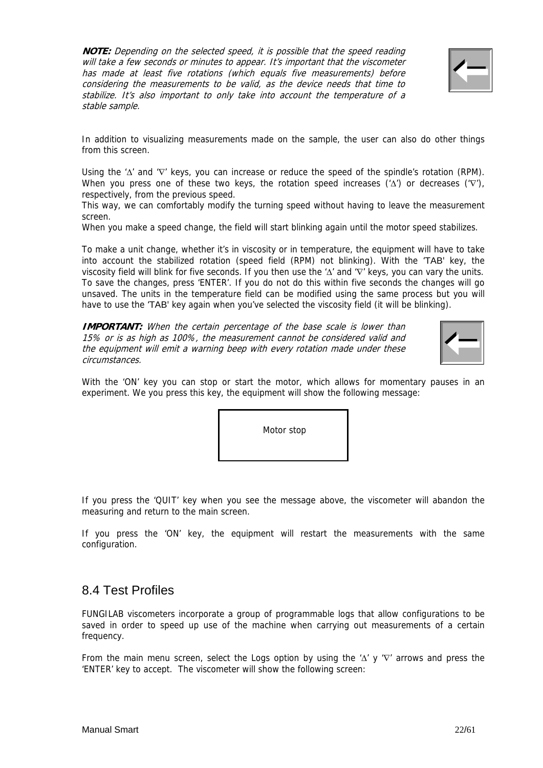***NOTE:*** *Depending on the selected speed, it is possible that the speed reading will take a few seconds or minutes to appear. It's important that the viscometer has made at least five rotations (which equals five measurements) before considering the measurements to be valid, as the device needs that time to stabilize. It's also important to only take into account the temperature of a stable sample.*

In addition to visualizing measurements made on the sample, the user can also do other things from this screen.

Using the '∆' and '∇' keys, you can increase or reduce the speed of the spindle's rotation (RPM). When you press one of these two keys, the rotation speed increases ('∆') or decreases ('∇'), respectively, from the previous speed.

This way, we can comfortably modify the turning speed without having to leave the measurement screen.

When you make a speed change, the field will start blinking again until the motor speed stabilizes.

To make a unit change, whether it's in viscosity or in temperature, the equipment will have to take into account the stabilized rotation (speed field (RPM) not blinking). With the 'TAB' key, the viscosity field will blink for five seconds. If you then use the '∆' and '∇' keys, you can vary the units. To save the changes, press 'ENTER'. If you do not do this within five seconds the changes will go unsaved. The units in the temperature field can be modified using the same process but you will have to use the 'TAB' key again when you've selected the viscosity field (it will be blinking).

***IMPORTANT:*** *When the certain percentage of the base scale is lower than 15% or is as high as 100%, the measurement cannot be considered valid and the equipment will emit a warning beep with every rotation made under these circumstances.*

With the 'ON' key you can stop or start the motor, which allows for momentary pauses in an experiment. We you press this key, the equipment will show the following message:

```
Motor stop
```

If you press the 'QUIT' key when you see the message above, the viscometer will abandon the measuring and return to the main screen.

If you press the 'ON' key, the equipment will restart the measurements with the same configuration.

## 8.4 Test Profiles

FUNGILAB viscometers incorporate a group of programmable logs that allow configurations to be saved in order to speed up use of the machine when carrying out measurements of a certain frequency.

From the main menu screen, select the Logs option by using the '∆' y '∇' arrows and press the 'ENTER' key to accept. The viscometer will show the following screen: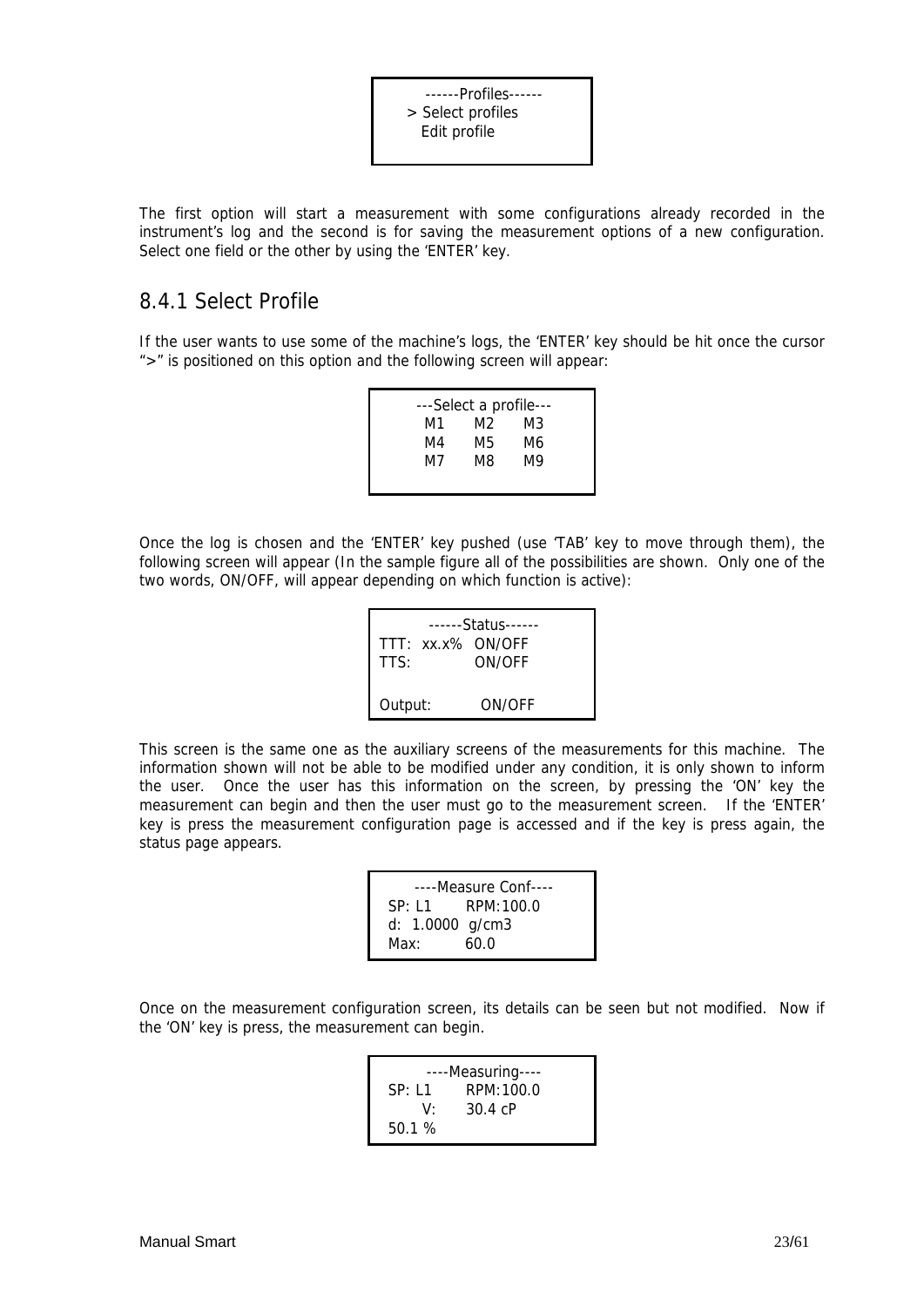```
------Profiles------
> Select profiles
  Edit profile
```

The first option will start a measurement with some configurations already recorded in the instrument's log and the second is for saving the measurement options of a new configuration. Select one field or the other by using the 'ENTER' key.

## 8.4.1 Select Profile

If the user wants to use some of the machine's logs, the 'ENTER' key should be hit once the cursor ">" is positioned on this option and the following screen will appear:

```
---Select a profile---
  M1    M2    M3
  M4    M5    M6
  M7    M8    M9
```

Once the log is chosen and the 'ENTER' key pushed (use 'TAB' key to move through them), the following screen will appear (In the sample figure all of the possibilities are shown. Only one of the two words, ON/OFF, will appear depending on which function is active):

```
------Status------
TTT:  xx.x%  ON/OFF
TTS:         ON/OFF

Output:       ON/OFF
```

This screen is the same one as the auxiliary screens of the measurements for this machine. The information shown will not be able to be modified under any condition, it is only shown to inform the user. Once the user has this information on the screen, by pressing the 'ON' key the measurement can begin and then the user must go to the measurement screen. If the 'ENTER' key is press the measurement configuration page is accessed and if the key is press again, the status page appears.

```
----Measure Conf----
SP: L1      RPM:100.0
d:  1.0000  g/cm3
Max:        60.0
```

Once on the measurement configuration screen, its details can be seen but not modified. Now if the 'ON' key is press, the measurement can begin.

```
----Measuring----
SP: L1      RPM:100.0
      V:    30.4 cP
50.1 %
```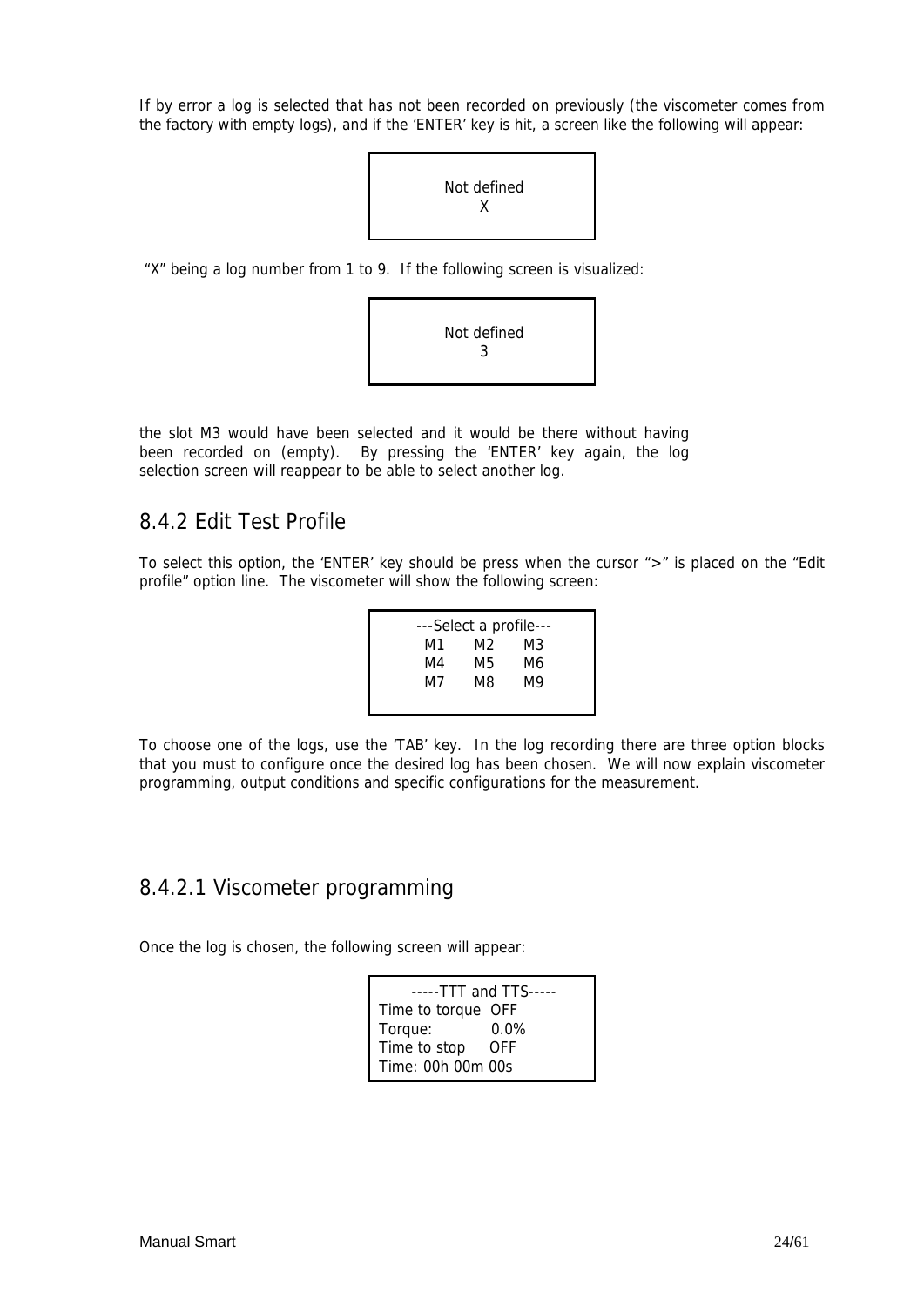If by error a log is selected that has not been recorded on previously (the viscometer comes from the factory with empty logs), and if the 'ENTER' key is hit, a screen like the following will appear:

```
Not defined
     X
```

"X" being a log number from 1 to 9. If the following screen is visualized:

```
Not defined
     3
```

the slot M3 would have been selected and it would be there without having been recorded on (empty). By pressing the 'ENTER' key again, the log selection screen will reappear to be able to select another log.

## 8.4.2 Edit Test Profile

To select this option, the 'ENTER' key should be press when the cursor ">" is placed on the "Edit profile" option line. The viscometer will show the following screen:

```
---Select a profile---
  M1     M2     M3
  M4     M5     M6
  M7     M8     M9
```

To choose one of the logs, use the 'TAB' key. In the log recording there are three option blocks that you must to configure once the desired log has been chosen. We will now explain viscometer programming, output conditions and specific configurations for the measurement.

### 8.4.2.1 Viscometer programming

Once the log is chosen, the following screen will appear:

```
-----TTT and TTS-----
Time to torque  OFF
Torque:          0.0%
Time to stop    OFF
Time: 00h 00m 00s
```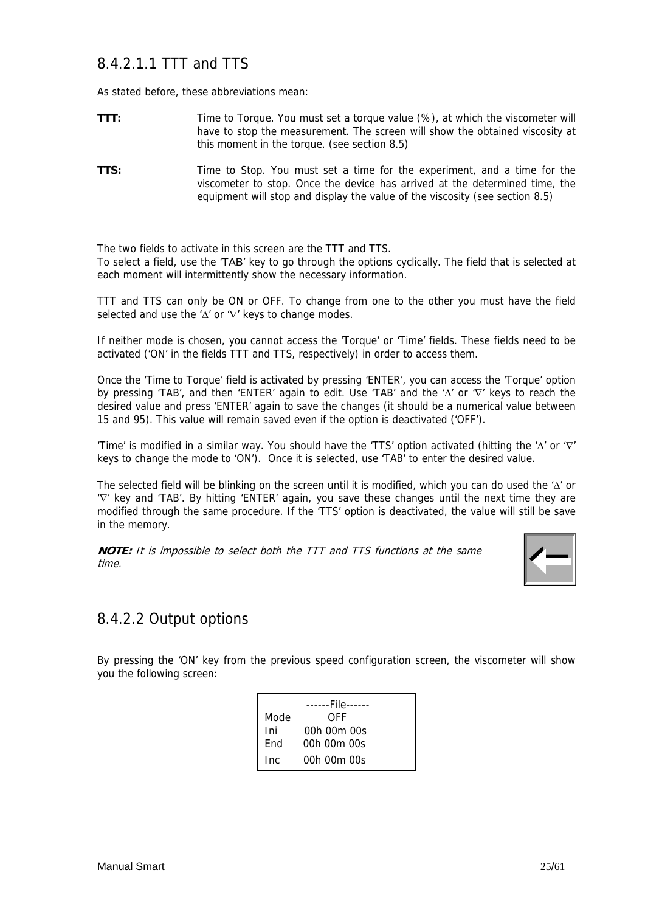### 8.4.2.1.1 TTT and TTS

As stated before, these abbreviations mean:

**TTT:** Time to Torque. You must set a torque value (%), at which the viscometer will have to stop the measurement. The screen will show the obtained viscosity at this moment in the torque. (see section 8.5)

**TTS:** Time to Stop. You must set a time for the experiment, and a time for the viscometer to stop. Once the device has arrived at the determined time, the equipment will stop and display the value of the viscosity (see section 8.5)

The two fields to activate in this screen are the TTT and TTS.
To select a field, use the 'TAB' key to go through the options cyclically. The field that is selected at each moment will intermittently show the necessary information.

TTT and TTS can only be ON or OFF. To change from one to the other you must have the field selected and use the '∆' or '∇' keys to change modes.

If neither mode is chosen, you cannot access the 'Torque' or 'Time' fields. These fields need to be activated ('ON' in the fields TTT and TTS, respectively) in order to access them.

Once the 'Time to Torque' field is activated by pressing 'ENTER', you can access the 'Torque' option by pressing 'TAB', and then 'ENTER' again to edit. Use 'TAB' and the '∆' or '∇' keys to reach the desired value and press 'ENTER' again to save the changes (it should be a numerical value between 15 and 95). This value will remain saved even if the option is deactivated ('OFF').

'Time' is modified in a similar way. You should have the 'TTS' option activated (hitting the '∆' or '∇' keys to change the mode to 'ON'). Once it is selected, use 'TAB' to enter the desired value.

The selected field will be blinking on the screen until it is modified, which you can do used the '∆' or '∇' key and 'TAB'. By hitting 'ENTER' again, you save these changes until the next time they are modified through the same procedure. If the 'TTS' option is deactivated, the value will still be save in the memory.

***NOTE:*** *It is impossible to select both the TTT and TTS functions at the same time.*

## 8.4.2.2 Output options

By pressing the 'ON' key from the previous speed configuration screen, the viscometer will show you the following screen:

```
      ------File------
Mode        OFF
Ini     00h 00m 00s
End     00h 00m 00s
Inc     00h 00m 00s
```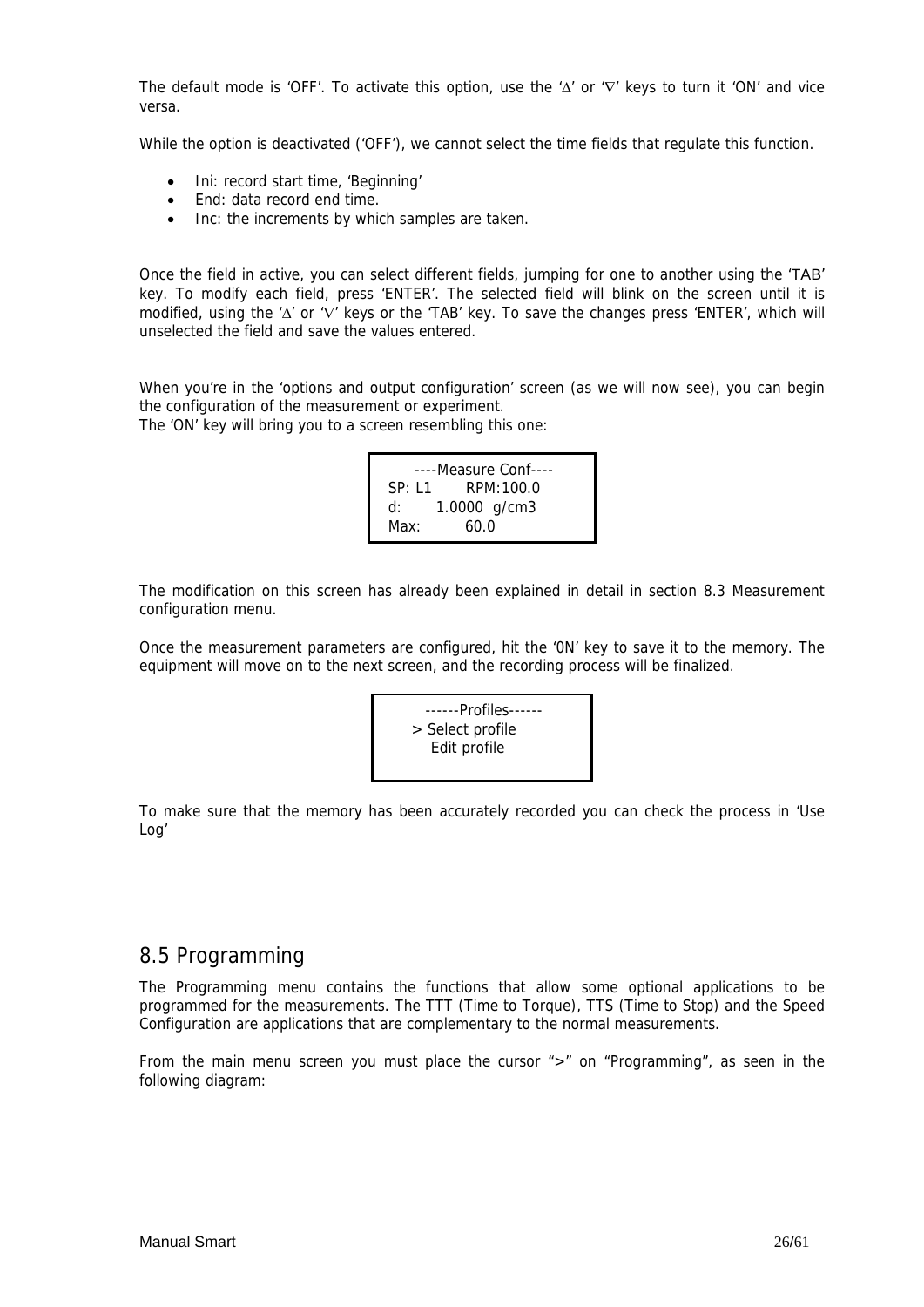The default mode is 'OFF'. To activate this option, use the '∆' or '∇' keys to turn it 'ON' and vice versa.

While the option is deactivated ('OFF'), we cannot select the time fields that regulate this function.

- Ini: record start time, 'Beginning'
- End: data record end time.
- Inc: the increments by which samples are taken.

Once the field in active, you can select different fields, jumping for one to another using the 'TAB' key. To modify each field, press 'ENTER'. The selected field will blink on the screen until it is modified, using the '∆' or '∇' keys or the 'TAB' key. To save the changes press 'ENTER', which will unselected the field and save the values entered.

When you're in the 'options and output configuration' screen (as we will now see), you can begin the configuration of the measurement or experiment.
The 'ON' key will bring you to a screen resembling this one:

```
----Measure Conf----
SP: L1      RPM:100.0
d:      1.0000  g/cm3
Max:        60.0
```

The modification on this screen has already been explained in detail in section 8.3 Measurement configuration menu.

Once the measurement parameters are configured, hit the '0N' key to save it to the memory. The equipment will move on to the next screen, and the recording process will be finalized.

```
------Profiles------
> Select profile
  Edit profile
```

To make sure that the memory has been accurately recorded you can check the process in 'Use Log'

## 8.5 Programming

The Programming menu contains the functions that allow some optional applications to be programmed for the measurements. The TTT (Time to Torque), TTS (Time to Stop) and the Speed Configuration are applications that are complementary to the normal measurements.

From the main menu screen you must place the cursor ">" on "Programming", as seen in the following diagram: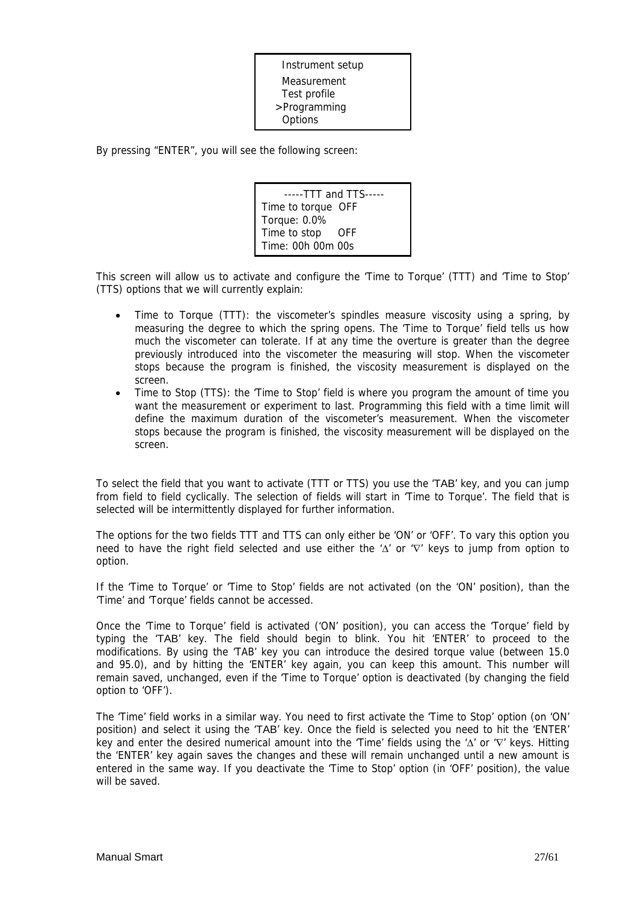```
 Instrument setup
 Measurement
 Test profile
>Programming
 Options
```

By pressing "ENTER", you will see the following screen:

```
   -----TTT and TTS-----
Time to torque  OFF
Torque: 0.0%
Time to stop     OFF
Time: 00h 00m 00s
```

This screen will allow us to activate and configure the 'Time to Torque' (TTT) and 'Time to Stop' (TTS) options that we will currently explain:

- Time to Torque (TTT): the viscometer's spindles measure viscosity using a spring, by measuring the degree to which the spring opens. The 'Time to Torque' field tells us how much the viscometer can tolerate. If at any time the overture is greater than the degree previously introduced into the viscometer the measuring will stop. When the viscometer stops because the program is finished, the viscosity measurement is displayed on the screen.
- Time to Stop (TTS): the 'Time to Stop' field is where you program the amount of time you want the measurement or experiment to last. Programming this field with a time limit will define the maximum duration of the viscometer's measurement. When the viscometer stops because the program is finished, the viscosity measurement will be displayed on the screen.

To select the field that you want to activate (TTT or TTS) you use the 'TAB' key, and you can jump from field to field cyclically. The selection of fields will start in 'Time to Torque'. The field that is selected will be intermittently displayed for further information.

The options for the two fields TTT and TTS can only either be 'ON' or 'OFF'. To vary this option you need to have the right field selected and use either the '∆' or '∇' keys to jump from option to option.

If the 'Time to Torque' or 'Time to Stop' fields are not activated (on the 'ON' position), than the 'Time' and 'Torque' fields cannot be accessed.

Once the 'Time to Torque' field is activated ('ON' position), you can access the 'Torque' field by typing the 'TAB' key. The field should begin to blink. You hit 'ENTER' to proceed to the modifications. By using the 'TAB' key you can introduce the desired torque value (between 15.0 and 95.0), and by hitting the 'ENTER' key again, you can keep this amount. This number will remain saved, unchanged, even if the 'Time to Torque' option is deactivated (by changing the field option to 'OFF').

The 'Time' field works in a similar way. You need to first activate the 'Time to Stop' option (on 'ON' position) and select it using the 'TAB' key. Once the field is selected you need to hit the 'ENTER' key and enter the desired numerical amount into the 'Time' fields using the '∆' or '∇' keys. Hitting the 'ENTER' key again saves the changes and these will remain unchanged until a new amount is entered in the same way. If you deactivate the 'Time to Stop' option (in 'OFF' position), the value will be saved.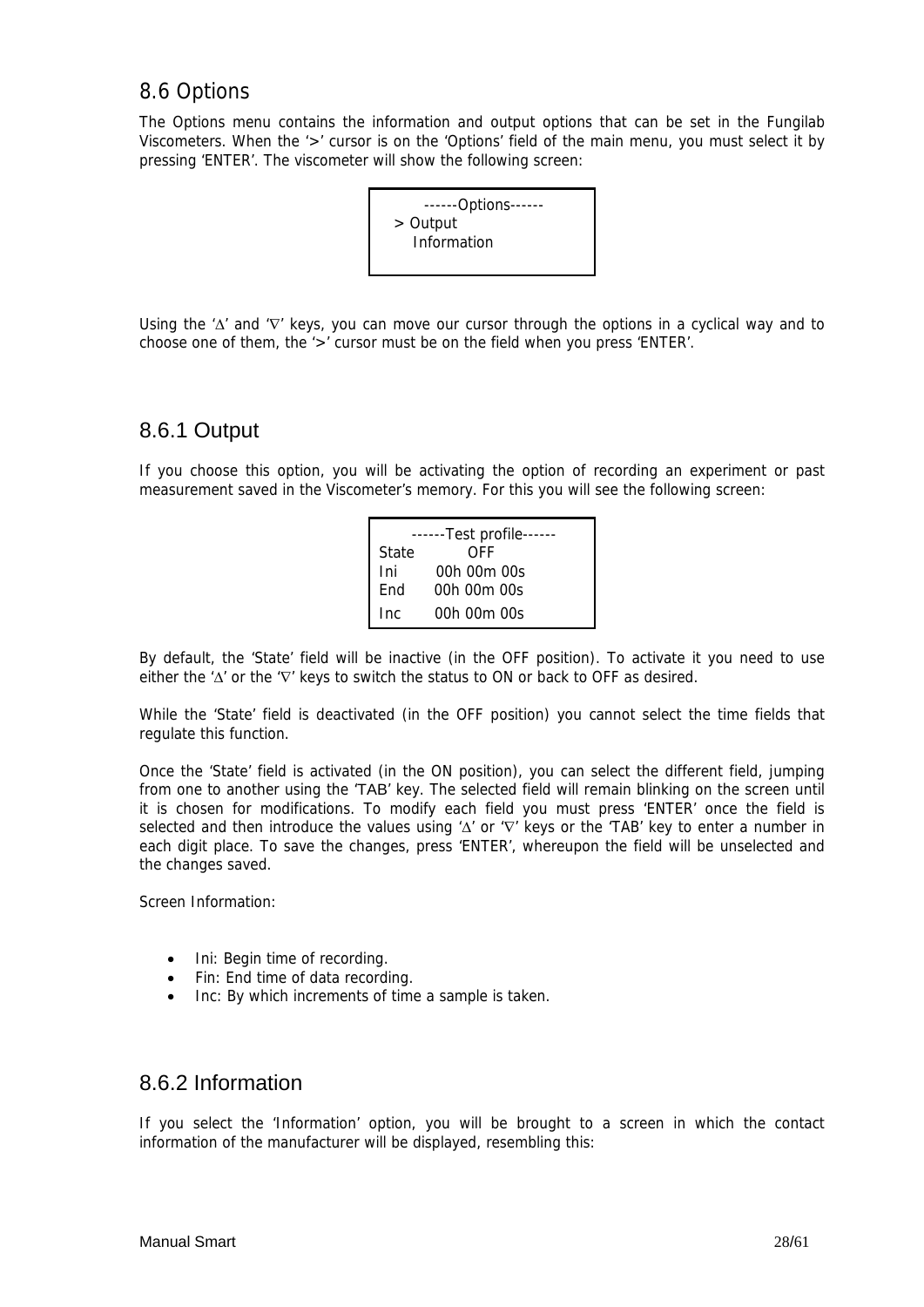## 8.6 Options

The Options menu contains the information and output options that can be set in the Fungilab Viscometers. When the '>' cursor is on the 'Options' field of the main menu, you must select it by pressing 'ENTER'. The viscometer will show the following screen:

```
------Options------
> Output
  Information
```

Using the '∆' and '∇' keys, you can move our cursor through the options in a cyclical way and to choose one of them, the '>' cursor must be on the field when you press 'ENTER'.

### 8.6.1 Output

If you choose this option, you will be activating the option of recording an experiment or past measurement saved in the Viscometer's memory. For this you will see the following screen:

```
------Test profile------
State        OFF
Ini     00h 00m 00s
End     00h 00m 00s
Inc     00h 00m 00s
```

By default, the 'State' field will be inactive (in the OFF position). To activate it you need to use either the '∆' or the '∇' keys to switch the status to ON or back to OFF as desired.

While the 'State' field is deactivated (in the OFF position) you cannot select the time fields that regulate this function.

Once the 'State' field is activated (in the ON position), you can select the different field, jumping from one to another using the 'TAB' key. The selected field will remain blinking on the screen until it is chosen for modifications. To modify each field you must press 'ENTER' once the field is selected and then introduce the values using '∆' or '∇' keys or the 'TAB' key to enter a number in each digit place. To save the changes, press 'ENTER', whereupon the field will be unselected and the changes saved.

Screen Information:

- Ini: Begin time of recording.
- Fin: End time of data recording.
- Inc: By which increments of time a sample is taken.

### 8.6.2 Information

If you select the 'Information' option, you will be brought to a screen in which the contact information of the manufacturer will be displayed, resembling this: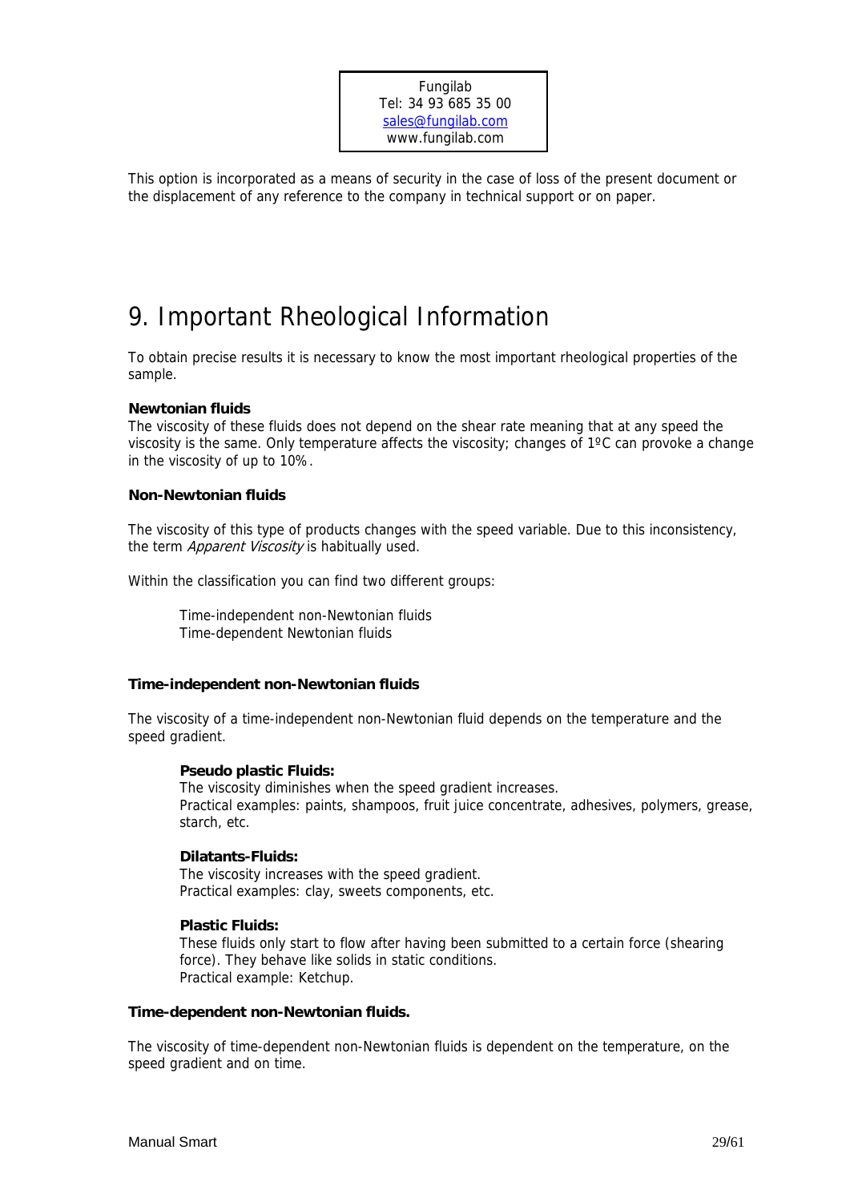Fungilab
Tel: 34 93 685 35 00
sales@fungilab.com
www.fungilab.com

This option is incorporated as a means of security in the case of loss of the present document or the displacement of any reference to the company in technical support or on paper.

# 9. Important Rheological Information

To obtain precise results it is necessary to know the most important rheological properties of the sample.

**Newtonian fluids**
The viscosity of these fluids does not depend on the shear rate meaning that at any speed the viscosity is the same. Only temperature affects the viscosity; changes of 1ºC can provoke a change in the viscosity of up to 10%.

**Non-Newtonian fluids**

The viscosity of this type of products changes with the speed variable. Due to this inconsistency, the term *Apparent Viscosity* is habitually used.

Within the classification you can find two different groups:

Time-independent non-Newtonian fluids
Time-dependent Newtonian fluids

**Time-independent non-Newtonian fluids**

The viscosity of a time-independent non-Newtonian fluid depends on the temperature and the speed gradient.

**Pseudo plastic Fluids:**
The viscosity diminishes when the speed gradient increases.
Practical examples: paints, shampoos, fruit juice concentrate, adhesives, polymers, grease, starch, etc.

**Dilatants-Fluids:**
The viscosity increases with the speed gradient.
Practical examples: clay, sweets components, etc.

**Plastic Fluids:**
These fluids only start to flow after having been submitted to a certain force (shearing force). They behave like solids in static conditions.
Practical example: Ketchup.

**Time-dependent non-Newtonian fluids.**

The viscosity of time-dependent non-Newtonian fluids is dependent on the temperature, on the speed gradient and on time.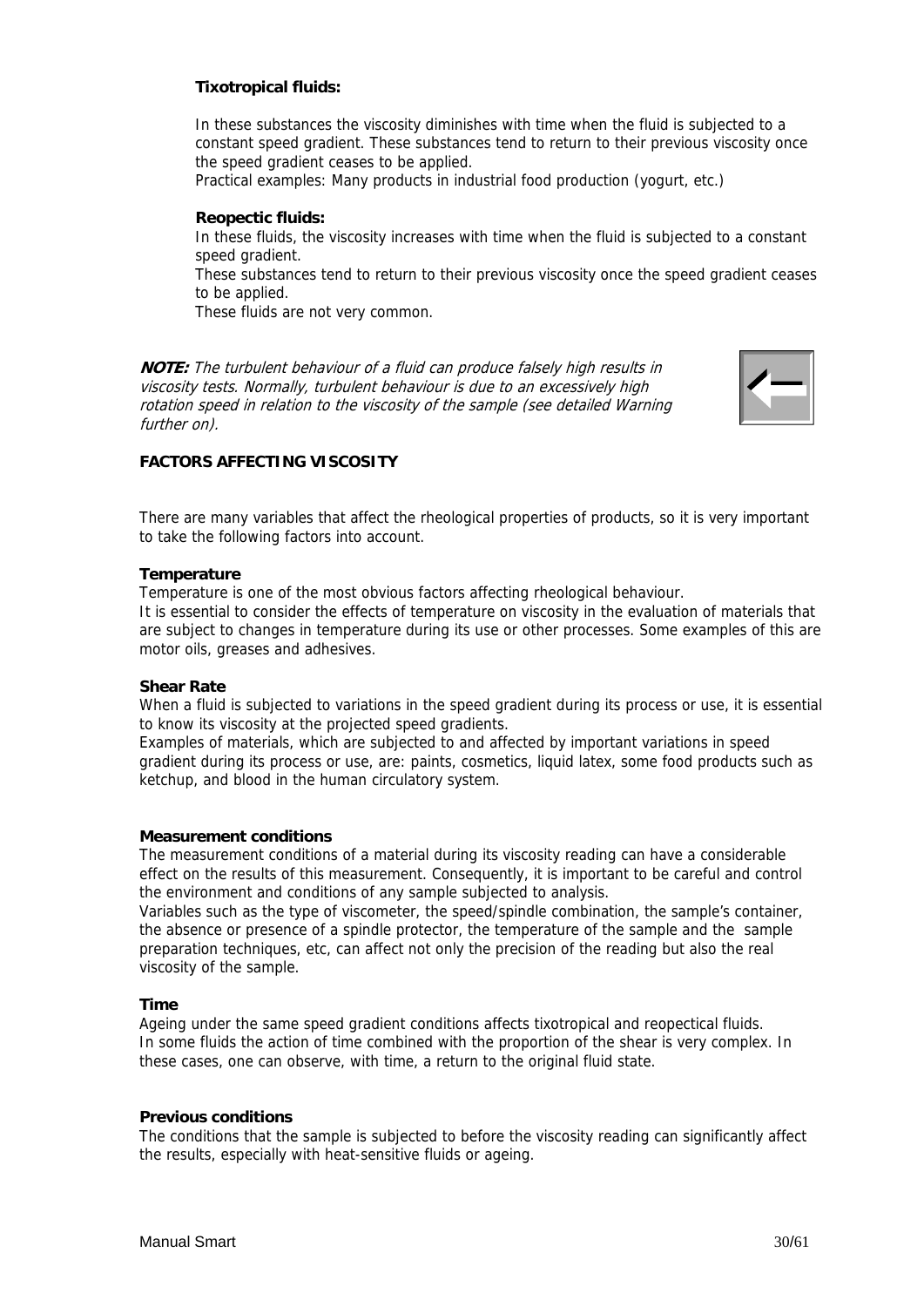**Tixotropical fluids:**

In these substances the viscosity diminishes with time when the fluid is subjected to a constant speed gradient. These substances tend to return to their previous viscosity once the speed gradient ceases to be applied.
Practical examples: Many products in industrial food production (yogurt, etc.)

**Reopectic fluids:**

In these fluids, the viscosity increases with time when the fluid is subjected to a constant speed gradient.
These substances tend to return to their previous viscosity once the speed gradient ceases to be applied.
These fluids are not very common.

***NOTE:*** *The turbulent behaviour of a fluid can produce falsely high results in viscosity tests. Normally, turbulent behaviour is due to an excessively high rotation speed in relation to the viscosity of the sample (see detailed Warning further on).*

**FACTORS AFFECTING VISCOSITY**

There are many variables that affect the rheological properties of products, so it is very important to take the following factors into account.

**Temperature**

Temperature is one of the most obvious factors affecting rheological behaviour.
It is essential to consider the effects of temperature on viscosity in the evaluation of materials that are subject to changes in temperature during its use or other processes. Some examples of this are motor oils, greases and adhesives.

**Shear Rate**

When a fluid is subjected to variations in the speed gradient during its process or use, it is essential to know its viscosity at the projected speed gradients.
Examples of materials, which are subjected to and affected by important variations in speed gradient during its process or use, are: paints, cosmetics, liquid latex, some food products such as ketchup, and blood in the human circulatory system.

**Measurement conditions**

The measurement conditions of a material during its viscosity reading can have a considerable effect on the results of this measurement. Consequently, it is important to be careful and control the environment and conditions of any sample subjected to analysis.
Variables such as the type of viscometer, the speed/spindle combination, the sample's container, the absence or presence of a spindle protector, the temperature of the sample and the sample preparation techniques, etc, can affect not only the precision of the reading but also the real viscosity of the sample.

**Time**

Ageing under the same speed gradient conditions affects tixotropical and reopectical fluids.
In some fluids the action of time combined with the proportion of the shear is very complex. In these cases, one can observe, with time, a return to the original fluid state.

**Previous conditions**

The conditions that the sample is subjected to before the viscosity reading can significantly affect the results, especially with heat-sensitive fluids or ageing.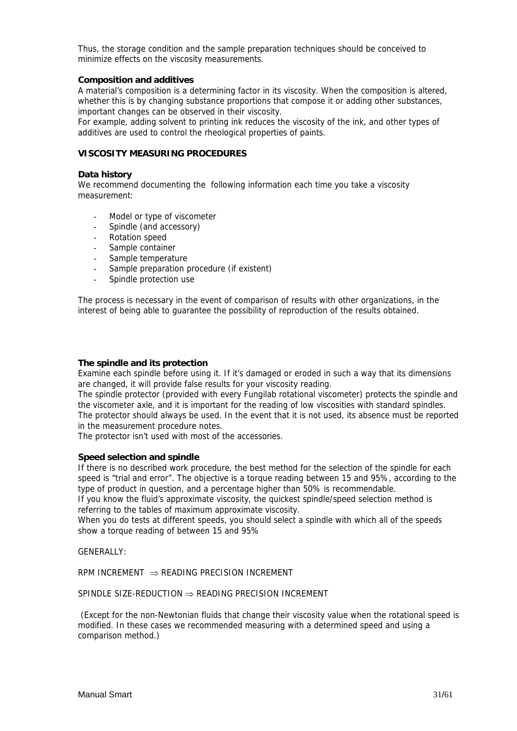Thus, the storage condition and the sample preparation techniques should be conceived to minimize effects on the viscosity measurements.

**Composition and additives**

A material's composition is a determining factor in its viscosity. When the composition is altered, whether this is by changing substance proportions that compose it or adding other substances, important changes can be observed in their viscosity.

For example, adding solvent to printing ink reduces the viscosity of the ink, and other types of additives are used to control the rheological properties of paints.

**VISCOSITY MEASURING PROCEDURES**

**Data history**

We recommend documenting the following information each time you take a viscosity measurement:

- Model or type of viscometer
- Spindle (and accessory)
- Rotation speed
- Sample container
- Sample temperature
- Sample preparation procedure (if existent)
- Spindle protection use

The process is necessary in the event of comparison of results with other organizations, in the interest of being able to guarantee the possibility of reproduction of the results obtained.

**The spindle and its protection**

Examine each spindle before using it. If it's damaged or eroded in such a way that its dimensions are changed, it will provide false results for your viscosity reading.

The spindle protector (provided with every Fungilab rotational viscometer) protects the spindle and the viscometer axle, and it is important for the reading of low viscosities with standard spindles.

The protector should always be used. In the event that it is not used, its absence must be reported in the measurement procedure notes.

The protector isn't used with most of the accessories.

**Speed selection and spindle**

If there is no described work procedure, the best method for the selection of the spindle for each speed is "trial and error". The objective is a torque reading between 15 and 95%, according to the type of product in question, and a percentage higher than 50% is recommendable.

If you know the fluid's approximate viscosity, the quickest spindle/speed selection method is referring to the tables of maximum approximate viscosity.

When you do tests at different speeds, you should select a spindle with which all of the speeds show a torque reading of between 15 and 95%

GENERALLY:

RPM INCREMENT $\Rightarrow$ READING PRECISION INCREMENT

SPINDLE SIZE-REDUCTION $\Rightarrow$ READING PRECISION INCREMENT

(Except for the non-Newtonian fluids that change their viscosity value when the rotational speed is modified. In these cases we recommended measuring with a determined speed and using a comparison method.)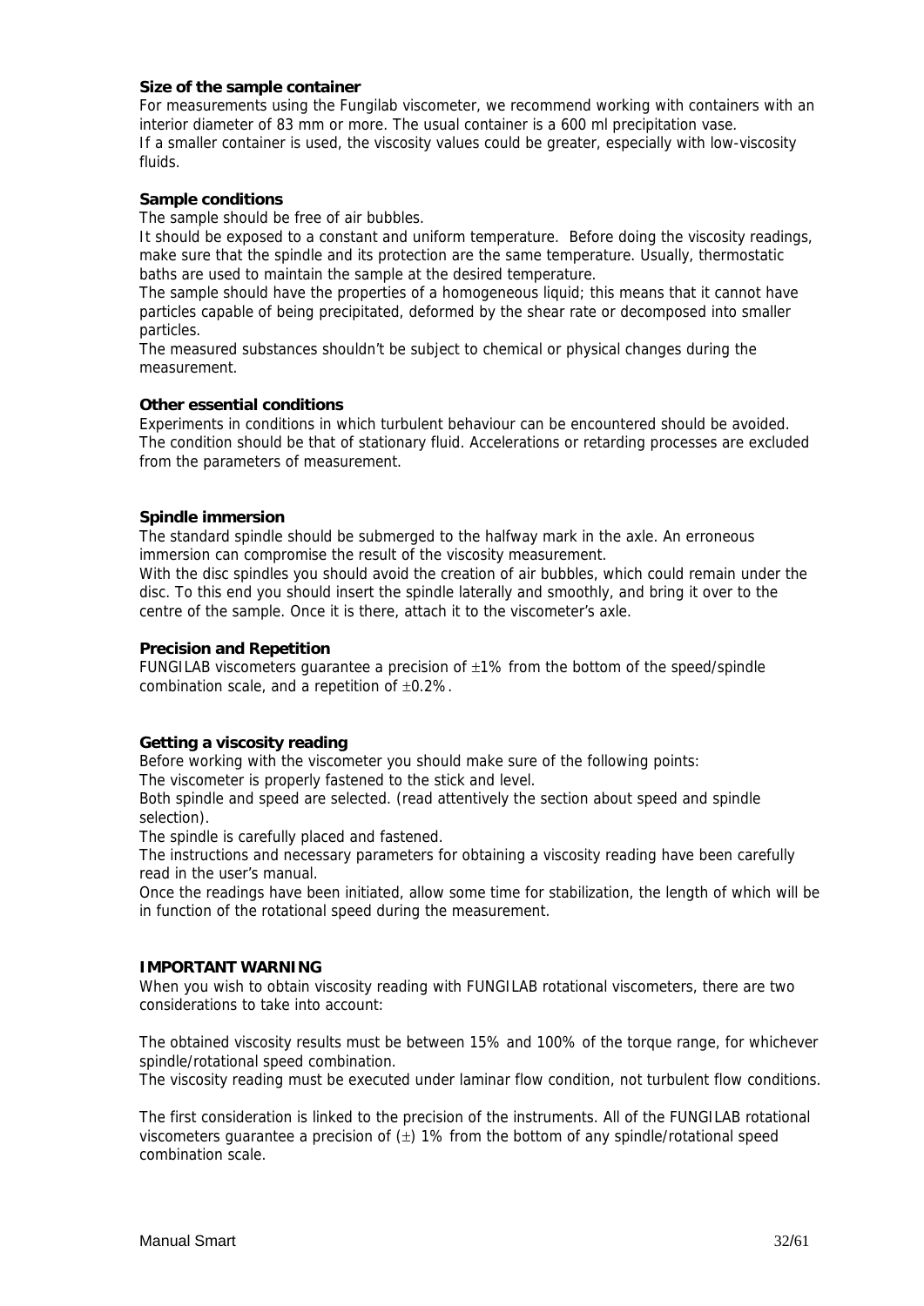### Size of the sample container

For measurements using the Fungilab viscometer, we recommend working with containers with an interior diameter of 83 mm or more. The usual container is a 600 ml precipitation vase.
If a smaller container is used, the viscosity values could be greater, especially with low-viscosity fluids.

### Sample conditions

The sample should be free of air bubbles.
It should be exposed to a constant and uniform temperature. Before doing the viscosity readings, make sure that the spindle and its protection are the same temperature. Usually, thermostatic baths are used to maintain the sample at the desired temperature.
The sample should have the properties of a homogeneous liquid; this means that it cannot have particles capable of being precipitated, deformed by the shear rate or decomposed into smaller particles.
The measured substances shouldn't be subject to chemical or physical changes during the measurement.

### Other essential conditions

Experiments in conditions in which turbulent behaviour can be encountered should be avoided.
The condition should be that of stationary fluid. Accelerations or retarding processes are excluded from the parameters of measurement.

### Spindle immersion

The standard spindle should be submerged to the halfway mark in the axle. An erroneous immersion can compromise the result of the viscosity measurement.
With the disc spindles you should avoid the creation of air bubbles, which could remain under the disc. To this end you should insert the spindle laterally and smoothly, and bring it over to the centre of the sample. Once it is there, attach it to the viscometer's axle.

### Precision and Repetition

FUNGILAB viscometers guarantee a precision of ±1% from the bottom of the speed/spindle combination scale, and a repetition of ±0.2%.

### Getting a viscosity reading

Before working with the viscometer you should make sure of the following points:
The viscometer is properly fastened to the stick and level.
Both spindle and speed are selected. (read attentively the section about speed and spindle selection).
The spindle is carefully placed and fastened.
The instructions and necessary parameters for obtaining a viscosity reading have been carefully read in the user's manual.
Once the readings have been initiated, allow some time for stabilization, the length of which will be in function of the rotational speed during the measurement.

### IMPORTANT WARNING

When you wish to obtain viscosity reading with FUNGILAB rotational viscometers, there are two considerations to take into account:

The obtained viscosity results must be between 15% and 100% of the torque range, for whichever spindle/rotational speed combination.
The viscosity reading must be executed under laminar flow condition, not turbulent flow conditions.

The first consideration is linked to the precision of the instruments. All of the FUNGILAB rotational viscometers guarantee a precision of (±) 1% from the bottom of any spindle/rotational speed combination scale.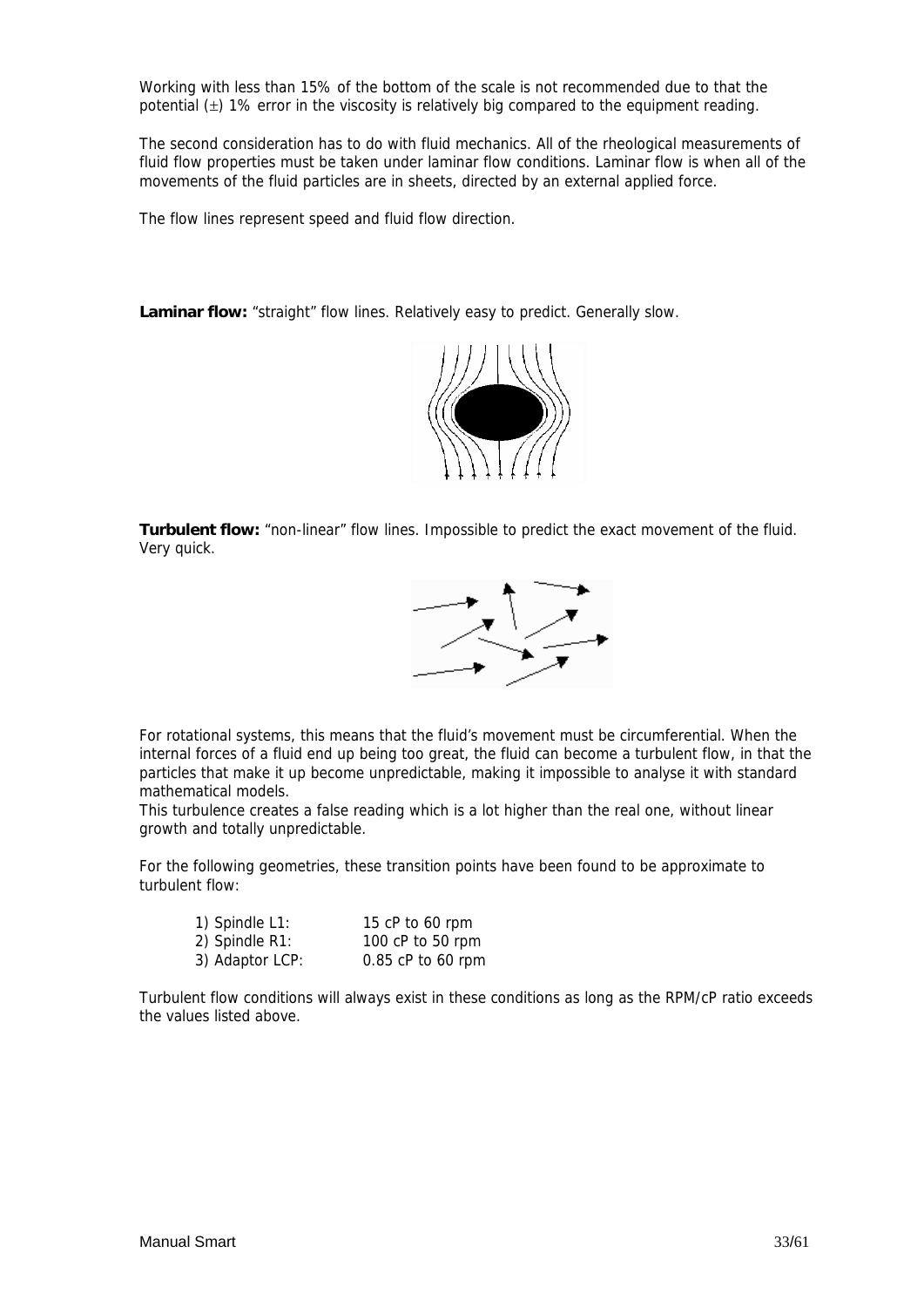Working with less than 15% of the bottom of the scale is not recommended due to that the potential (±) 1% error in the viscosity is relatively big compared to the equipment reading.

The second consideration has to do with fluid mechanics. All of the rheological measurements of fluid flow properties must be taken under laminar flow conditions. Laminar flow is when all of the movements of the fluid particles are in sheets, directed by an external applied force.

The flow lines represent speed and fluid flow direction.

**Laminar flow:** "straight" flow lines. Relatively easy to predict. Generally slow.

**Turbulent flow:** "non-linear" flow lines. Impossible to predict the exact movement of the fluid. Very quick.

For rotational systems, this means that the fluid's movement must be circumferential. When the internal forces of a fluid end up being too great, the fluid can become a turbulent flow, in that the particles that make it up become unpredictable, making it impossible to analyse it with standard mathematical models.
This turbulence creates a false reading which is a lot higher than the real one, without linear growth and totally unpredictable.

For the following geometries, these transition points have been found to be approximate to turbulent flow:

1) Spindle L1: 15 cP to 60 rpm
2) Spindle R1: 100 cP to 50 rpm
3) Adaptor LCP: 0.85 cP to 60 rpm

Turbulent flow conditions will always exist in these conditions as long as the RPM/cP ratio exceeds the values listed above.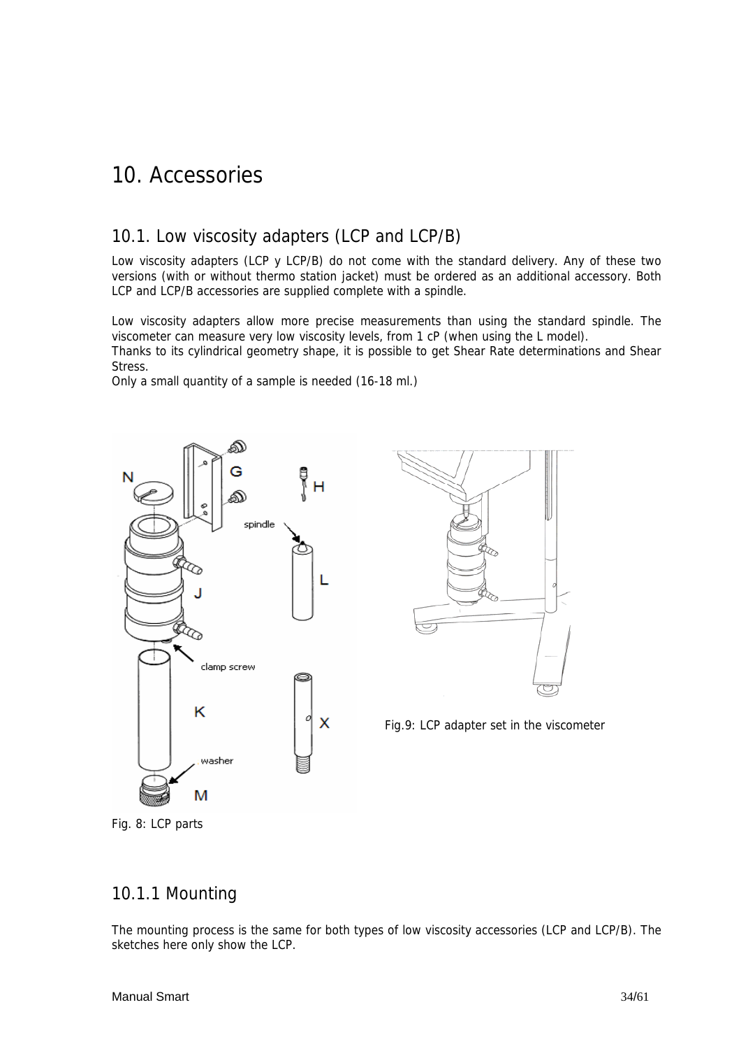# 10. Accessories

## 10.1. Low viscosity adapters (LCP and LCP/B)

Low viscosity adapters (LCP y LCP/B) do not come with the standard delivery. Any of these two versions (with or without thermo station jacket) must be ordered as an additional accessory. Both LCP and LCP/B accessories are supplied complete with a spindle.

Low viscosity adapters allow more precise measurements than using the standard spindle. The viscometer can measure very low viscosity levels, from 1 cP (when using the L model).
Thanks to its cylindrical geometry shape, it is possible to get Shear Rate determinations and Shear Stress.
Only a small quantity of a sample is needed (16-18 ml.)

Fig. 8: LCP parts

Fig.9: LCP adapter set in the viscometer

### 10.1.1 Mounting

The mounting process is the same for both types of low viscosity accessories (LCP and LCP/B). The sketches here only show the LCP.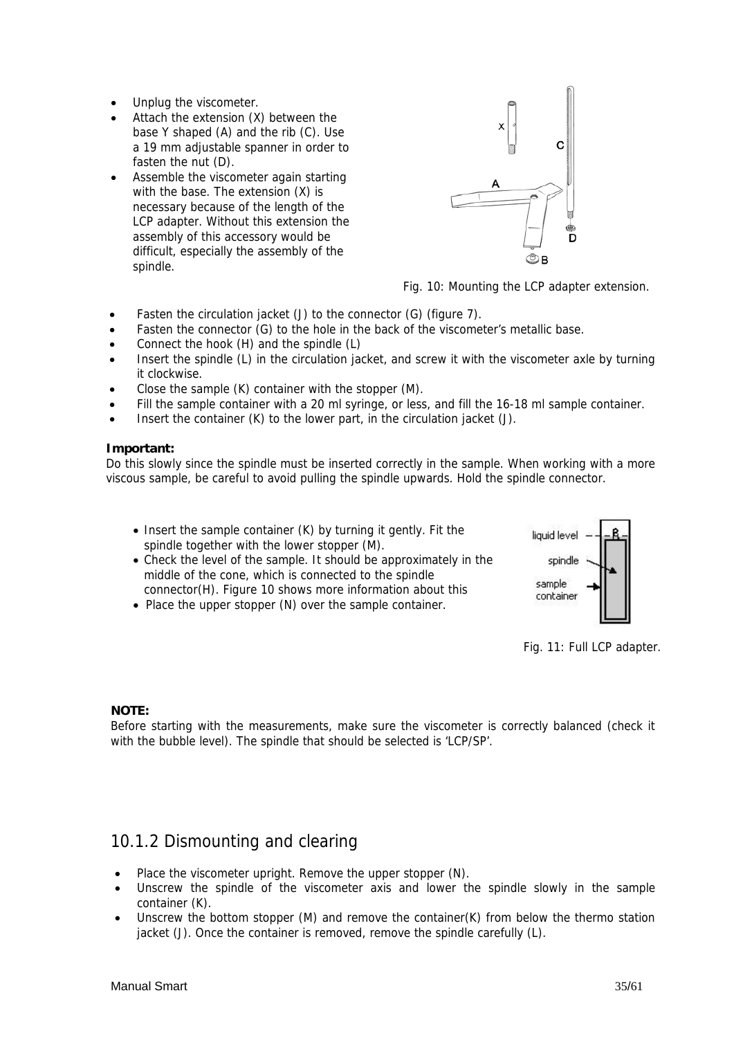- Unplug the viscometer.
- Attach the extension (X) between the base Y shaped (A) and the rib (C). Use a 19 mm adjustable spanner in order to fasten the nut (D).
- Assemble the viscometer again starting with the base. The extension (X) is necessary because of the length of the LCP adapter. Without this extension the assembly of this accessory would be difficult, especially the assembly of the spindle.

Fig. 10: Mounting the LCP adapter extension.

- Fasten the circulation jacket (J) to the connector (G) (figure 7).
- Fasten the connector (G) to the hole in the back of the viscometer's metallic base.
- Connect the hook (H) and the spindle (L)
- Insert the spindle (L) in the circulation jacket, and screw it with the viscometer axle by turning it clockwise.
- Close the sample (K) container with the stopper (M).
- Fill the sample container with a 20 ml syringe, or less, and fill the 16-18 ml sample container.
- Insert the container (K) to the lower part, in the circulation jacket (J).

**Important:**
Do this slowly since the spindle must be inserted correctly in the sample. When working with a more viscous sample, be careful to avoid pulling the spindle upwards. Hold the spindle connector.

- Insert the sample container (K) by turning it gently. Fit the spindle together with the lower stopper (M).
- Check the level of the sample. It should be approximately in the middle of the cone, which is connected to the spindle connector(H). Figure 10 shows more information about this
- Place the upper stopper (N) over the sample container.

Fig. 11: Full LCP adapter.

**NOTE:**
Before starting with the measurements, make sure the viscometer is correctly balanced (check it with the bubble level). The spindle that should be selected is 'LCP/SP'.

## 10.1.2 Dismounting and clearing

- Place the viscometer upright. Remove the upper stopper (N).
- Unscrew the spindle of the viscometer axis and lower the spindle slowly in the sample container (K).
- Unscrew the bottom stopper (M) and remove the container(K) from below the thermo station jacket (J). Once the container is removed, remove the spindle carefully (L).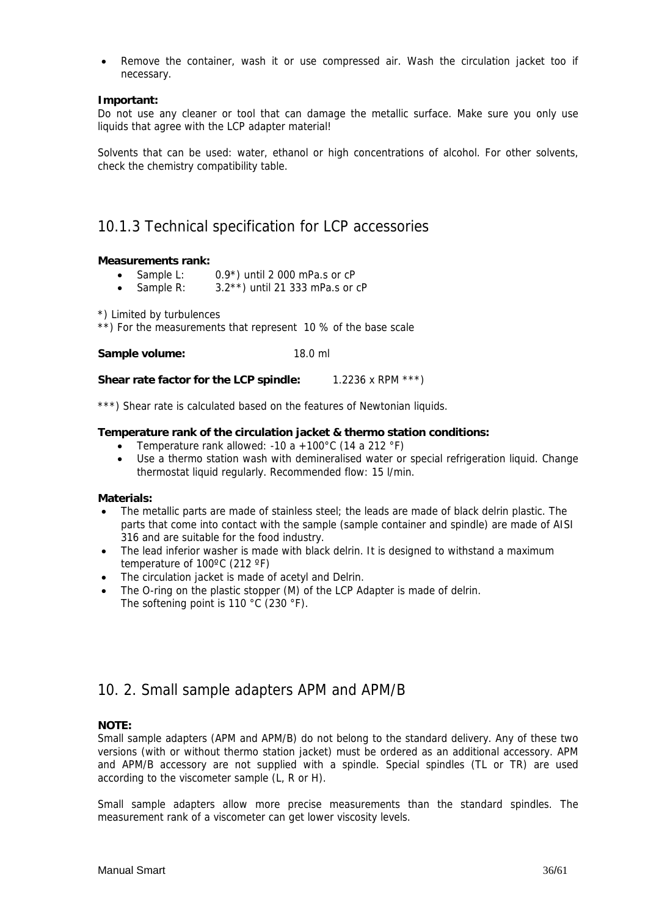- Remove the container, wash it or use compressed air. Wash the circulation jacket too if necessary.

**Important:**
Do not use any cleaner or tool that can damage the metallic surface. Make sure you only use liquids that agree with the LCP adapter material!

Solvents that can be used: water, ethanol or high concentrations of alcohol. For other solvents, check the chemistry compatibility table.

### 10.1.3 Technical specification for LCP accessories

**Measurements rank:**

- Sample L: 0.9*) until 2 000 mPa.s or cP
- Sample R: 3.2**) until 21 333 mPa.s or cP

*) Limited by turbulences
**) For the measurements that represent 10 % of the base scale

**Sample volume:** 18.0 ml

**Shear rate factor for the LCP spindle:** 1.2236 x RPM ***)

***) Shear rate is calculated based on the features of Newtonian liquids.

**Temperature rank of the circulation jacket & thermo station conditions:**

- Temperature rank allowed: -10 a +100°C (14 a 212 °F)
- Use a thermo station wash with demineralised water or special refrigeration liquid. Change thermostat liquid regularly. Recommended flow: 15 l/min.

**Materials:**

- The metallic parts are made of stainless steel; the leads are made of black delrin plastic. The parts that come into contact with the sample (sample container and spindle) are made of AISI 316 and are suitable for the food industry.
- The lead inferior washer is made with black delrin. It is designed to withstand a maximum temperature of 100ºC (212 ºF)
- The circulation jacket is made of acetyl and Delrin.
- The O-ring on the plastic stopper (M) of the LCP Adapter is made of delrin.
  The softening point is 110 °C (230 °F).

## 10. 2. Small sample adapters APM and APM/B

**NOTE:**
Small sample adapters (APM and APM/B) do not belong to the standard delivery. Any of these two versions (with or without thermo station jacket) must be ordered as an additional accessory. APM and APM/B accessory are not supplied with a spindle. Special spindles (TL or TR) are used according to the viscometer sample (L, R or H).

Small sample adapters allow more precise measurements than the standard spindles. The measurement rank of a viscometer can get lower viscosity levels.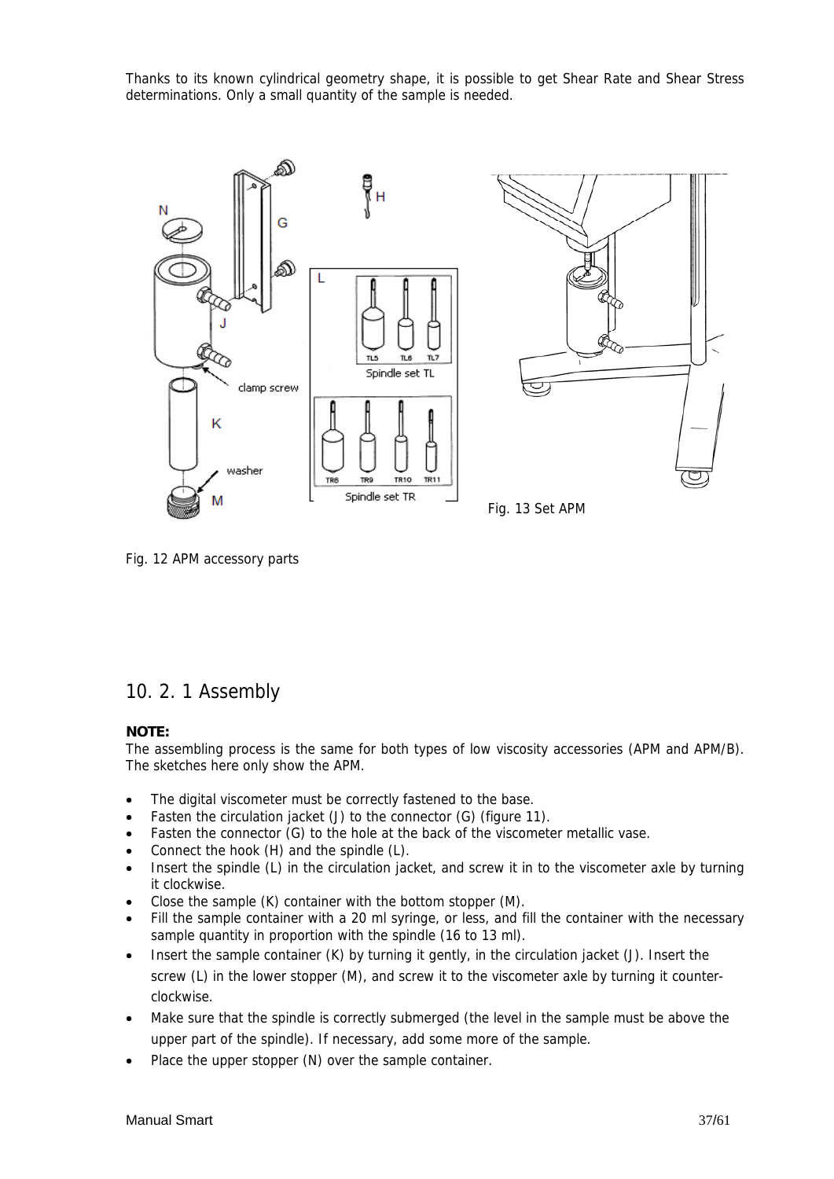Thanks to its known cylindrical geometry shape, it is possible to get Shear Rate and Shear Stress determinations. Only a small quantity of the sample is needed.

Fig. 13 Set APM

Fig. 12 APM accessory parts

## 10. 2. 1 Assembly

**NOTE:**
The assembling process is the same for both types of low viscosity accessories (APM and APM/B). The sketches here only show the APM.

- The digital viscometer must be correctly fastened to the base.
- Fasten the circulation jacket (J) to the connector (G) (figure 11).
- Fasten the connector (G) to the hole at the back of the viscometer metallic vase.
- Connect the hook (H) and the spindle (L).
- Insert the spindle (L) in the circulation jacket, and screw it in to the viscometer axle by turning it clockwise.
- Close the sample (K) container with the bottom stopper (M).
- Fill the sample container with a 20 ml syringe, or less, and fill the container with the necessary sample quantity in proportion with the spindle (16 to 13 ml).
- Insert the sample container (K) by turning it gently, in the circulation jacket (J). Insert the screw (L) in the lower stopper (M), and screw it to the viscometer axle by turning it counter-clockwise.
- Make sure that the spindle is correctly submerged (the level in the sample must be above the upper part of the spindle). If necessary, add some more of the sample.
- Place the upper stopper (N) over the sample container.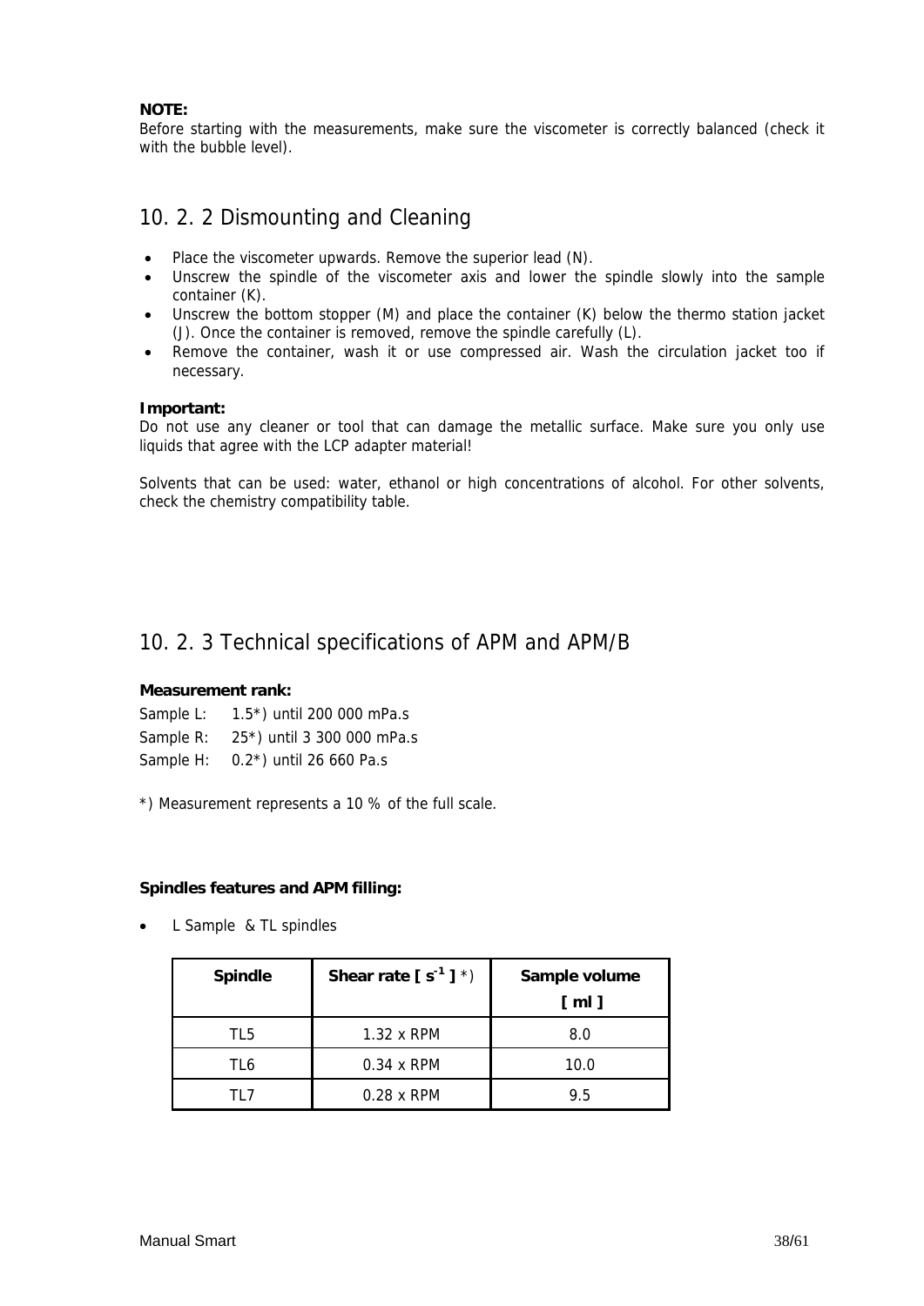**NOTE:**
Before starting with the measurements, make sure the viscometer is correctly balanced (check it with the bubble level).

## 10. 2. 2 Dismounting and Cleaning

- Place the viscometer upwards. Remove the superior lead (N).
- Unscrew the spindle of the viscometer axis and lower the spindle slowly into the sample container (K).
- Unscrew the bottom stopper (M) and place the container (K) below the thermo station jacket (J). Once the container is removed, remove the spindle carefully (L).
- Remove the container, wash it or use compressed air. Wash the circulation jacket too if necessary.

**Important:**
Do not use any cleaner or tool that can damage the metallic surface. Make sure you only use liquids that agree with the LCP adapter material!

Solvents that can be used: water, ethanol or high concentrations of alcohol. For other solvents, check the chemistry compatibility table.

## 10. 2. 3 Technical specifications of APM and APM/B

**Measurement rank:**

Sample L: 1.5*) until 200 000 mPa.s

Sample R: 25*) until 3 300 000 mPa.s

Sample H: 0.2*) until 26 660 Pa.s

*) Measurement represents a 10 % of the full scale.

**Spindles features and APM filling:**

- L Sample & TL spindles

| Spindle | Shear rate [ $s^{-1}$ ] *) | Sample volume [ ml ] |
|---|---|---|
| TL5 | 1.32 x RPM | 8.0 |
| TL6 | 0.34 x RPM | 10.0 |
| TL7 | 0.28 x RPM | 9.5 |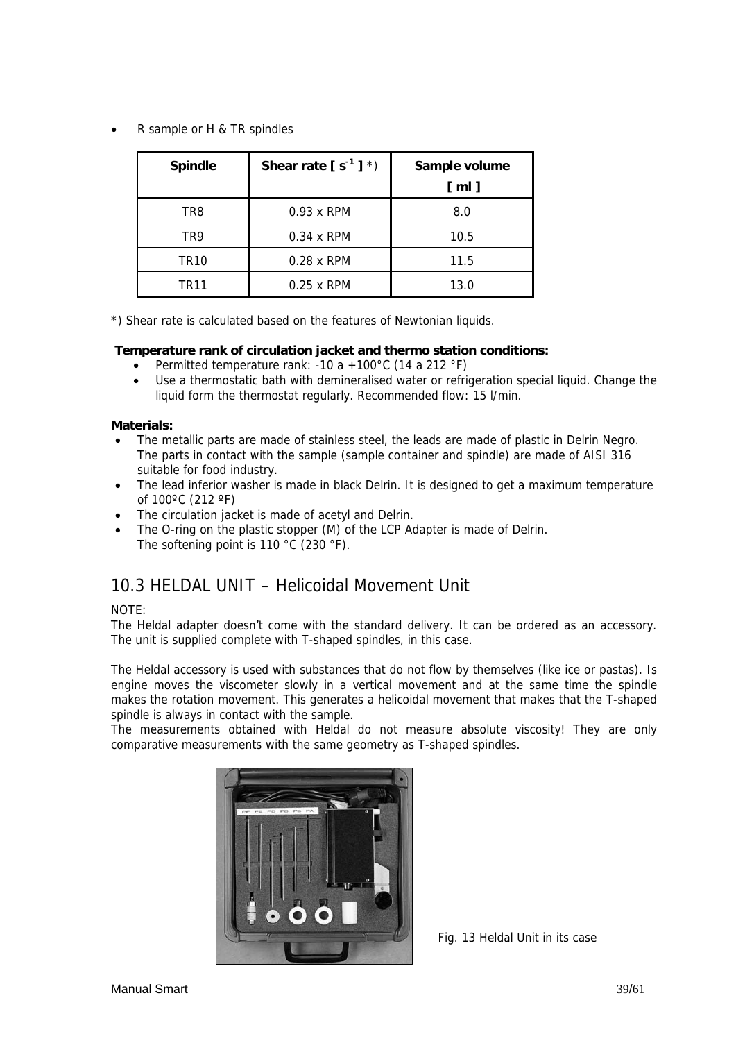- R sample or H & TR spindles

| Spindle | Shear rate [ $s^{-1}$ ] *) | Sample volume [ ml ] |
|---|---|---|
| TR8 | 0.93 x RPM | 8.0 |
| TR9 | 0.34 x RPM | 10.5 |
| TR10 | 0.28 x RPM | 11.5 |
| TR11 | 0.25 x RPM | 13.0 |

*) Shear rate is calculated based on the features of Newtonian liquids.

**Temperature rank of circulation jacket and thermo station conditions:**

- Permitted temperature rank: -10 a +100°C (14 a 212 °F)
- Use a thermostatic bath with demineralised water or refrigeration special liquid. Change the liquid form the thermostat regularly. Recommended flow: 15 l/min.

**Materials:**

- The metallic parts are made of stainless steel, the leads are made of plastic in Delrin Negro. The parts in contact with the sample (sample container and spindle) are made of AISI 316 suitable for food industry.
- The lead inferior washer is made in black Delrin. It is designed to get a maximum temperature of 100ºC (212 ºF)
- The circulation jacket is made of acetyl and Delrin.
- The O-ring on the plastic stopper (M) of the LCP Adapter is made of Delrin. The softening point is 110 °C (230 °F).

## 10.3 HELDAL UNIT – Helicoidal Movement Unit

NOTE:
The Heldal adapter doesn't come with the standard delivery. It can be ordered as an accessory. The unit is supplied complete with T-shaped spindles, in this case.

The Heldal accessory is used with substances that do not flow by themselves (like ice or pastas). Is engine moves the viscometer slowly in a vertical movement and at the same time the spindle makes the rotation movement. This generates a helicoidal movement that makes that the T-shaped spindle is always in contact with the sample.
The measurements obtained with Heldal do not measure absolute viscosity! They are only comparative measurements with the same geometry as T-shaped spindles.

Fig. 13 Heldal Unit in its case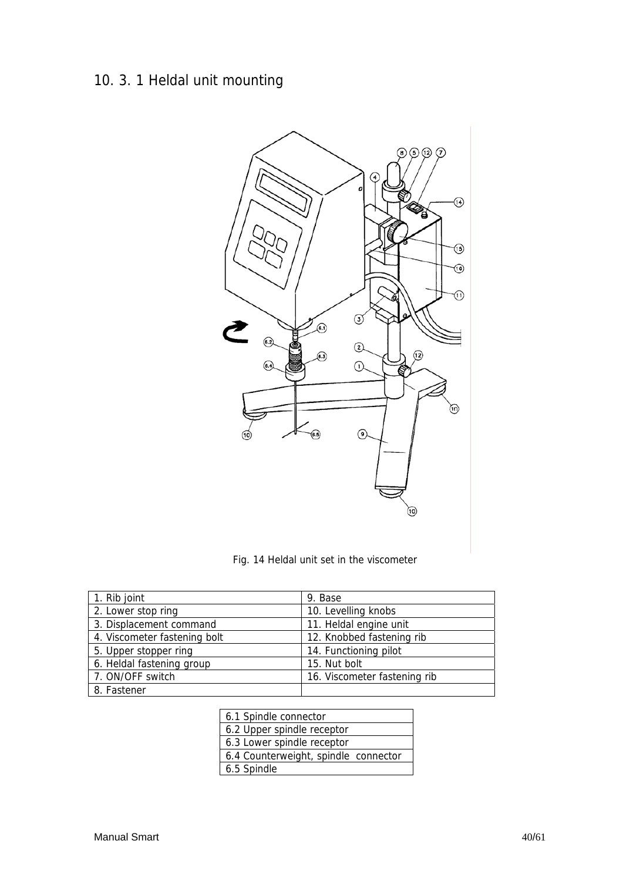## 10. 3. 1 Heldal unit mounting

Fig. 14 Heldal unit set in the viscometer

| 1. Rib joint | 9. Base |
|---|---|
| 2. Lower stop ring | 10. Levelling knobs |
| 3. Displacement command | 11. Heldal engine unit |
| 4. Viscometer fastening bolt | 12. Knobbed fastening rib |
| 5. Upper stopper ring | 14. Functioning pilot |
| 6. Heldal fastening group | 15. Nut bolt |
| 7. ON/OFF switch | 16. Viscometer fastening rib |
| 8. Fastener | |

| 6.1 Spindle connector |
|---|
| 6.2 Upper spindle receptor |
| 6.3 Lower spindle receptor |
| 6.4 Counterweight, spindle connector |
| 6.5 Spindle |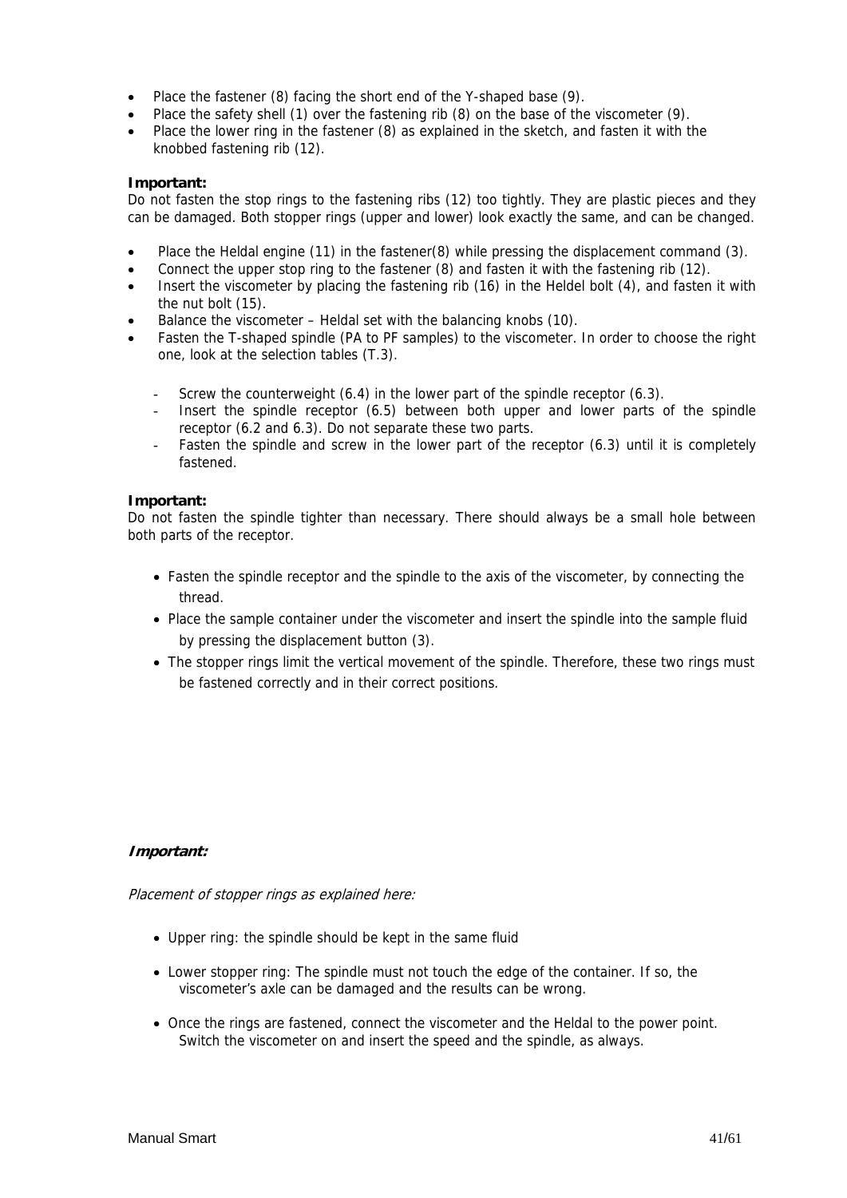- Place the fastener (8) facing the short end of the Y-shaped base (9).
- Place the safety shell (1) over the fastening rib (8) on the base of the viscometer (9).
- Place the lower ring in the fastener (8) as explained in the sketch, and fasten it with the knobbed fastening rib (12).

**Important:**
Do not fasten the stop rings to the fastening ribs (12) too tightly. They are plastic pieces and they can be damaged. Both stopper rings (upper and lower) look exactly the same, and can be changed.

- Place the Heldal engine (11) in the fastener(8) while pressing the displacement command (3).
- Connect the upper stop ring to the fastener (8) and fasten it with the fastening rib (12).
- Insert the viscometer by placing the fastening rib (16) in the Heldel bolt (4), and fasten it with the nut bolt (15).
- Balance the viscometer – Heldal set with the balancing knobs (10).
- Fasten the T-shaped spindle (PA to PF samples) to the viscometer. In order to choose the right one, look at the selection tables (T.3).
    - Screw the counterweight (6.4) in the lower part of the spindle receptor (6.3).
    - Insert the spindle receptor (6.5) between both upper and lower parts of the spindle receptor (6.2 and 6.3). Do not separate these two parts.
    - Fasten the spindle and screw in the lower part of the receptor (6.3) until it is completely fastened.

**Important:**
Do not fasten the spindle tighter than necessary. There should always be a small hole between both parts of the receptor.

- Fasten the spindle receptor and the spindle to the axis of the viscometer, by connecting the thread.
- Place the sample container under the viscometer and insert the spindle into the sample fluid by pressing the displacement button (3).
- The stopper rings limit the vertical movement of the spindle. Therefore, these two rings must be fastened correctly and in their correct positions.

***Important:***

*Placement of stopper rings as explained here:*

- Upper ring: the spindle should be kept in the same fluid
- Lower stopper ring: The spindle must not touch the edge of the container. If so, the viscometer's axle can be damaged and the results can be wrong.
- Once the rings are fastened, connect the viscometer and the Heldal to the power point. Switch the viscometer on and insert the speed and the spindle, as always.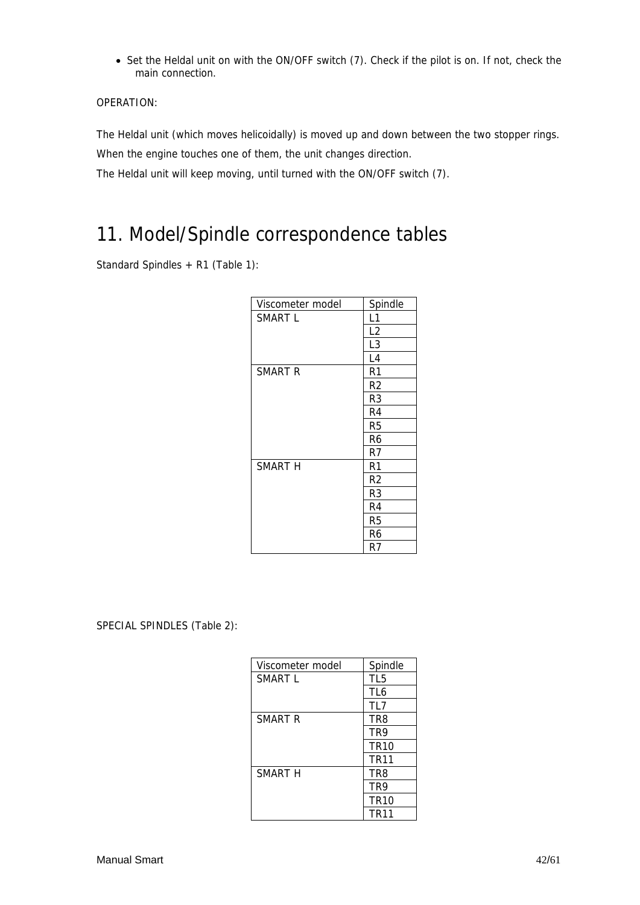- Set the Heldal unit on with the ON/OFF switch (7). Check if the pilot is on. If not, check the main connection.

OPERATION:

The Heldal unit (which moves helicoidally) is moved up and down between the two stopper rings.

When the engine touches one of them, the unit changes direction.

The Heldal unit will keep moving, until turned with the ON/OFF switch (7).

# 11. Model/Spindle correspondence tables

Standard Spindles + R1 (Table 1):

| Viscometer model | Spindle |
|---|---|
| SMART L | L1 |
| | L2 |
| | L3 |
| | L4 |
| SMART R | R1 |
| | R2 |
| | R3 |
| | R4 |
| | R5 |
| | R6 |
| | R7 |
| SMART H | R1 |
| | R2 |
| | R3 |
| | R4 |
| | R5 |
| | R6 |
| | R7 |

SPECIAL SPINDLES (Table 2):

| Viscometer model | Spindle |
|---|---|
| SMART L | TL5 |
| | TL6 |
| | TL7 |
| SMART R | TR8 |
| | TR9 |
| | TR10 |
| | TR11 |
| SMART H | TR8 |
| | TR9 |
| | TR10 |
| | TR11 |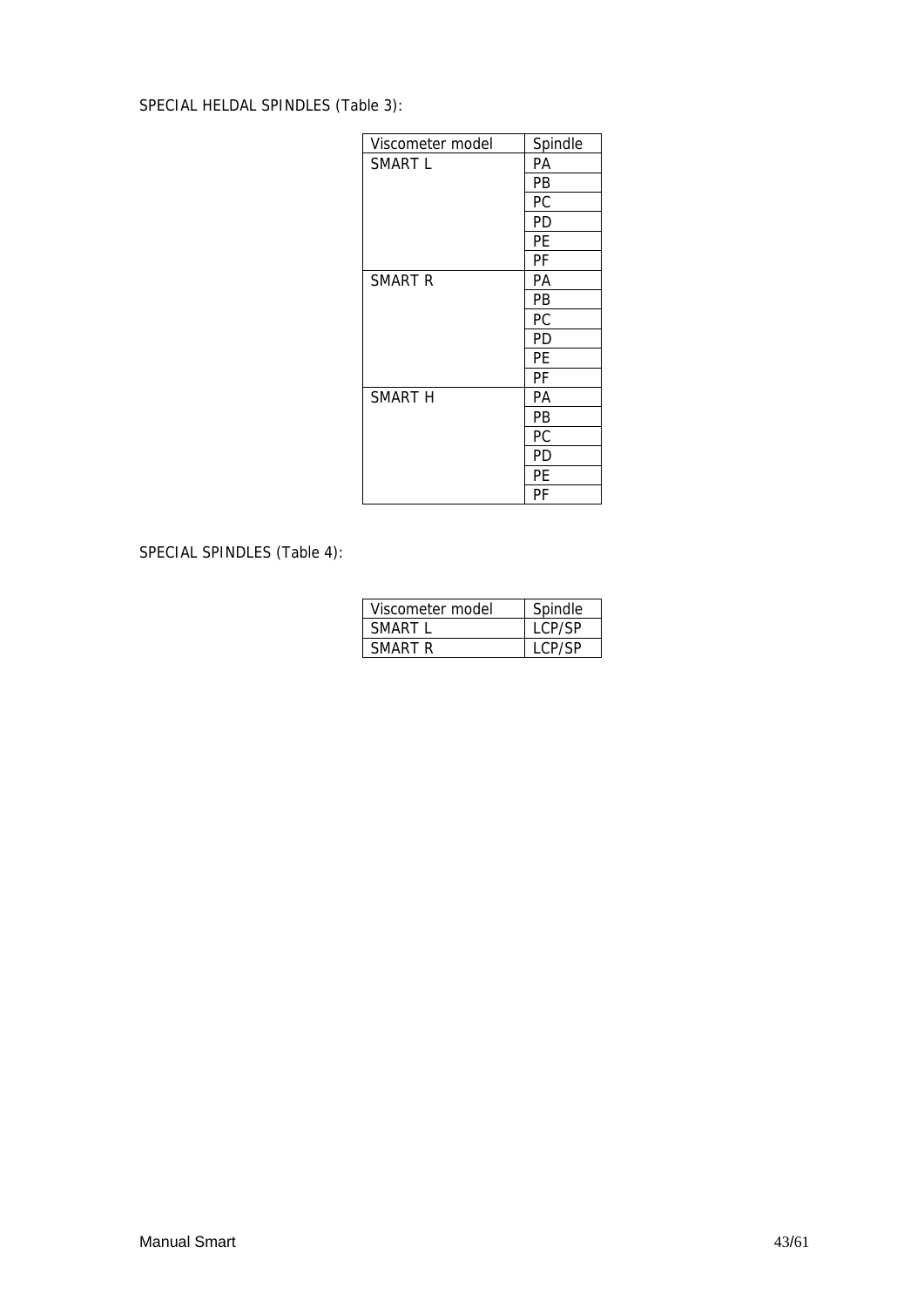SPECIAL HELDAL SPINDLES (Table 3):

| Viscometer model | Spindle |
|---|---|
| SMART L | PA |
| | PB |
| | PC |
| | PD |
| | PE |
| | PF |
| SMART R | PA |
| | PB |
| | PC |
| | PD |
| | PE |
| | PF |
| SMART H | PA |
| | PB |
| | PC |
| | PD |
| | PE |
| | PF |

SPECIAL SPINDLES (Table 4):

| Viscometer model | Spindle |
|---|---|
| SMART L | LCP/SP |
| SMART R | LCP/SP |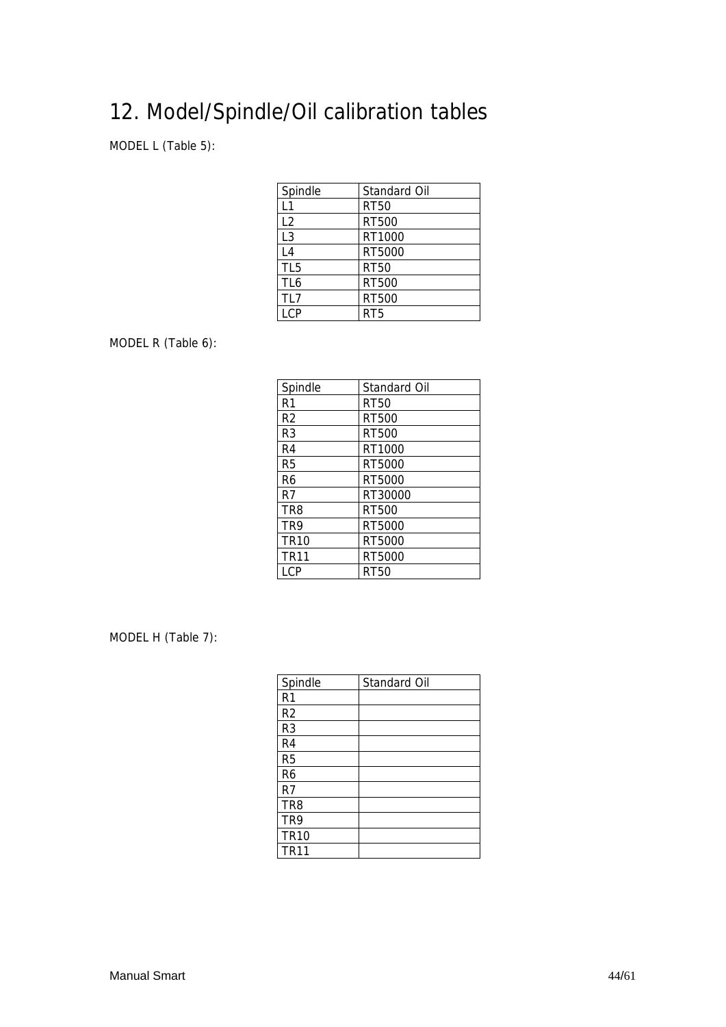# 12. Model/Spindle/Oil calibration tables

MODEL L (Table 5):

| Spindle | Standard Oil |
| --- | --- |
| L1 | RT50 |
| L2 | RT500 |
| L3 | RT1000 |
| L4 | RT5000 |
| TL5 | RT50 |
| TL6 | RT500 |
| TL7 | RT500 |
| LCP | RT5 |

MODEL R (Table 6):

| Spindle | Standard Oil |
| --- | --- |
| R1 | RT50 |
| R2 | RT500 |
| R3 | RT500 |
| R4 | RT1000 |
| R5 | RT5000 |
| R6 | RT5000 |
| R7 | RT30000 |
| TR8 | RT500 |
| TR9 | RT5000 |
| TR10 | RT5000 |
| TR11 | RT5000 |
| LCP | RT50 |

MODEL H (Table 7):

| Spindle | Standard Oil |
| --- | --- |
| R1 | |
| R2 | |
| R3 | |
| R4 | |
| R5 | |
| R6 | |
| R7 | |
| TR8 | |
| TR9 | |
| TR10 | |
| TR11 | |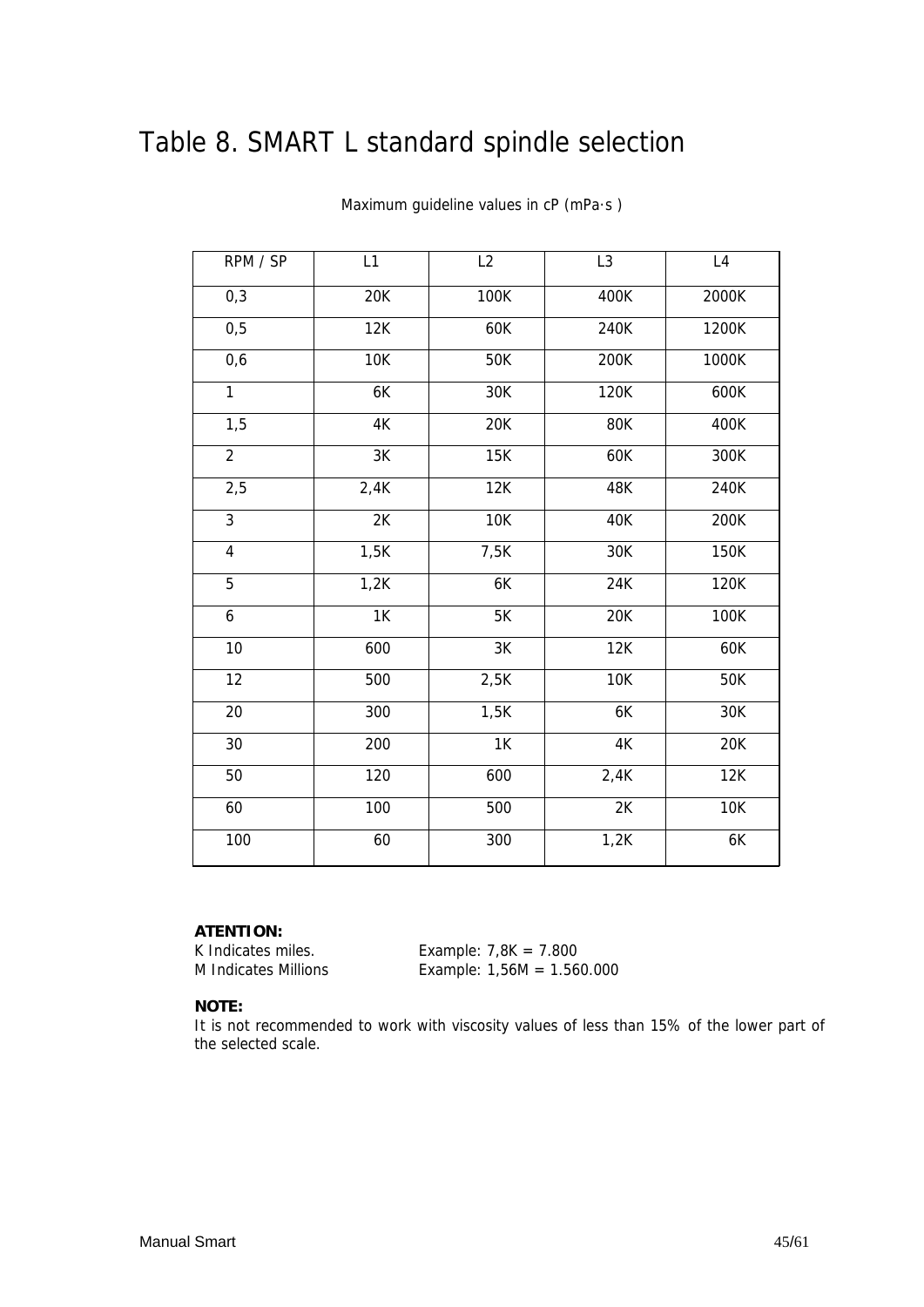# Table 8. SMART L standard spindle selection

Maximum guideline values in cP (mPa·s )

| RPM / SP | L1 | L2 | L3 | L4 |
|---|---|---|---|---|
| 0,3 | 20K | 100K | 400K | 2000K |
| 0,5 | 12K | 60K | 240K | 1200K |
| 0,6 | 10K | 50K | 200K | 1000K |
| 1 | 6K | 30K | 120K | 600K |
| 1,5 | 4K | 20K | 80K | 400K |
| 2 | 3K | 15K | 60K | 300K |
| 2,5 | 2,4K | 12K | 48K | 240K |
| 3 | 2K | 10K | 40K | 200K |
| 4 | 1,5K | 7,5K | 30K | 150K |
| 5 | 1,2K | 6K | 24K | 120K |
| 6 | 1K | 5K | 20K | 100K |
| 10 | 600 | 3K | 12K | 60K |
| 12 | 500 | 2,5K | 10K | 50K |
| 20 | 300 | 1,5K | 6K | 30K |
| 30 | 200 | 1K | 4K | 20K |
| 50 | 120 | 600 | 2,4K | 12K |
| 60 | 100 | 500 | 2K | 10K |
| 100 | 60 | 300 | 1,2K | 6K |

**ATENTION:**

K Indicates miles. Example: 7,8K = 7.800

M Indicates Millions Example: 1,56M = 1.560.000

**NOTE:**

It is not recommended to work with viscosity values of less than 15% of the lower part of the selected scale.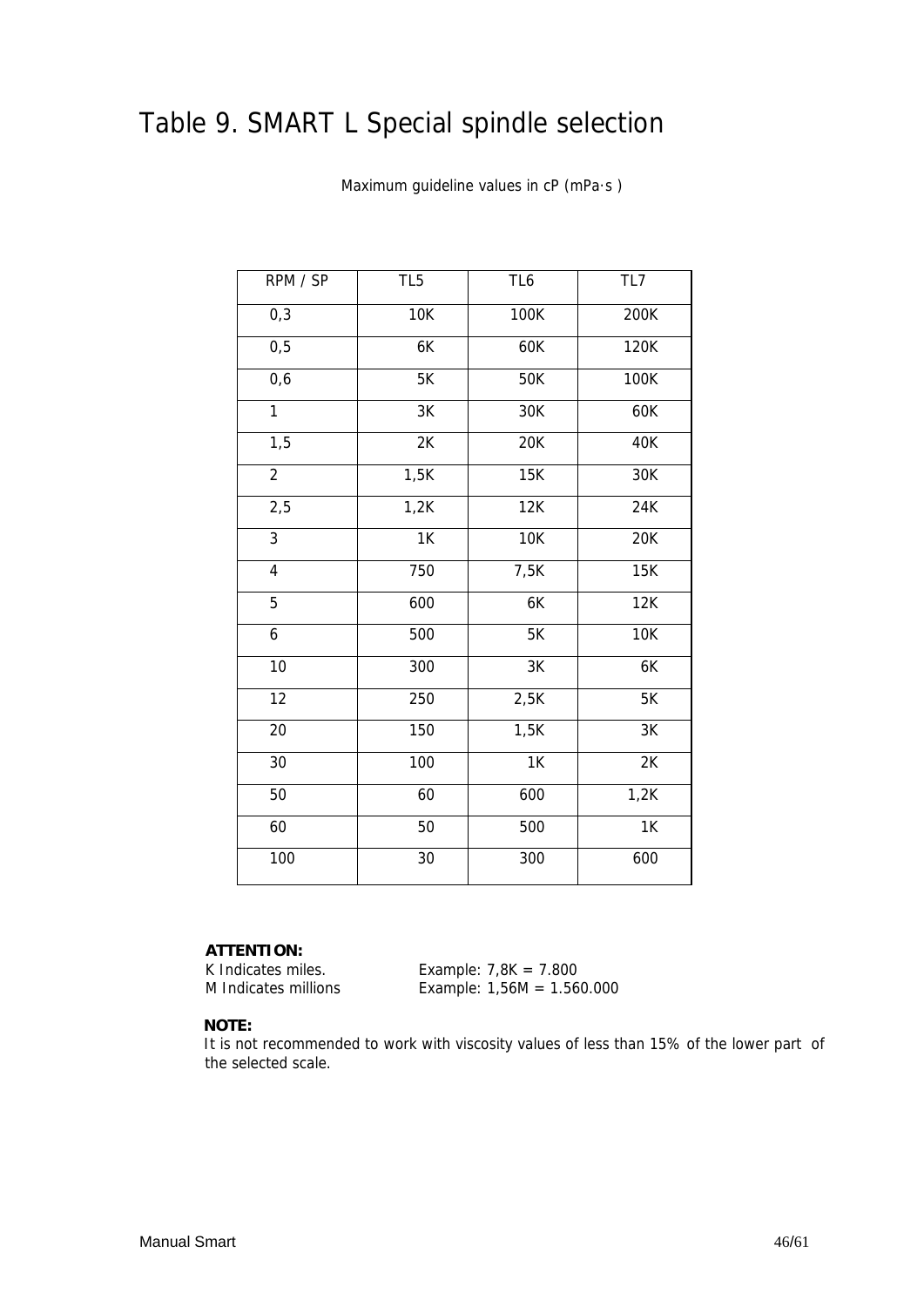# Table 9. SMART L Special spindle selection

Maximum guideline values in cP (mPa·s )

| RPM / SP | TL5 | TL6 | TL7 |
| --- | --- | --- | --- |
| 0,3 | 10K | 100K | 200K |
| 0,5 | 6K | 60K | 120K |
| 0,6 | 5K | 50K | 100K |
| 1 | 3K | 30K | 60K |
| 1,5 | 2K | 20K | 40K |
| 2 | 1,5K | 15K | 30K |
| 2,5 | 1,2K | 12K | 24K |
| 3 | 1K | 10K | 20K |
| 4 | 750 | 7,5K | 15K |
| 5 | 600 | 6K | 12K |
| 6 | 500 | 5K | 10K |
| 10 | 300 | 3K | 6K |
| 12 | 250 | 2,5K | 5K |
| 20 | 150 | 1,5K | 3K |
| 30 | 100 | 1K | 2K |
| 50 | 60 | 600 | 1,2K |
| 60 | 50 | 500 | 1K |
| 100 | 30 | 300 | 600 |

**ATTENTION:**

K Indicates miles. Example: 7,8K = 7.800

M Indicates millions Example: 1,56M = 1.560.000

**NOTE:**

It is not recommended to work with viscosity values of less than 15% of the lower part of the selected scale.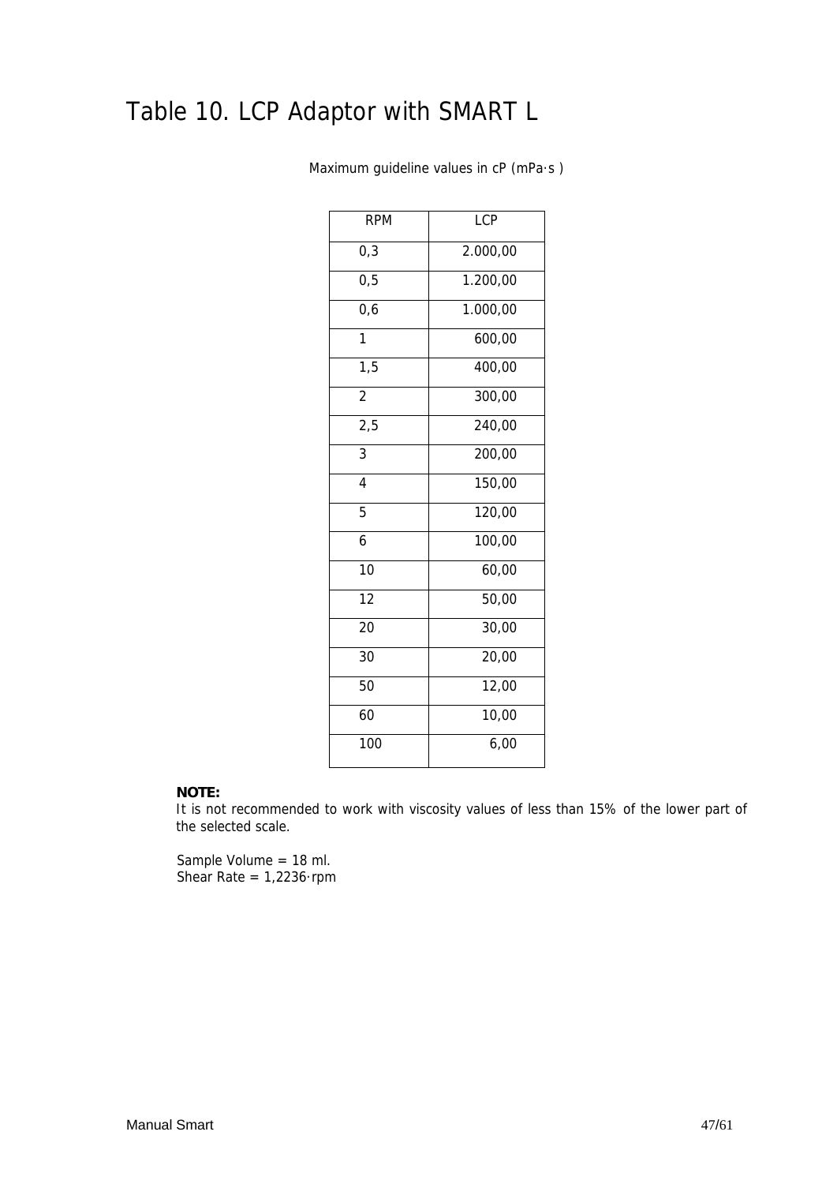# Table 10. LCP Adaptor with SMART L

Maximum guideline values in cP (mPa·s )

| RPM | LCP |
|---|---|
| 0,3 | 2.000,00 |
| 0,5 | 1.200,00 |
| 0,6 | 1.000,00 |
| 1 | 600,00 |
| 1,5 | 400,00 |
| 2 | 300,00 |
| 2,5 | 240,00 |
| 3 | 200,00 |
| 4 | 150,00 |
| 5 | 120,00 |
| 6 | 100,00 |
| 10 | 60,00 |
| 12 | 50,00 |
| 20 | 30,00 |
| 30 | 20,00 |
| 50 | 12,00 |
| 60 | 10,00 |
| 100 | 6,00 |

**NOTE:**
It is not recommended to work with viscosity values of less than 15% of the lower part of the selected scale.

Sample Volume = 18 ml.
Shear Rate = 1,2236·rpm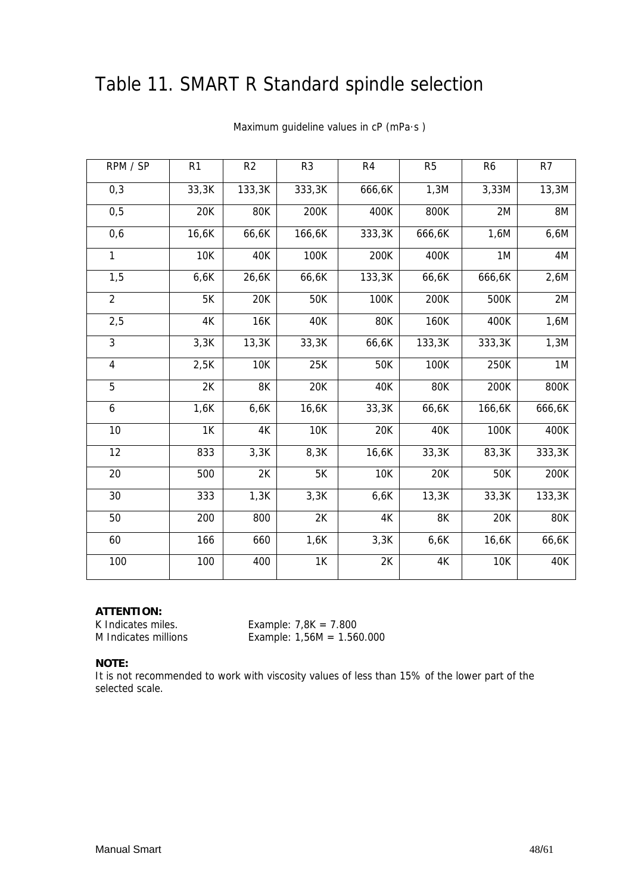# Table 11. SMART R Standard spindle selection

Maximum guideline values in cP (mPa·s )

| RPM / SP | R1 | R2 | R3 | R4 | R5 | R6 | R7 |
|---|---|---|---|---|---|---|---|
| 0,3 | 33,3K | 133,3K | 333,3K | 666,6K | 1,3M | 3,33M | 13,3M |
| 0,5 | 20K | 80K | 200K | 400K | 800K | 2M | 8M |
| 0,6 | 16,6K | 66,6K | 166,6K | 333,3K | 666,6K | 1,6M | 6,6M |
| 1 | 10K | 40K | 100K | 200K | 400K | 1M | 4M |
| 1,5 | 6,6K | 26,6K | 66,6K | 133,3K | 66,6K | 666,6K | 2,6M |
| 2 | 5K | 20K | 50K | 100K | 200K | 500K | 2M |
| 2,5 | 4K | 16K | 40K | 80K | 160K | 400K | 1,6M |
| 3 | 3,3K | 13,3K | 33,3K | 66,6K | 133,3K | 333,3K | 1,3M |
| 4 | 2,5K | 10K | 25K | 50K | 100K | 250K | 1M |
| 5 | 2K | 8K | 20K | 40K | 80K | 200K | 800K |
| 6 | 1,6K | 6,6K | 16,6K | 33,3K | 66,6K | 166,6K | 666,6K |
| 10 | 1K | 4K | 10K | 20K | 40K | 100K | 400K |
| 12 | 833 | 3,3K | 8,3K | 16,6K | 33,3K | 83,3K | 333,3K |
| 20 | 500 | 2K | 5K | 10K | 20K | 50K | 200K |
| 30 | 333 | 1,3K | 3,3K | 6,6K | 13,3K | 33,3K | 133,3K |
| 50 | 200 | 800 | 2K | 4K | 8K | 20K | 80K |
| 60 | 166 | 660 | 1,6K | 3,3K | 6,6K | 16,6K | 66,6K |
| 100 | 100 | 400 | 1K | 2K | 4K | 10K | 40K |

**ATTENTION:**

K Indicates miles. Example: 7,8K = 7.800

M Indicates millions Example: 1,56M = 1.560.000

**NOTE:**

It is not recommended to work with viscosity values of less than 15% of the lower part of the selected scale.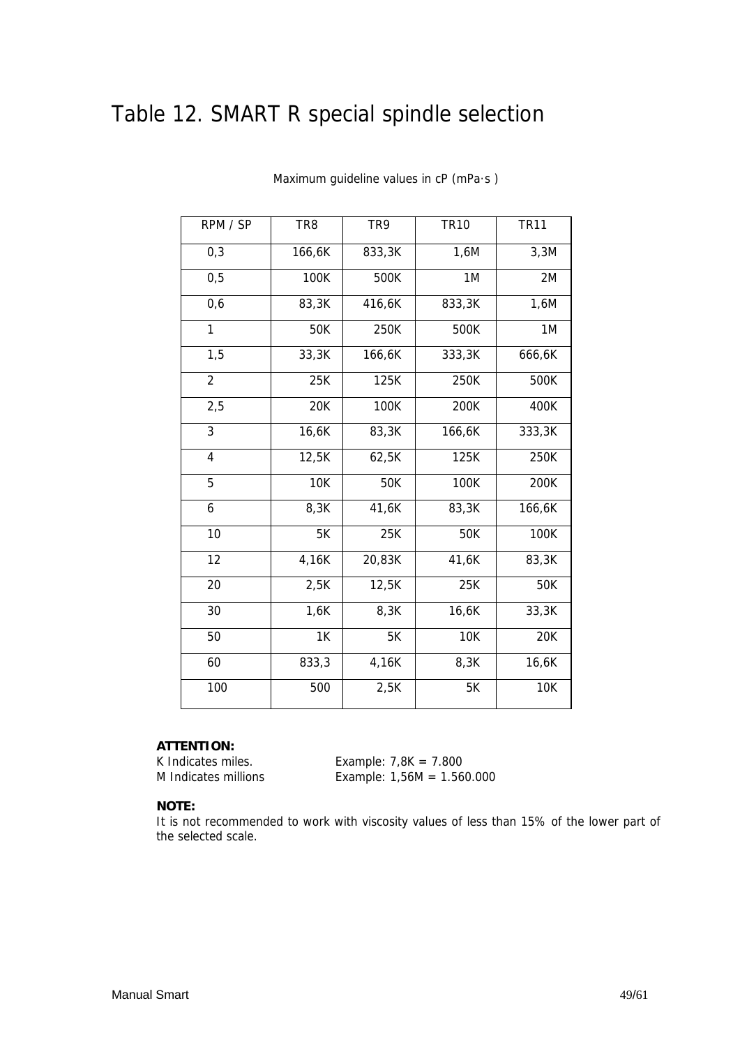# Table 12. SMART R special spindle selection

Maximum guideline values in cP (mPa·s )

| RPM / SP | TR8 | TR9 | TR10 | TR11 |
|---|---|---|---|---|
| 0,3 | 166,6K | 833,3K | 1,6M | 3,3M |
| 0,5 | 100K | 500K | 1M | 2M |
| 0,6 | 83,3K | 416,6K | 833,3K | 1,6M |
| 1 | 50K | 250K | 500K | 1M |
| 1,5 | 33,3K | 166,6K | 333,3K | 666,6K |
| 2 | 25K | 125K | 250K | 500K |
| 2,5 | 20K | 100K | 200K | 400K |
| 3 | 16,6K | 83,3K | 166,6K | 333,3K |
| 4 | 12,5K | 62,5K | 125K | 250K |
| 5 | 10K | 50K | 100K | 200K |
| 6 | 8,3K | 41,6K | 83,3K | 166,6K |
| 10 | 5K | 25K | 50K | 100K |
| 12 | 4,16K | 20,83K | 41,6K | 83,3K |
| 20 | 2,5K | 12,5K | 25K | 50K |
| 30 | 1,6K | 8,3K | 16,6K | 33,3K |
| 50 | 1K | 5K | 10K | 20K |
| 60 | 833,3 | 4,16K | 8,3K | 16,6K |
| 100 | 500 | 2,5K | 5K | 10K |

**ATTENTION:**

K Indicates miles. Example: 7,8K = 7.800

M Indicates millions Example: 1,56M = 1.560.000

**NOTE:**

It is not recommended to work with viscosity values of less than 15% of the lower part of the selected scale.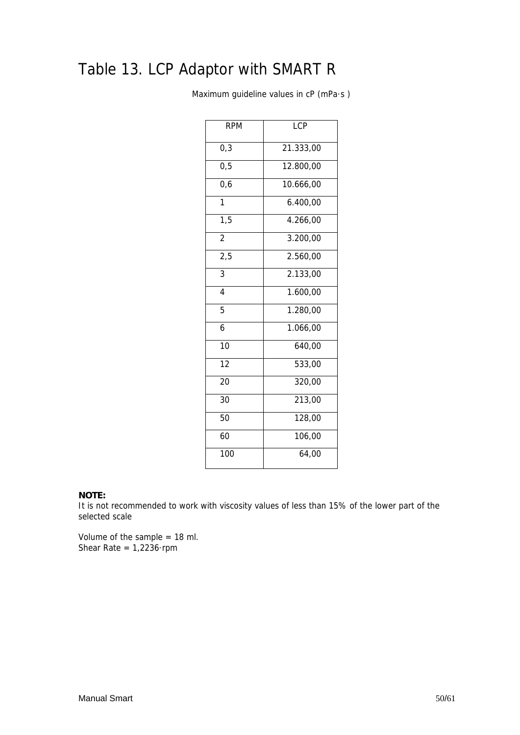# Table 13. LCP Adaptor with SMART R

Maximum guideline values in cP (mPa·s )

| RPM | LCP |
|---|---|
| 0,3 | 21.333,00 |
| 0,5 | 12.800,00 |
| 0,6 | 10.666,00 |
| 1 | 6.400,00 |
| 1,5 | 4.266,00 |
| 2 | 3.200,00 |
| 2,5 | 2.560,00 |
| 3 | 2.133,00 |
| 4 | 1.600,00 |
| 5 | 1.280,00 |
| 6 | 1.066,00 |
| 10 | 640,00 |
| 12 | 533,00 |
| 20 | 320,00 |
| 30 | 213,00 |
| 50 | 128,00 |
| 60 | 106,00 |
| 100 | 64,00 |

**NOTE:**
It is not recommended to work with viscosity values of less than 15% of the lower part of the selected scale

Volume of the sample = 18 ml.
Shear Rate = 1,2236·rpm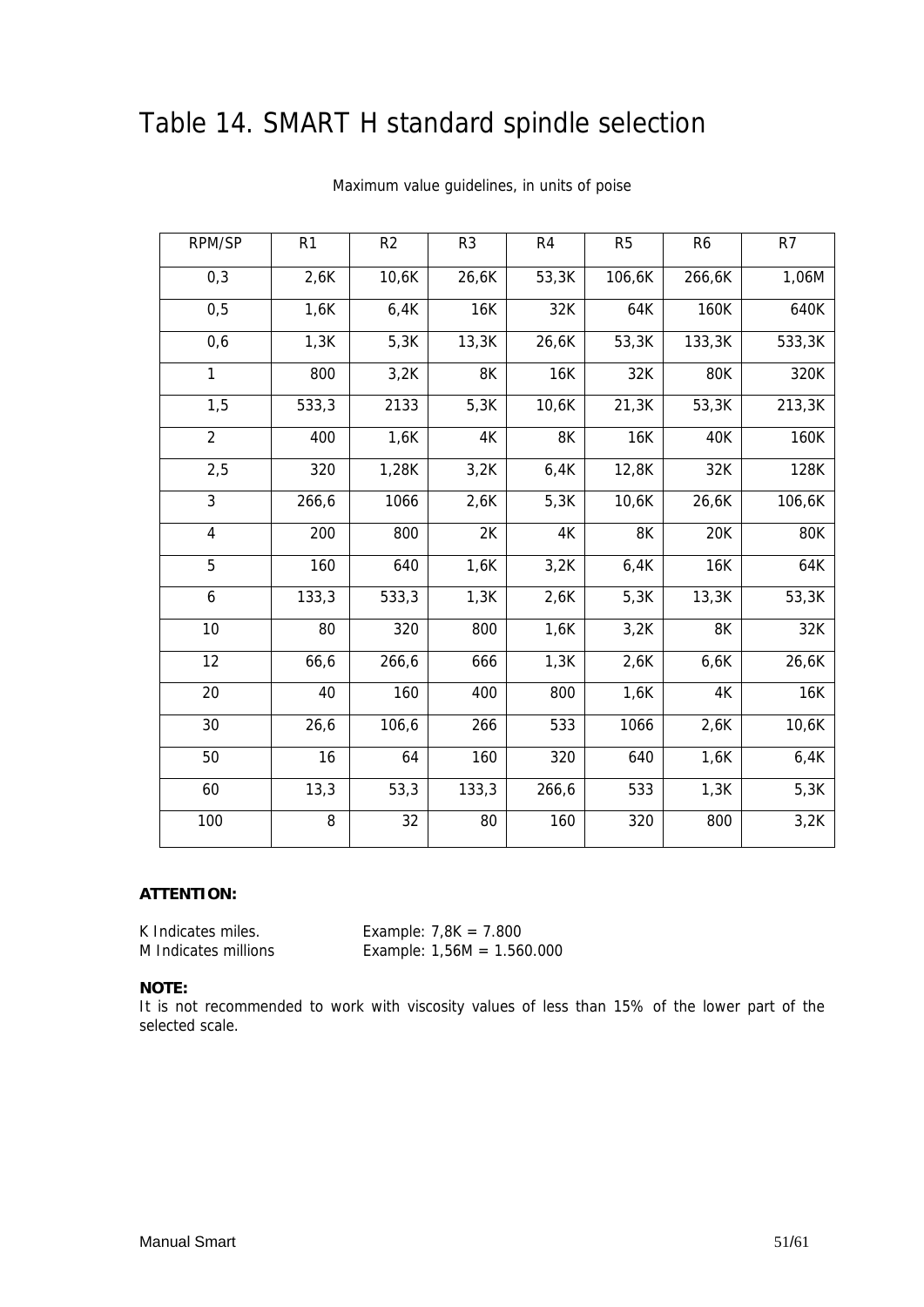# Table 14. SMART H standard spindle selection

Maximum value guidelines, in units of poise

| RPM/SP | R1 | R2 | R3 | R4 | R5 | R6 | R7 |
|---|---|---|---|---|---|---|---|
| 0,3 | 2,6K | 10,6K | 26,6K | 53,3K | 106,6K | 266,6K | 1,06M |
| 0,5 | 1,6K | 6,4K | 16K | 32K | 64K | 160K | 640K |
| 0,6 | 1,3K | 5,3K | 13,3K | 26,6K | 53,3K | 133,3K | 533,3K |
| 1 | 800 | 3,2K | 8K | 16K | 32K | 80K | 320K |
| 1,5 | 533,3 | 2133 | 5,3K | 10,6K | 21,3K | 53,3K | 213,3K |
| 2 | 400 | 1,6K | 4K | 8K | 16K | 40K | 160K |
| 2,5 | 320 | 1,28K | 3,2K | 6,4K | 12,8K | 32K | 128K |
| 3 | 266,6 | 1066 | 2,6K | 5,3K | 10,6K | 26,6K | 106,6K |
| 4 | 200 | 800 | 2K | 4K | 8K | 20K | 80K |
| 5 | 160 | 640 | 1,6K | 3,2K | 6,4K | 16K | 64K |
| 6 | 133,3 | 533,3 | 1,3K | 2,6K | 5,3K | 13,3K | 53,3K |
| 10 | 80 | 320 | 800 | 1,6K | 3,2K | 8K | 32K |
| 12 | 66,6 | 266,6 | 666 | 1,3K | 2,6K | 6,6K | 26,6K |
| 20 | 40 | 160 | 400 | 800 | 1,6K | 4K | 16K |
| 30 | 26,6 | 106,6 | 266 | 533 | 1066 | 2,6K | 10,6K |
| 50 | 16 | 64 | 160 | 320 | 640 | 1,6K | 6,4K |
| 60 | 13,3 | 53,3 | 133,3 | 266,6 | 533 | 1,3K | 5,3K |
| 100 | 8 | 32 | 80 | 160 | 320 | 800 | 3,2K |

**ATTENTION:**

K Indicates miles. Example: 7,8K = 7.800
M Indicates millions Example: 1,56M = 1.560.000

**NOTE:**
It is not recommended to work with viscosity values of less than 15% of the lower part of the selected scale.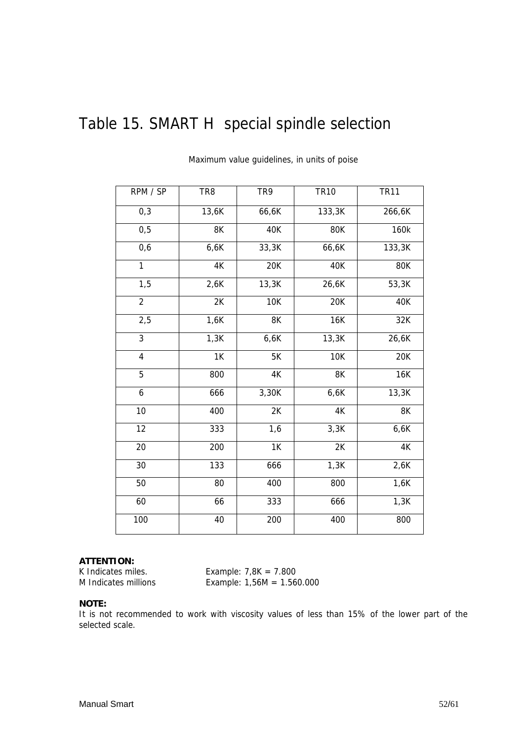# Table 15. SMART H special spindle selection

Maximum value guidelines, in units of poise

| RPM / SP | TR8 | TR9 | TR10 | TR11 |
|---|---|---|---|---|
| 0,3 | 13,6K | 66,6K | 133,3K | 266,6K |
| 0,5 | 8K | 40K | 80K | 160k |
| 0,6 | 6,6K | 33,3K | 66,6K | 133,3K |
| 1 | 4K | 20K | 40K | 80K |
| 1,5 | 2,6K | 13,3K | 26,6K | 53,3K |
| 2 | 2K | 10K | 20K | 40K |
| 2,5 | 1,6K | 8K | 16K | 32K |
| 3 | 1,3K | 6,6K | 13,3K | 26,6K |
| 4 | 1K | 5K | 10K | 20K |
| 5 | 800 | 4K | 8K | 16K |
| 6 | 666 | 3,30K | 6,6K | 13,3K |
| 10 | 400 | 2K | 4K | 8K |
| 12 | 333 | 1,6 | 3,3K | 6,6K |
| 20 | 200 | 1K | 2K | 4K |
| 30 | 133 | 666 | 1,3K | 2,6K |
| 50 | 80 | 400 | 800 | 1,6K |
| 60 | 66 | 333 | 666 | 1,3K |
| 100 | 40 | 200 | 400 | 800 |

**ATTENTION:**
K Indicates miles. Example: 7,8K = 7.800
M Indicates millions Example: 1,56M = 1.560.000

**NOTE:**
It is not recommended to work with viscosity values of less than 15% of the lower part of the selected scale.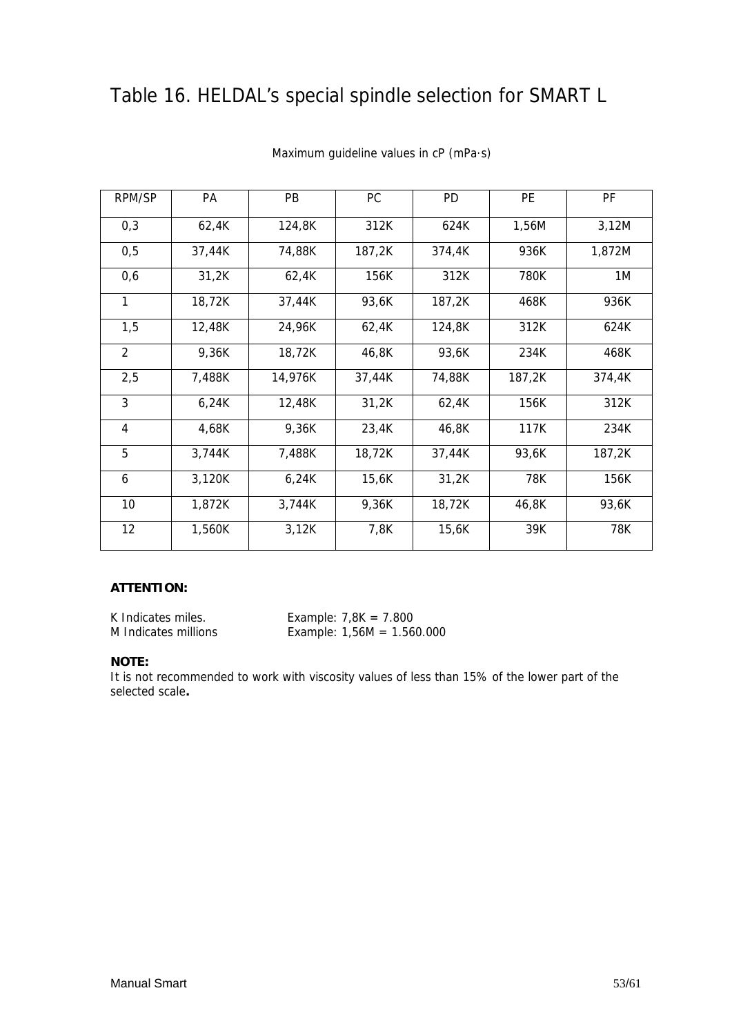# Table 16. HELDAL's special spindle selection for SMART L

Maximum guideline values in cP (mPa·s)

| RPM/SP | PA | PB | PC | PD | PE | PF |
|---|---|---|---|---|---|---|
| 0,3 | 62,4K | 124,8K | 312K | 624K | 1,56M | 3,12M |
| 0,5 | 37,44K | 74,88K | 187,2K | 374,4K | 936K | 1,872M |
| 0,6 | 31,2K | 62,4K | 156K | 312K | 780K | 1M |
| 1 | 18,72K | 37,44K | 93,6K | 187,2K | 468K | 936K |
| 1,5 | 12,48K | 24,96K | 62,4K | 124,8K | 312K | 624K |
| 2 | 9,36K | 18,72K | 46,8K | 93,6K | 234K | 468K |
| 2,5 | 7,488K | 14,976K | 37,44K | 74,88K | 187,2K | 374,4K |
| 3 | 6,24K | 12,48K | 31,2K | 62,4K | 156K | 312K |
| 4 | 4,68K | 9,36K | 23,4K | 46,8K | 117K | 234K |
| 5 | 3,744K | 7,488K | 18,72K | 37,44K | 93,6K | 187,2K |
| 6 | 3,120K | 6,24K | 15,6K | 31,2K | 78K | 156K |
| 10 | 1,872K | 3,744K | 9,36K | 18,72K | 46,8K | 93,6K |
| 12 | 1,560K | 3,12K | 7,8K | 15,6K | 39K | 78K |

**ATTENTION:**

K Indicates miles. Example: 7,8K = 7.800
M Indicates millions Example: 1,56M = 1.560.000

**NOTE:**
It is not recommended to work with viscosity values of less than 15% of the lower part of the selected scale**.**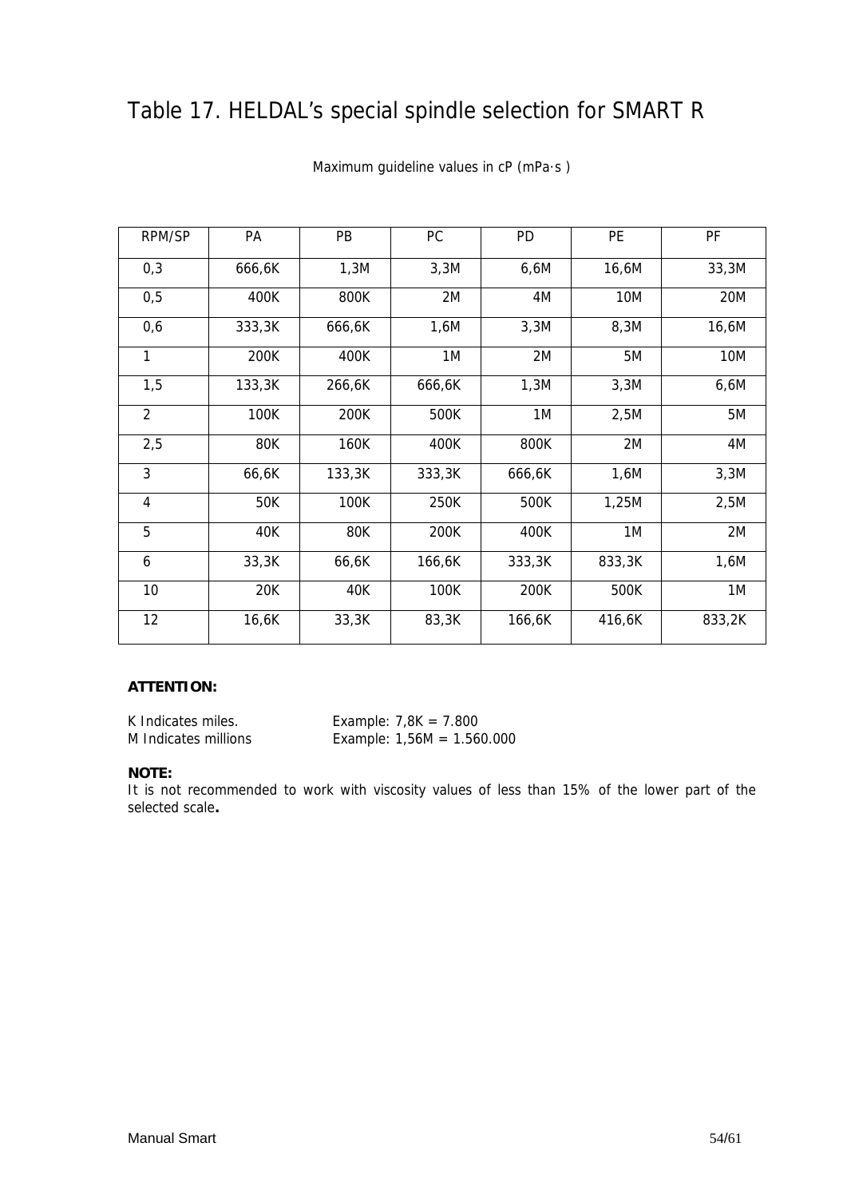# Table 17. HELDAL's special spindle selection for SMART R

Maximum guideline values in cP (mPa·s )

| RPM/SP | PA | PB | PC | PD | PE | PF |
|---|---|---|---|---|---|---|
| 0,3 | 666,6K | 1,3M | 3,3M | 6,6M | 16,6M | 33,3M |
| 0,5 | 400K | 800K | 2M | 4M | 10M | 20M |
| 0,6 | 333,3K | 666,6K | 1,6M | 3,3M | 8,3M | 16,6M |
| 1 | 200K | 400K | 1M | 2M | 5M | 10M |
| 1,5 | 133,3K | 266,6K | 666,6K | 1,3M | 3,3M | 6,6M |
| 2 | 100K | 200K | 500K | 1M | 2,5M | 5M |
| 2,5 | 80K | 160K | 400K | 800K | 2M | 4M |
| 3 | 66,6K | 133,3K | 333,3K | 666,6K | 1,6M | 3,3M |
| 4 | 50K | 100K | 250K | 500K | 1,25M | 2,5M |
| 5 | 40K | 80K | 200K | 400K | 1M | 2M |
| 6 | 33,3K | 66,6K | 166,6K | 333,3K | 833,3K | 1,6M |
| 10 | 20K | 40K | 100K | 200K | 500K | 1M |
| 12 | 16,6K | 33,3K | 83,3K | 166,6K | 416,6K | 833,2K |

**ATTENTION:**

K Indicates miles. Example: 7,8K = 7.800
M Indicates millions Example: 1,56M = 1.560.000

**NOTE:**
It is not recommended to work with viscosity values of less than 15% of the lower part of the selected scale**.**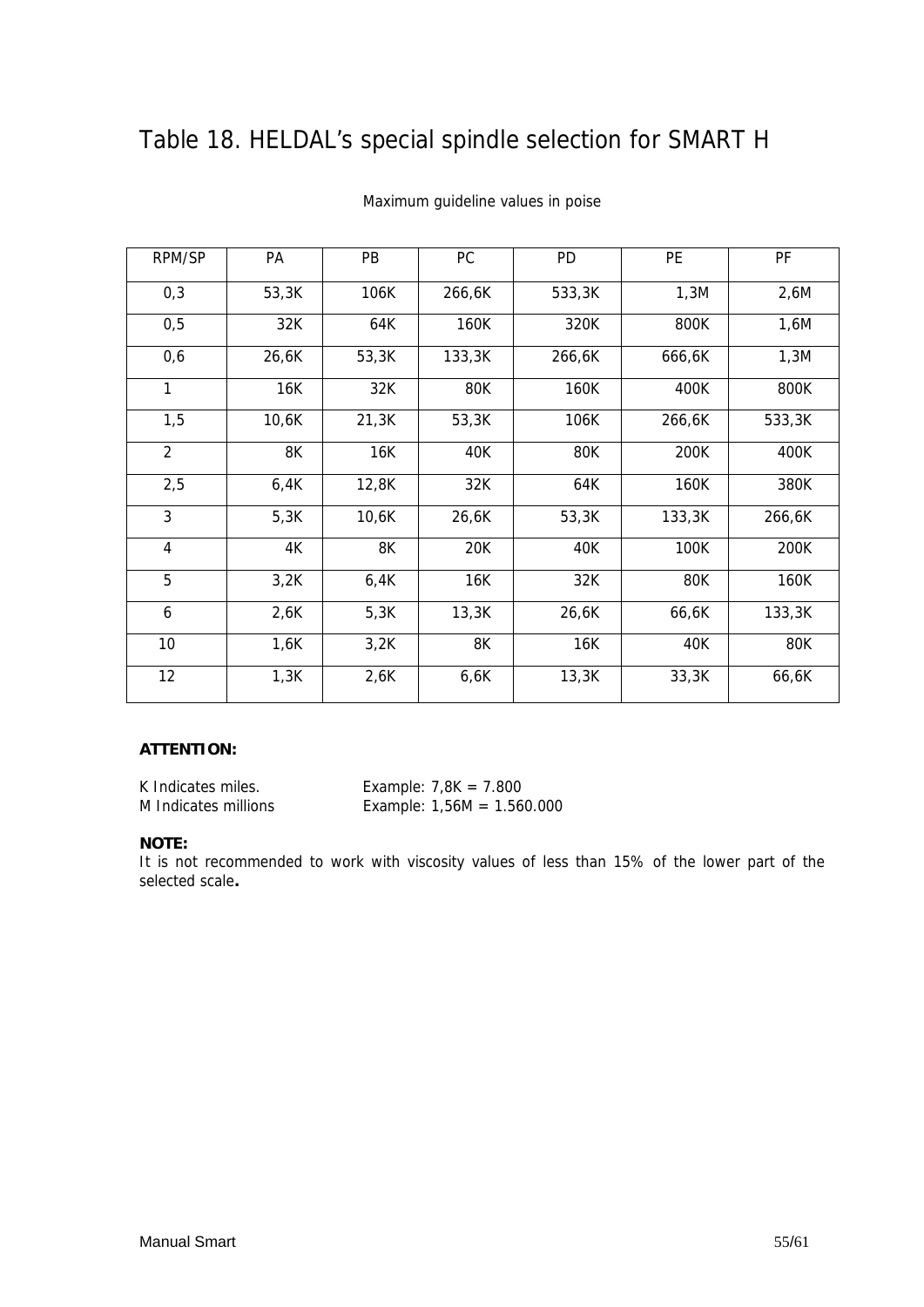# Table 18. HELDAL's special spindle selection for SMART H

Maximum guideline values in poise

| RPM/SP | PA | PB | PC | PD | PE | PF |
|---|---|---|---|---|---|---|
| 0,3 | 53,3K | 106K | 266,6K | 533,3K | 1,3M | 2,6M |
| 0,5 | 32K | 64K | 160K | 320K | 800K | 1,6M |
| 0,6 | 26,6K | 53,3K | 133,3K | 266,6K | 666,6K | 1,3M |
| 1 | 16K | 32K | 80K | 160K | 400K | 800K |
| 1,5 | 10,6K | 21,3K | 53,3K | 106K | 266,6K | 533,3K |
| 2 | 8K | 16K | 40K | 80K | 200K | 400K |
| 2,5 | 6,4K | 12,8K | 32K | 64K | 160K | 380K |
| 3 | 5,3K | 10,6K | 26,6K | 53,3K | 133,3K | 266,6K |
| 4 | 4K | 8K | 20K | 40K | 100K | 200K |
| 5 | 3,2K | 6,4K | 16K | 32K | 80K | 160K |
| 6 | 2,6K | 5,3K | 13,3K | 26,6K | 66,6K | 133,3K |
| 10 | 1,6K | 3,2K | 8K | 16K | 40K | 80K |
| 12 | 1,3K | 2,6K | 6,6K | 13,3K | 33,3K | 66,6K |

**ATTENTION:**

K Indicates miles. Example: 7,8K = 7.800
M Indicates millions Example: 1,56M = 1.560.000

**NOTE:**
It is not recommended to work with viscosity values of less than 15% of the lower part of the selected scale**.**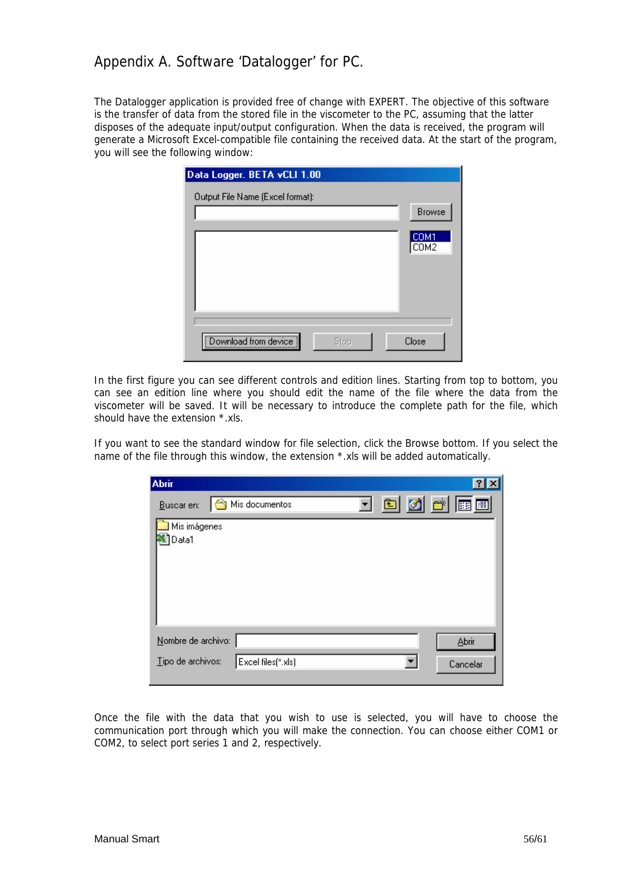# Appendix A. Software 'Datalogger' for PC.

The Datalogger application is provided free of change with EXPERT. The objective of this software is the transfer of data from the stored file in the viscometer to the PC, assuming that the latter disposes of the adequate input/output configuration. When the data is received, the program will generate a Microsoft Excel-compatible file containing the received data. At the start of the program, you will see the following window:

In the first figure you can see different controls and edition lines. Starting from top to bottom, you can see an edition line where you should edit the name of the file where the data from the viscometer will be saved. It will be necessary to introduce the complete path for the file, which should have the extension *.xls.

If you want to see the standard window for file selection, click the Browse bottom. If you select the name of the file through this window, the extension *.xls will be added automatically.

Once the file with the data that you wish to use is selected, you will have to choose the communication port through which you will make the connection. You can choose either COM1 or COM2, to select port series 1 and 2, respectively.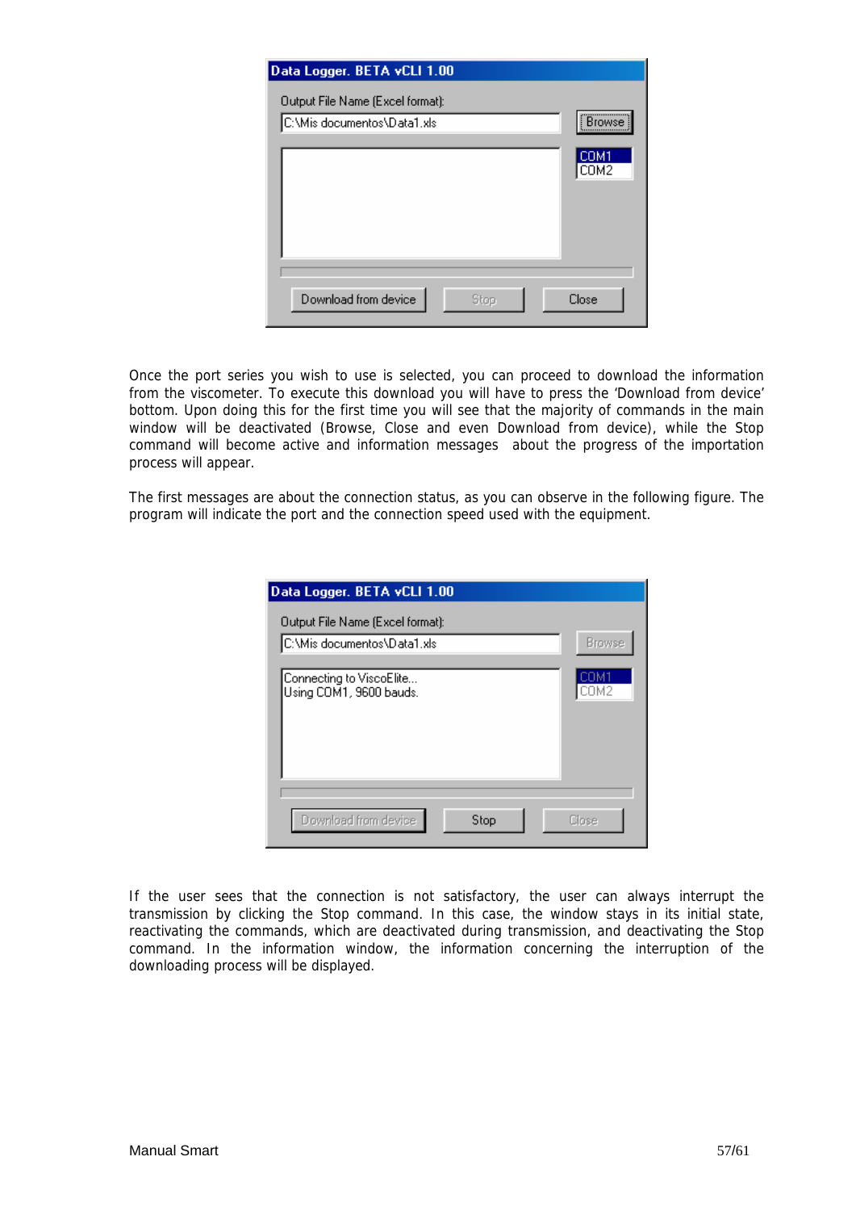Once the port series you wish to use is selected, you can proceed to download the information from the viscometer. To execute this download you will have to press the 'Download from device' bottom. Upon doing this for the first time you will see that the majority of commands in the main window will be deactivated (Browse, Close and even Download from device), while the Stop command will become active and information messages about the progress of the importation process will appear.

The first messages are about the connection status, as you can observe in the following figure. The program will indicate the port and the connection speed used with the equipment.

If the user sees that the connection is not satisfactory, the user can always interrupt the transmission by clicking the Stop command. In this case, the window stays in its initial state, reactivating the commands, which are deactivated during transmission, and deactivating the Stop command. In the information window, the information concerning the interruption of the downloading process will be displayed.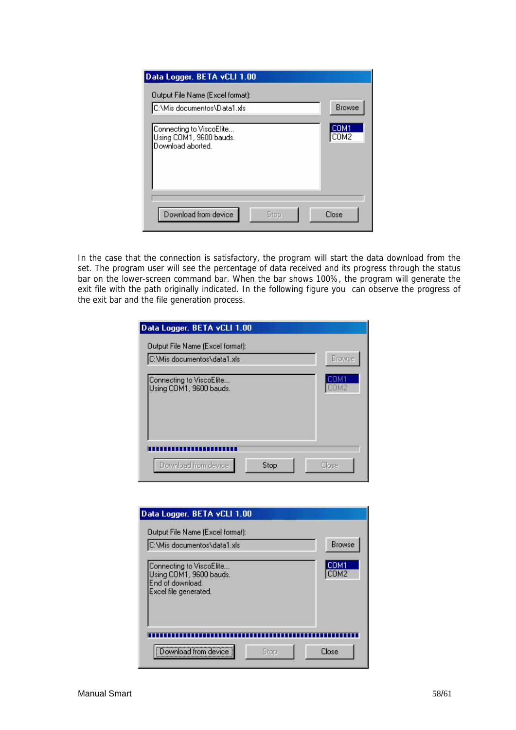In the case that the connection is satisfactory, the program will start the data download from the set. The program user will see the percentage of data received and its progress through the status bar on the lower-screen command bar. When the bar shows 100%, the program will generate the exit file with the path originally indicated. In the following figure you can observe the progress of the exit bar and the file generation process.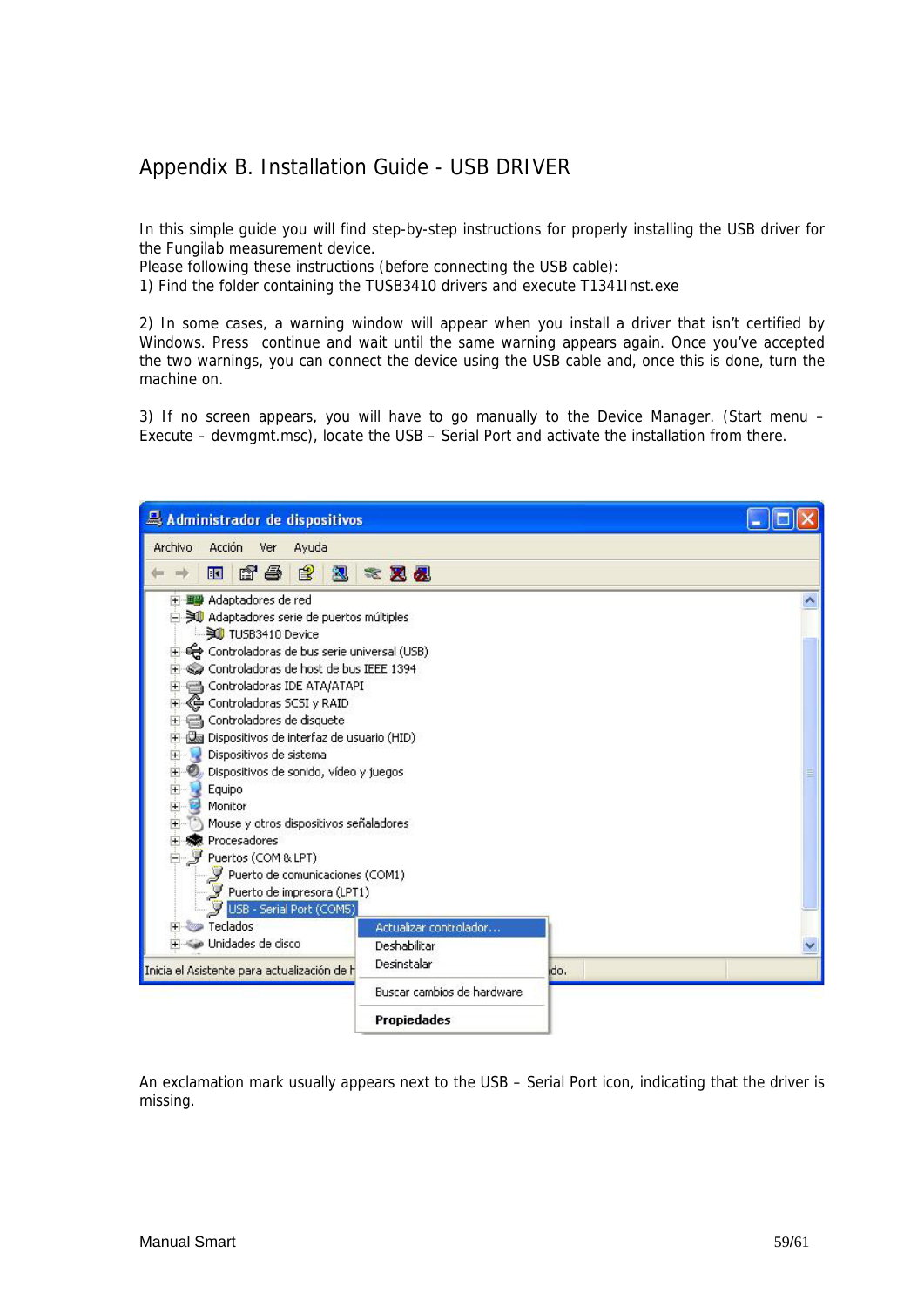# Appendix B. Installation Guide - USB DRIVER

In this simple guide you will find step-by-step instructions for properly installing the USB driver for the Fungilab measurement device.

Please following these instructions (before connecting the USB cable):

1) Find the folder containing the TUSB3410 drivers and execute T1341Inst.exe

2) In some cases, a warning window will appear when you install a driver that isn't certified by Windows. Press continue and wait until the same warning appears again. Once you've accepted the two warnings, you can connect the device using the USB cable and, once this is done, turn the machine on.

3) If no screen appears, you will have to go manually to the Device Manager. (Start menu – Execute – devmgmt.msc), locate the USB – Serial Port and activate the installation from there.

An exclamation mark usually appears next to the USB – Serial Port icon, indicating that the driver is missing.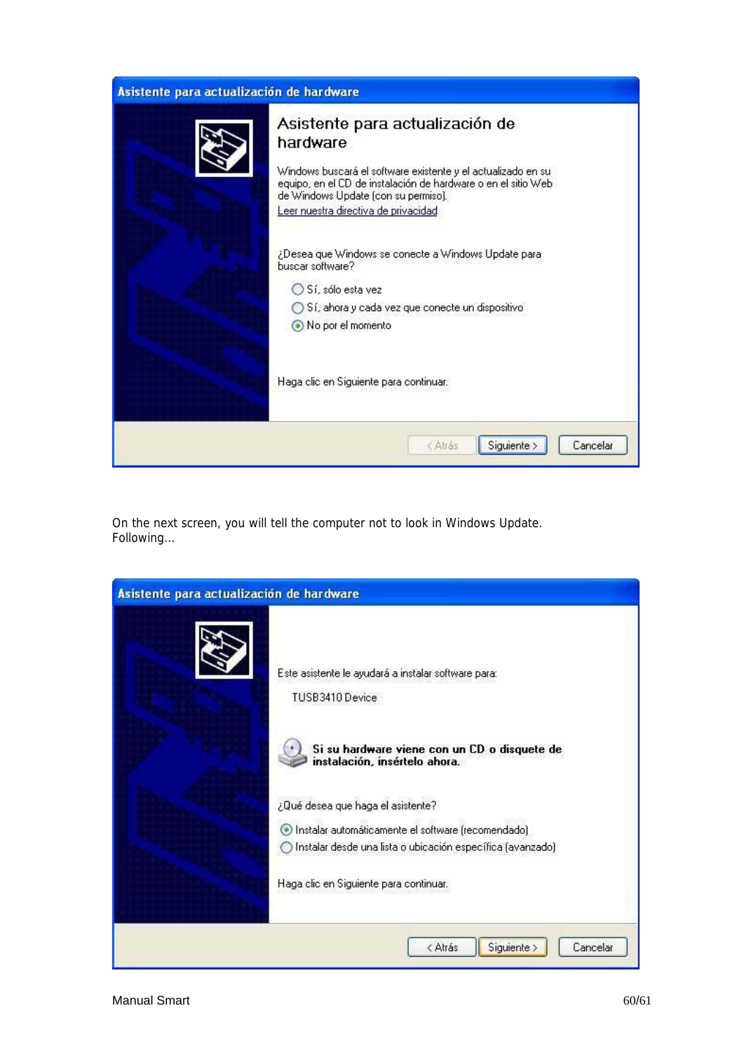Asistente para actualización de hardware

## Asistente para actualización de hardware

Windows buscará el software existente y el actualizado en su equipo, en el CD de instalación de hardware o en el sitio Web de Windows Update (con su permiso).

Leer nuestra directiva de privacidad

¿Desea que Windows se conecte a Windows Update para buscar software?

- ○ Sí, sólo esta vez
- ○ Sí, ahora y cada vez que conecte un dispositivo
- ◉ No por el momento

Haga clic en Siguiente para continuar.

< Atrás | Siguiente > | Cancelar

On the next screen, you will tell the computer not to look in Windows Update.
Following...

Asistente para actualización de hardware

Este asistente le ayudará a instalar software para:

TUSB3410 Device

**Si su hardware viene con un CD o disquete de instalación, insértelo ahora.**

¿Qué desea que haga el asistente?

- ◉ Instalar automáticamente el software (recomendado)
- ○ Instalar desde una lista o ubicación específica (avanzado)

Haga clic en Siguiente para continuar.

< Atrás | Siguiente > | Cancelar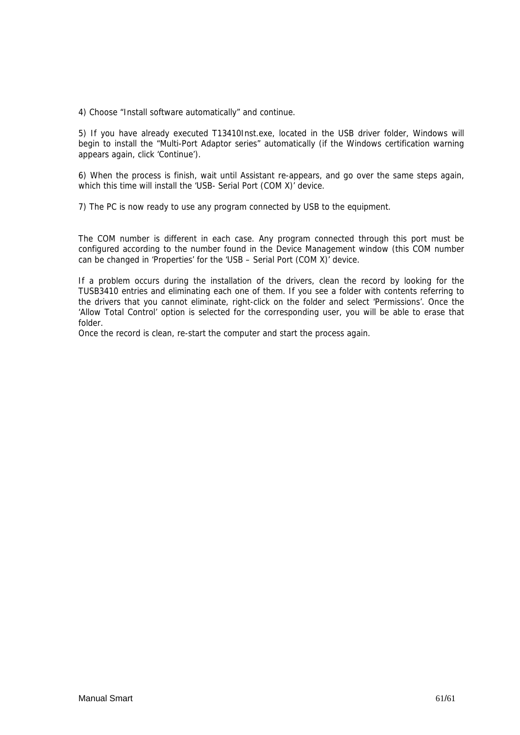4) Choose “Install software automatically” and continue.

5) If you have already executed T13410Inst.exe, located in the USB driver folder, Windows will begin to install the “Multi-Port Adaptor series” automatically (if the Windows certification warning appears again, click ‘Continue’).

6) When the process is finish, wait until Assistant re-appears, and go over the same steps again, which this time will install the ‘USB- Serial Port (COM X)’ device.

7) The PC is now ready to use any program connected by USB to the equipment.

The COM number is different in each case. Any program connected through this port must be configured according to the number found in the Device Management window (this COM number can be changed in ‘Properties’ for the ‘USB – Serial Port (COM X)’ device.

If a problem occurs during the installation of the drivers, clean the record by looking for the TUSB3410 entries and eliminating each one of them. If you see a folder with contents referring to the drivers that you cannot eliminate, right-click on the folder and select ‘Permissions’. Once the ‘Allow Total Control’ option is selected for the corresponding user, you will be able to erase that folder.
Once the record is clean, re-start the computer and start the process again.